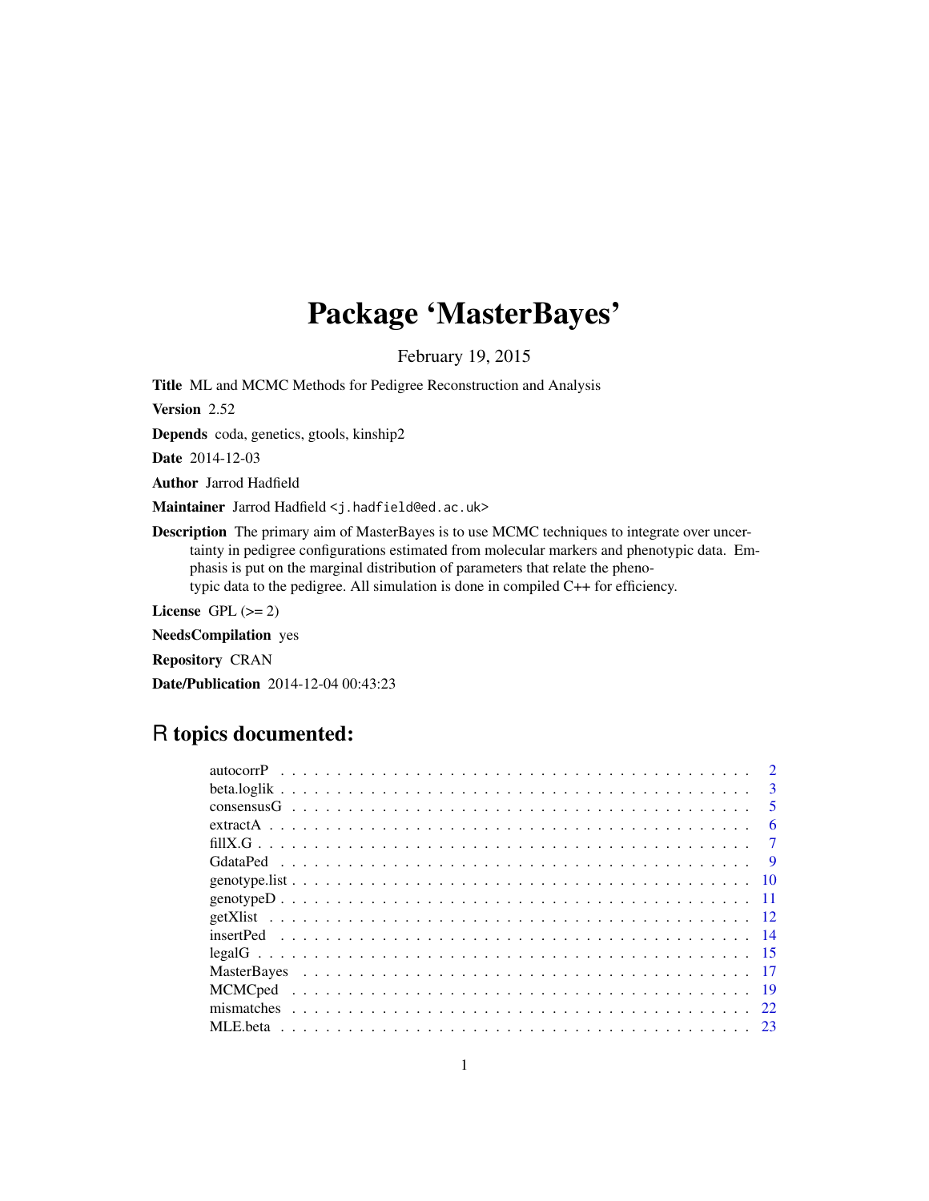# Package 'MasterBayes'

February 19, 2015

**Title** ML and MCMC Methods for Pedigree Reconstruction and Analysis

**Version** 2.52

**Depends** coda, genetics, gtools, kinship2

**Date** 2014-12-03

**Author** Jarrod Hadfield

**Maintainer** Jarrod Hadfield <j.hadfield@ed.ac.uk>

**Description** The primary aim of MasterBayes is to use MCMC techniques to integrate over uncertainty in pedigree configurations estimated from molecular markers and phenotypic data. Emphasis is put on the marginal distribution of parameters that relate the phenotypic data to the pedigree. All simulation is done in compiled C++ for efficiency.

**License** GPL (>= 2)

**NeedsCompilation** yes

**Repository** CRAN

**Date/Publication** 2014-12-04 00:43:23

## R topics documented:

| | |
|---|---|
| autocorrP | 2 |
| beta.loglik | 3 |
| consensusG | 5 |
| extractA | 6 |
| fillX.G | 7 |
| GdataPed | 9 |
| genotype.list | 10 |
| genotypeD | 11 |
| getXlist | 12 |
| insertPed | 14 |
| legalG | 15 |
| MasterBayes | 17 |
| MCMCped | 19 |
| mismatches | 22 |
| MLE.beta | 23 |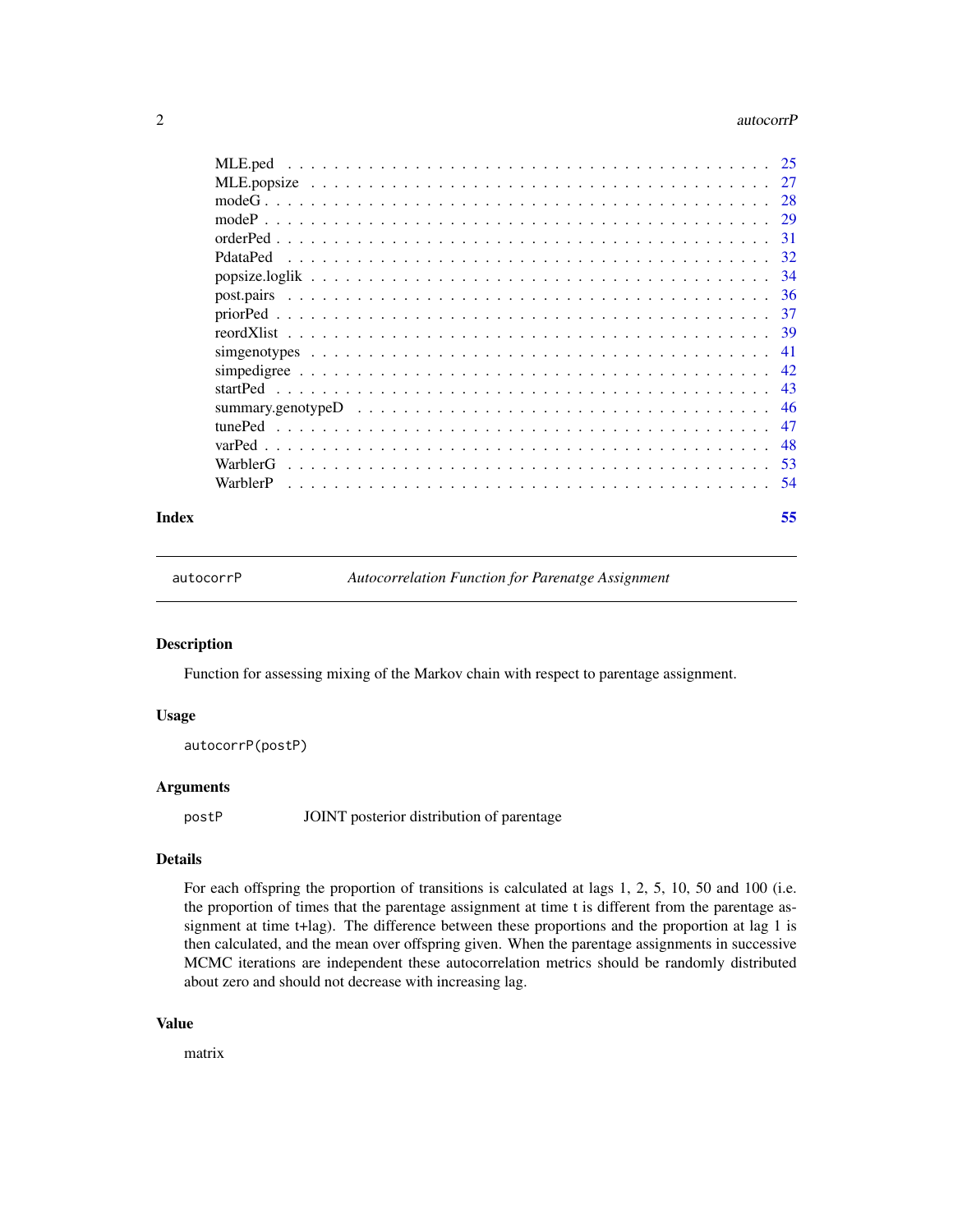| | |
|---|---|
| MLE.ped | 25 |
| MLE.popsize | 27 |
| modeG | 28 |
| modeP | 29 |
| orderPed | 31 |
| PdataPed | 32 |
| popsize.loglik | 34 |
| post.pairs | 36 |
| priorPed | 37 |
| reordXlist | 39 |
| simgenotypes | 41 |
| simpedigree | 42 |
| startPed | 43 |
| summary.genotypeD | 46 |
| tunePed | 47 |
| varPed | 48 |
| WarblerG | 53 |
| WarblerP | 54 |

**Index** **55**

---

autocorrP *Autocorrelation Function for Parenatge Assignment*

---

## Description

Function for assessing mixing of the Markov chain with respect to parentage assignment.

## Usage

```
autocorrP(postP)
```

## Arguments

| | |
|---|---|
| postP | JOINT posterior distribution of parentage |

## Details

For each offspring the proportion of transitions is calculated at lags 1, 2, 5, 10, 50 and 100 (i.e. the proportion of times that the parentage assignment at time t is different from the parentage assignment at time t+lag). The difference between these proportions and the proportion at lag 1 is then calculated, and the mean over offspring given. When the parentage assignments in successive MCMC iterations are independent these autocorrelation metrics should be randomly distributed about zero and should not decrease with increasing lag.

## Value

matrix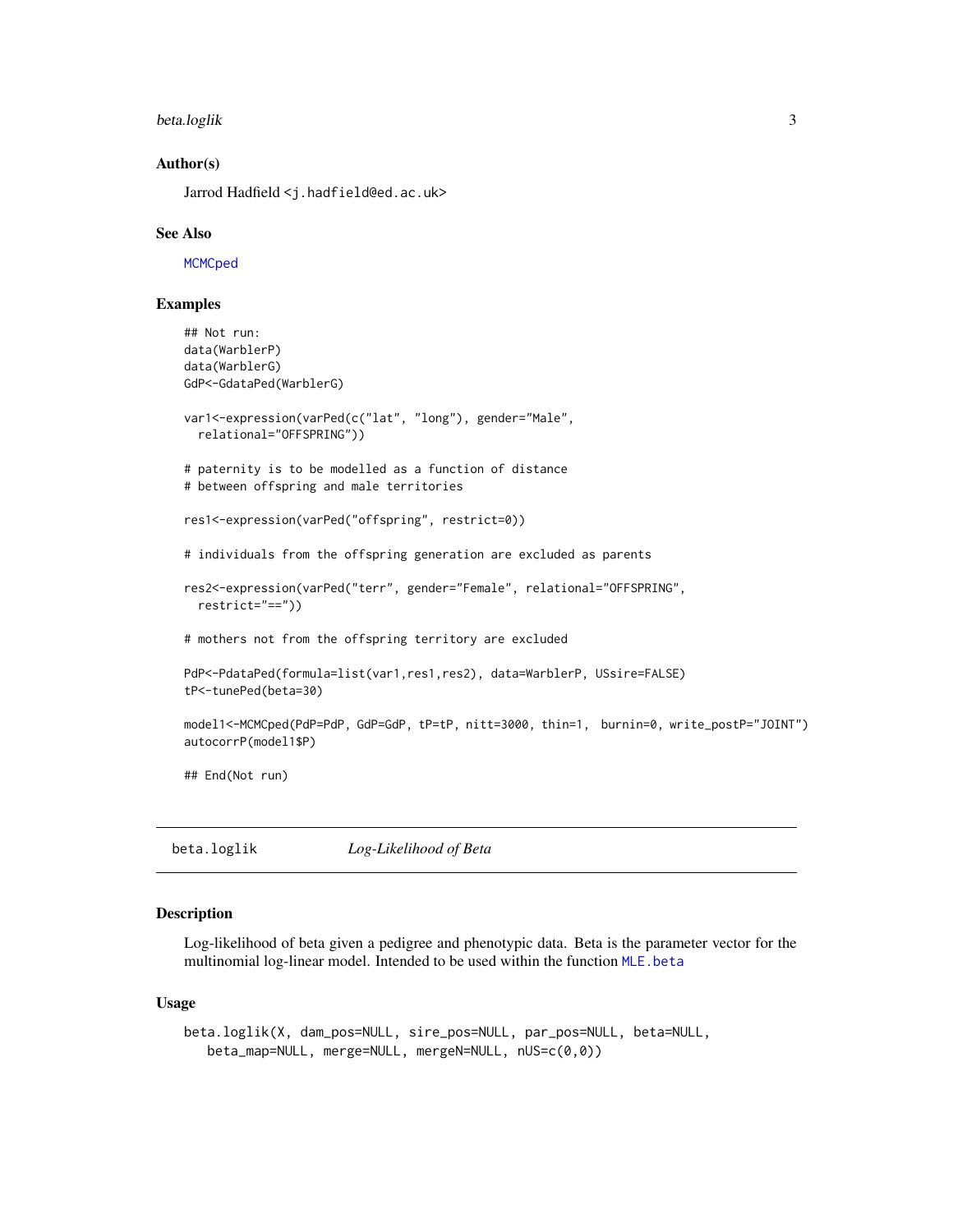### Author(s)

Jarrod Hadfield <j.hadfield@ed.ac.uk>

### See Also

MCMCped

### Examples

```
## Not run:
data(WarblerP)
data(WarblerG)
GdP<-GdataPed(WarblerG)

var1<-expression(varPed(c("lat", "long"), gender="Male",
  relational="OFFSPRING"))

# paternity is to be modelled as a function of distance
# between offspring and male territories

res1<-expression(varPed("offspring", restrict=0))

# individuals from the offspring generation are excluded as parents

res2<-expression(varPed("terr", gender="Female", relational="OFFSPRING",
  restrict="=="))

# mothers not from the offspring territory are excluded

PdP<-PdataPed(formula=list(var1,res1,res2), data=WarblerP, USsire=FALSE)
tP<-tunePed(beta=30)

model1<-MCMCped(PdP=PdP, GdP=GdP, tP=tP, nitt=3000, thin=1,  burnin=0, write_postP="JOINT")
autocorrP(model1$P)

## End(Not run)
```

---

## beta.loglik *Log-Likelihood of Beta*

### Description

Log-likelihood of beta given a pedigree and phenotypic data. Beta is the parameter vector for the multinomial log-linear model. Intended to be used within the function MLE.beta

### Usage

```
beta.loglik(X, dam_pos=NULL, sire_pos=NULL, par_pos=NULL, beta=NULL,
   beta_map=NULL, merge=NULL, mergeN=NULL, nUS=c(0,0))
```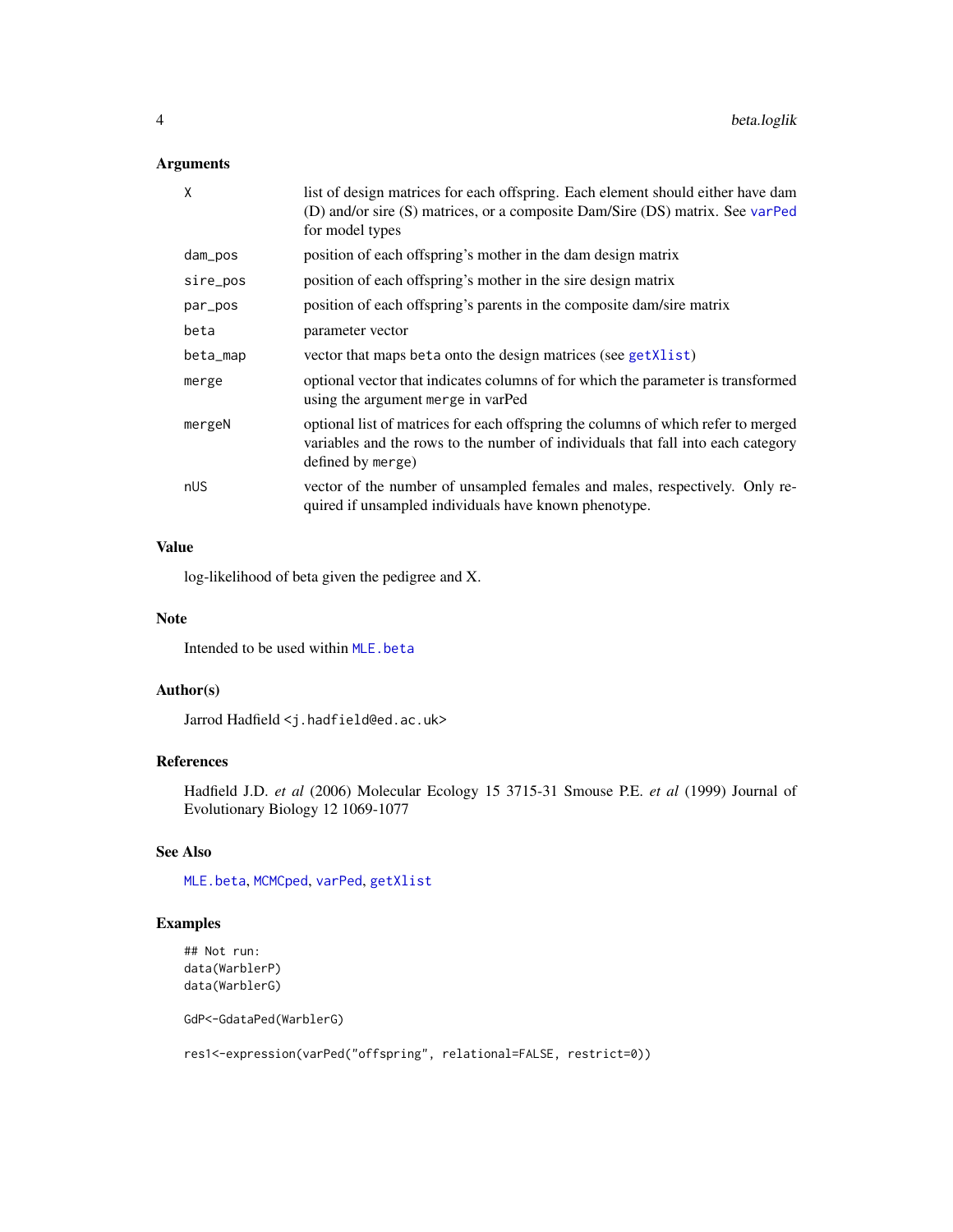## Arguments

| | |
|---|---|
| X | list of design matrices for each offspring. Each element should either have dam (D) and/or sire (S) matrices, or a composite Dam/Sire (DS) matrix. See varPed for model types |
| dam_pos | position of each offspring's mother in the dam design matrix |
| sire_pos | position of each offspring's mother in the sire design matrix |
| par_pos | position of each offspring's parents in the composite dam/sire matrix |
| beta | parameter vector |
| beta_map | vector that maps beta onto the design matrices (see getXlist) |
| merge | optional vector that indicates columns of for which the parameter is transformed using the argument merge in varPed |
| mergeN | optional list of matrices for each offspring the columns of which refer to merged variables and the rows to the number of individuals that fall into each category defined by merge) |
| nUS | vector of the number of unsampled females and males, respectively. Only required if unsampled individuals have known phenotype. |

## Value

log-likelihood of beta given the pedigree and X.

## Note

Intended to be used within MLE.beta

## Author(s)

Jarrod Hadfield <j.hadfield@ed.ac.uk>

## References

Hadfield J.D. *et al* (2006) Molecular Ecology 15 3715-31 Smouse P.E. *et al* (1999) Journal of Evolutionary Biology 12 1069-1077

## See Also

MLE.beta, MCMCped, varPed, getXlist

## Examples

```
## Not run:
data(WarblerP)
data(WarblerG)

GdP<-GdataPed(WarblerG)

res1<-expression(varPed("offspring", relational=FALSE, restrict=0))
```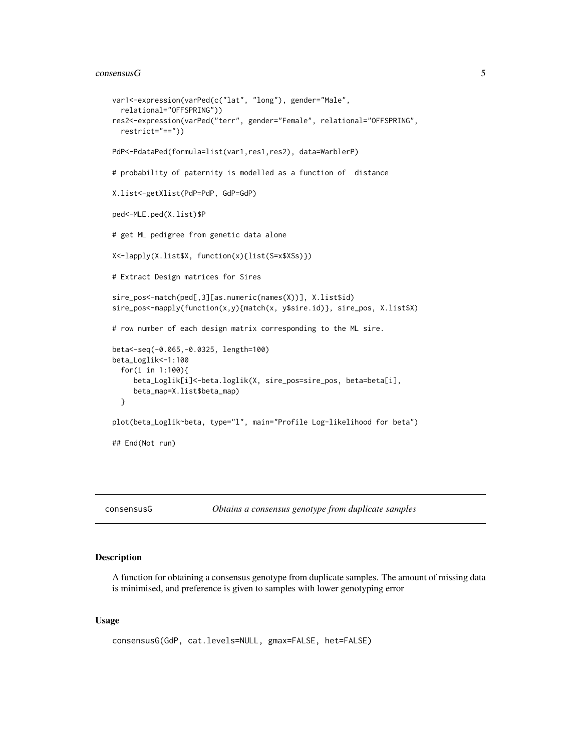```
var1<-expression(varPed(c("lat", "long"), gender="Male",
  relational="OFFSPRING"))
res2<-expression(varPed("terr", gender="Female", relational="OFFSPRING",
  restrict="=="))

PdP<-PdataPed(formula=list(var1,res1,res2), data=WarblerP)

# probability of paternity is modelled as a function of  distance

X.list<-getXlist(PdP=PdP, GdP=GdP)

ped<-MLE.ped(X.list)$P

# get ML pedigree from genetic data alone

X<-lapply(X.list$X, function(x){list(S=x$XSs)})

# Extract Design matrices for Sires

sire_pos<-match(ped[,3][as.numeric(names(X))], X.list$id)
sire_pos<-mapply(function(x,y){match(x, y$sire.id)}, sire_pos, X.list$X)

# row number of each design matrix corresponding to the ML sire.

beta<-seq(-0.065,-0.0325, length=100)
beta_Loglik<-1:100
  for(i in 1:100){
     beta_Loglik[i]<-beta.loglik(X, sire_pos=sire_pos, beta=beta[i],
     beta_map=X.list$beta_map)
  }

plot(beta_Loglik~beta, type="l", main="Profile Log-likelihood for beta")

## End(Not run)
```

---

consensusG — *Obtains a consensus genotype from duplicate samples*

---

## Description

A function for obtaining a consensus genotype from duplicate samples. The amount of missing data is minimised, and preference is given to samples with lower genotyping error

## Usage

```
consensusG(GdP, cat.levels=NULL, gmax=FALSE, het=FALSE)
```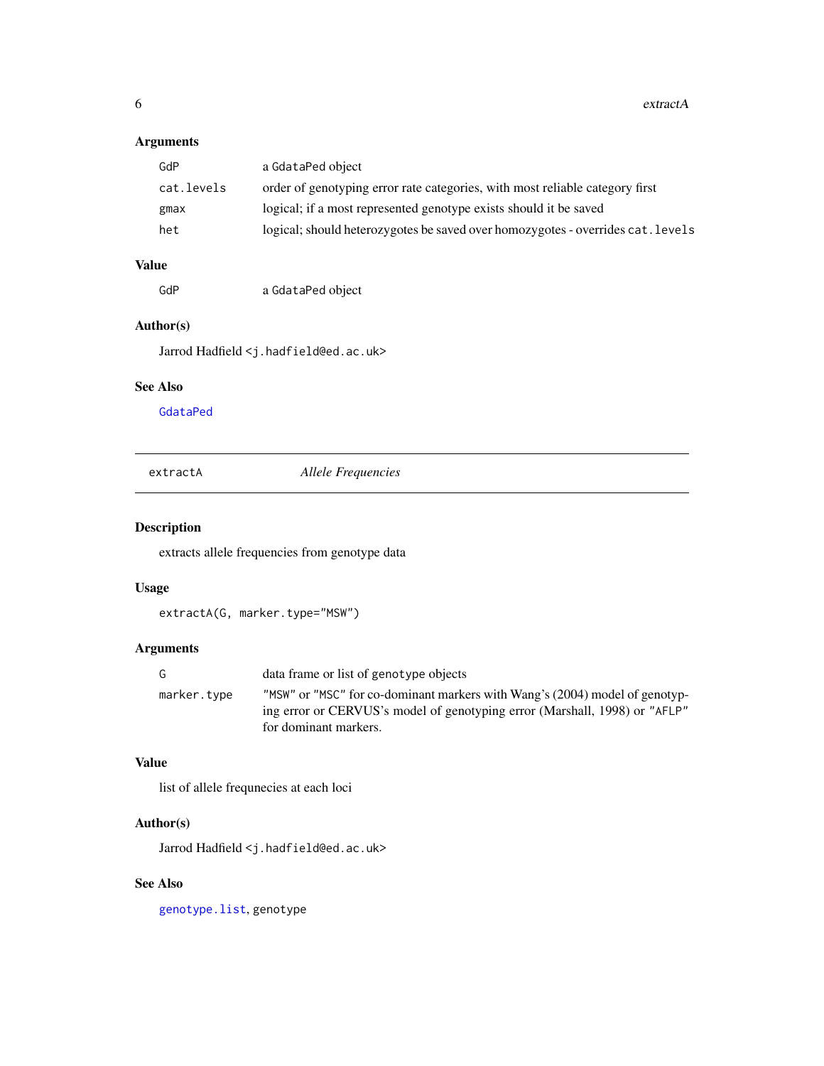### Arguments

| | |
|---|---|
| `GdP` | a `GdataPed` object |
| `cat.levels` | order of genotyping error rate categories, with most reliable category first |
| `gmax` | logical; if a most represented genotype exists should it be saved |
| `het` | logical; should heterozygotes be saved over homozygotes - overrides `cat.levels` |

### Value

| | |
|---|---|
| `GdP` | a `GdataPed` object |

### Author(s)

Jarrod Hadfield <`j.hadfield@ed.ac.uk`>

### See Also

`GdataPed`

---

## extractA *Allele Frequencies*

---

### Description

extracts allele frequencies from genotype data

### Usage

```
extractA(G, marker.type="MSW")
```

### Arguments

| | |
|---|---|
| `G` | data frame or list of `genotype` objects |
| `marker.type` | `"MSW"` or `"MSC"` for co-dominant markers with Wang's (2004) model of genotyping error or CERVUS's model of genotyping error (Marshall, 1998) or `"AFLP"` for dominant markers. |

### Value

list of allele frequnecies at each loci

### Author(s)

Jarrod Hadfield <`j.hadfield@ed.ac.uk`>

### See Also

`genotype.list`, `genotype`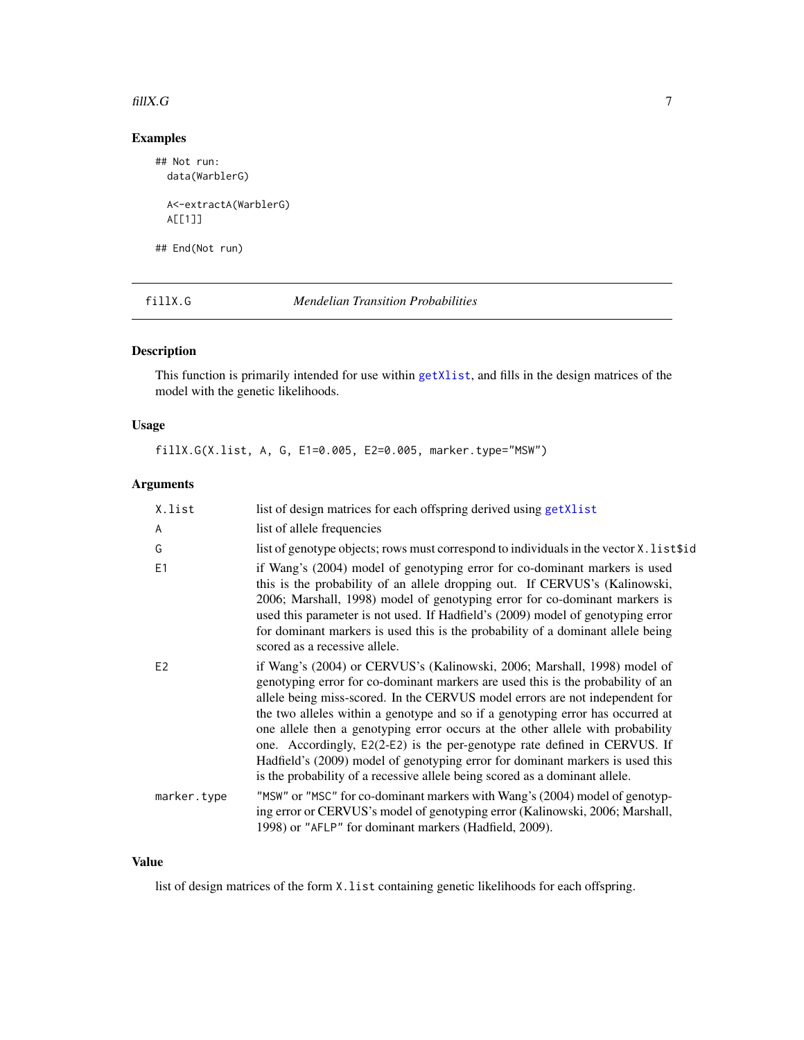## Examples

```
## Not run:
  data(WarblerG)

  A<-extractA(WarblerG)
  A[[1]]

## End(Not run)
```

---

## fillX.G — *Mendelian Transition Probabilities*

### Description

This function is primarily intended for use within getXlist, and fills in the design matrices of the model with the genetic likelihoods.

### Usage

```
fillX.G(X.list, A, G, E1=0.005, E2=0.005, marker.type="MSW")
```

### Arguments

| | |
|---|---|
| `X.list` | list of design matrices for each offspring derived using getXlist |
| `A` | list of allele frequencies |
| `G` | list of genotype objects; rows must correspond to individuals in the vector `X.list$id` |
| `E1` | if Wang's (2004) model of genotyping error for co-dominant markers is used this is the probability of an allele dropping out. If CERVUS's (Kalinowski, 2006; Marshall, 1998) model of genotyping error for co-dominant markers is used this parameter is not used. If Hadfield's (2009) model of genotyping error for dominant markers is used this is the probability of a dominant allele being scored as a recessive allele. |
| `E2` | if Wang's (2004) or CERVUS's (Kalinowski, 2006; Marshall, 1998) model of genotyping error for co-dominant markers are used this is the probability of an allele being miss-scored. In the CERVUS model errors are not independent for the two alleles within a genotype and so if a genotyping error has occurred at one allele then a genotyping error occurs at the other allele with probability one. Accordingly, `E2(2-E2)` is the per-genotype rate defined in CERVUS. If Hadfield's (2009) model of genotyping error for dominant markers is used this is the probability of a recessive allele being scored as a dominant allele. |
| `marker.type` | `"MSW"` or `"MSC"` for co-dominant markers with Wang's (2004) model of genotyping error or CERVUS's model of genotyping error (Kalinowski, 2006; Marshall, 1998) or `"AFLP"` for dominant markers (Hadfield, 2009). |

### Value

list of design matrices of the form `X.list` containing genetic likelihoods for each offspring.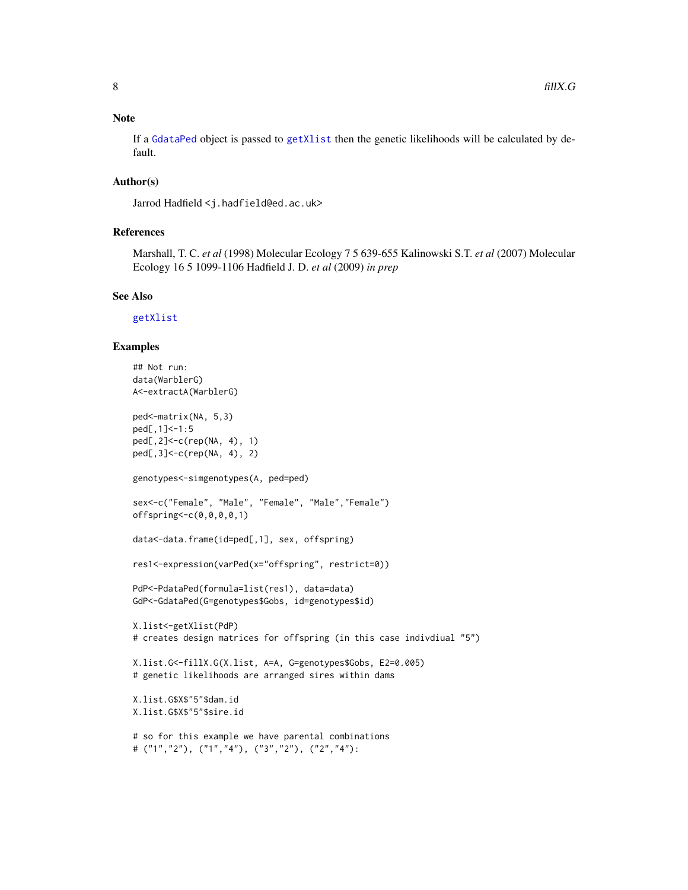## Note

If a GdataPed object is passed to getXlist then the genetic likelihoods will be calculated by default.

## Author(s)

Jarrod Hadfield <j.hadfield@ed.ac.uk>

## References

Marshall, T. C. *et al* (1998) Molecular Ecology 7 5 639-655 Kalinowski S.T. *et al* (2007) Molecular Ecology 16 5 1099-1106 Hadfield J. D. *et al* (2009) *in prep*

## See Also

getXlist

## Examples

```
## Not run:
data(WarblerG)
A<-extractA(WarblerG)

ped<-matrix(NA, 5,3)
ped[,1]<-1:5
ped[,2]<-c(rep(NA, 4), 1)
ped[,3]<-c(rep(NA, 4), 2)

genotypes<-simgenotypes(A, ped=ped)

sex<-c("Female", "Male", "Female", "Male","Female")
offspring<-c(0,0,0,0,1)

data<-data.frame(id=ped[,1], sex, offspring)

res1<-expression(varPed(x="offspring", restrict=0))

PdP<-PdataPed(formula=list(res1), data=data)
GdP<-GdataPed(G=genotypes$Gobs, id=genotypes$id)

X.list<-getXlist(PdP)
# creates design matrices for offspring (in this case indivdiual "5")

X.list.G<-fillX.G(X.list, A=A, G=genotypes$Gobs, E2=0.005)
# genetic likelihoods are arranged sires within dams

X.list.G$X$"5"$dam.id
X.list.G$X$"5"$sire.id

# so for this example we have parental combinations
# ("1","2"), ("1","4"), ("3","2"), ("2","4"):
```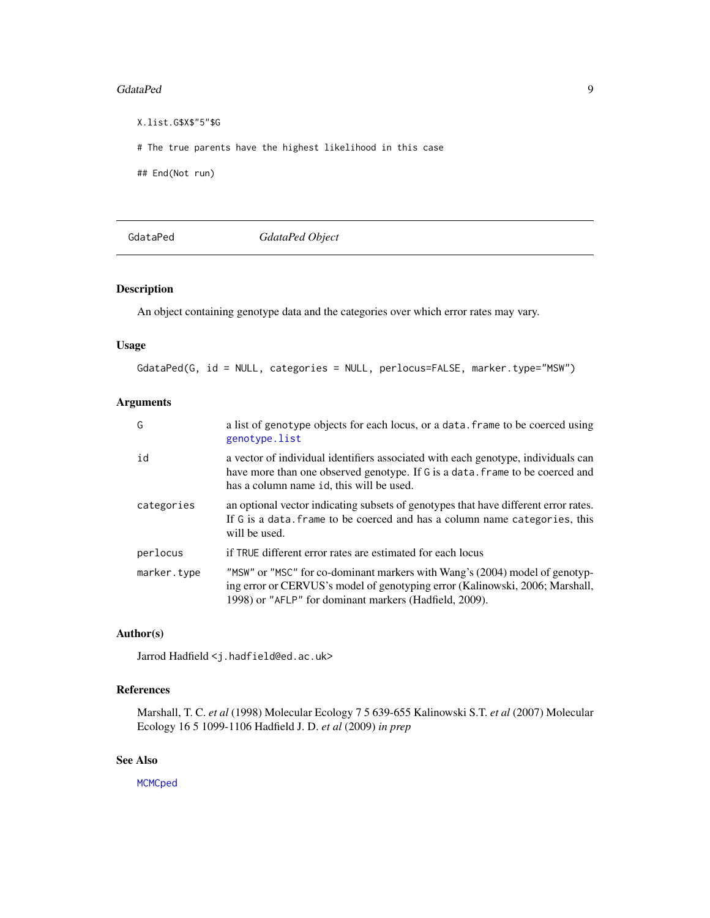```
X.list.G$X$"5"$G

# The true parents have the highest likelihood in this case

## End(Not run)
```

## GdataPed *GdataPed Object*

### Description

An object containing genotype data and the categories over which error rates may vary.

### Usage

```
GdataPed(G, id = NULL, categories = NULL, perlocus=FALSE, marker.type="MSW")
```

### Arguments

| | |
|---|---|
| `G` | a list of genotype objects for each locus, or a `data.frame` to be coerced using `genotype.list` |
| `id` | a vector of individual identifiers associated with each genotype, individuals can have more than one observed genotype. If `G` is a `data.frame` to be coerced and has a column name `id`, this will be used. |
| `categories` | an optional vector indicating subsets of genotypes that have different error rates. If `G` is a `data.frame` to be coerced and has a column name `categories`, this will be used. |
| `perlocus` | if `TRUE` different error rates are estimated for each locus |
| `marker.type` | `"MSW"` or `"MSC"` for co-dominant markers with Wang's (2004) model of genotyping error or CERVUS's model of genotyping error (Kalinowski, 2006; Marshall, 1998) or `"AFLP"` for dominant markers (Hadfield, 2009). |

### Author(s)

Jarrod Hadfield <j.hadfield@ed.ac.uk>

### References

Marshall, T. C. *et al* (1998) Molecular Ecology 7 5 639-655 Kalinowski S.T. *et al* (2007) Molecular Ecology 16 5 1099-1106 Hadfield J. D. *et al* (2009) *in prep*

### See Also

`MCMCped`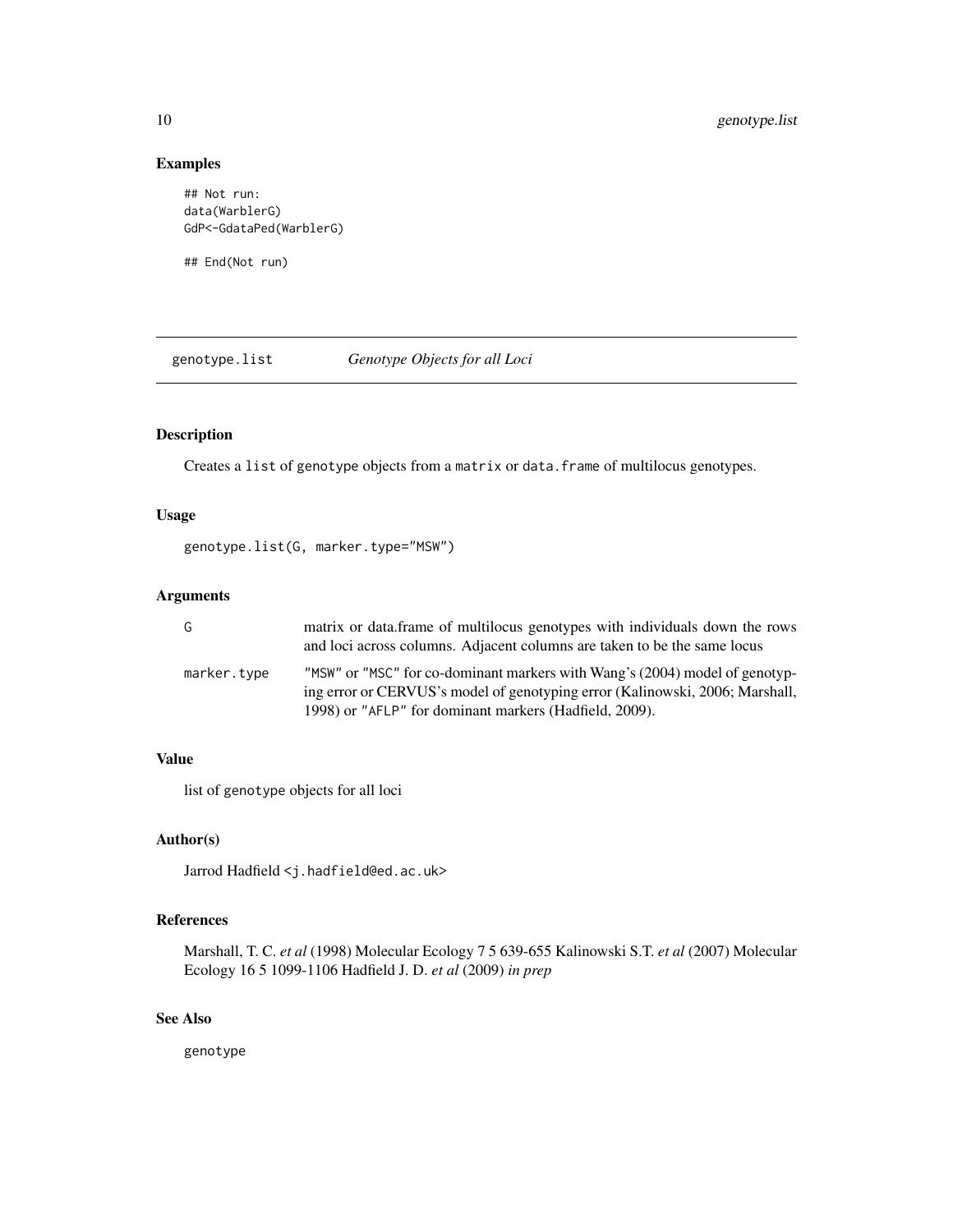## Examples

```
## Not run:
data(WarblerG)
GdP<-GdataPed(WarblerG)

## End(Not run)
```

---

# genotype.list — *Genotype Objects for all Loci*

## Description

Creates a list of genotype objects from a matrix or data.frame of multilocus genotypes.

## Usage

```
genotype.list(G, marker.type="MSW")
```

## Arguments

| | |
|---|---|
| G | matrix or data.frame of multilocus genotypes with individuals down the rows and loci across columns. Adjacent columns are taken to be the same locus |
| marker.type | "MSW" or "MSC" for co-dominant markers with Wang's (2004) model of genotyping error or CERVUS's model of genotyping error (Kalinowski, 2006; Marshall, 1998) or "AFLP" for dominant markers (Hadfield, 2009). |

## Value

list of genotype objects for all loci

## Author(s)

Jarrod Hadfield <j.hadfield@ed.ac.uk>

## References

Marshall, T. C. *et al* (1998) Molecular Ecology 7 5 639-655 Kalinowski S.T. *et al* (2007) Molecular Ecology 16 5 1099-1106 Hadfield J. D. *et al* (2009) *in prep*

## See Also

genotype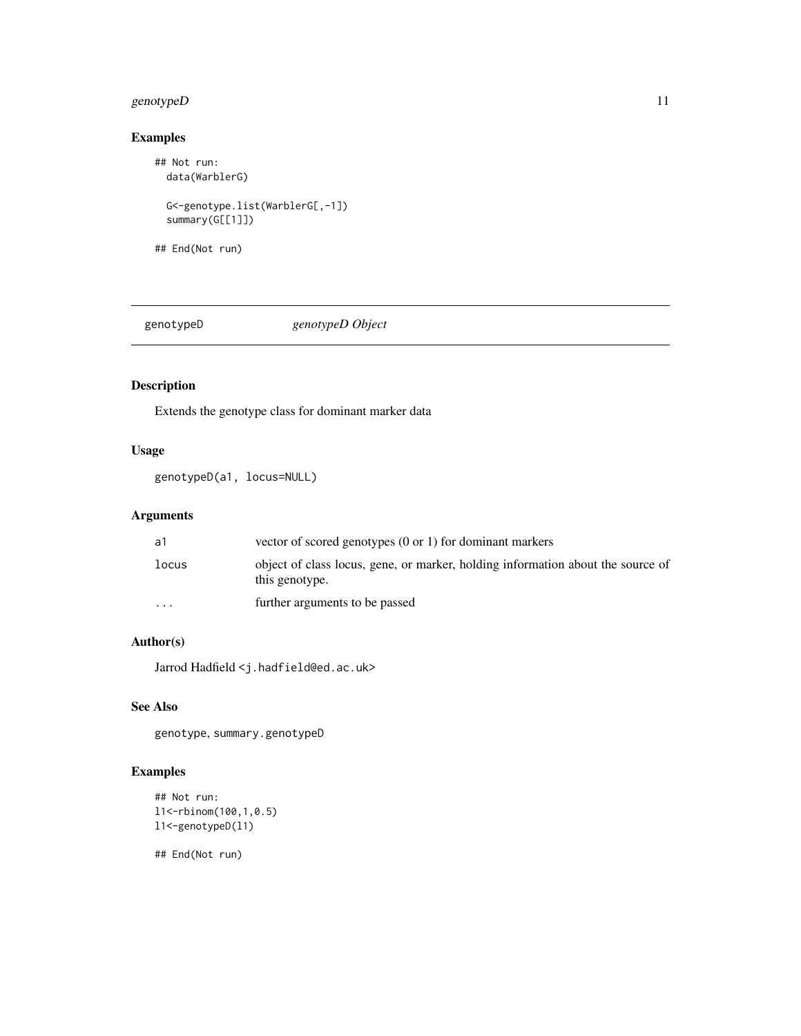## Examples

```
## Not run:
  data(WarblerG)

  G<-genotype.list(WarblerG[,-1])
  summary(G[[1]])

## End(Not run)
```

---

# genotypeD *genotypeD Object*

---

## Description

Extends the genotype class for dominant marker data

## Usage

```
genotypeD(a1, locus=NULL)
```

## Arguments

| | |
|---|---|
| a1 | vector of scored genotypes (0 or 1) for dominant markers |
| locus | object of class locus, gene, or marker, holding information about the source of this genotype. |
| ... | further arguments to be passed |

## Author(s)

Jarrod Hadfield <j.hadfield@ed.ac.uk>

## See Also

genotype, summary.genotypeD

## Examples

```
## Not run:
l1<-rbinom(100,1,0.5)
l1<-genotypeD(l1)

## End(Not run)
```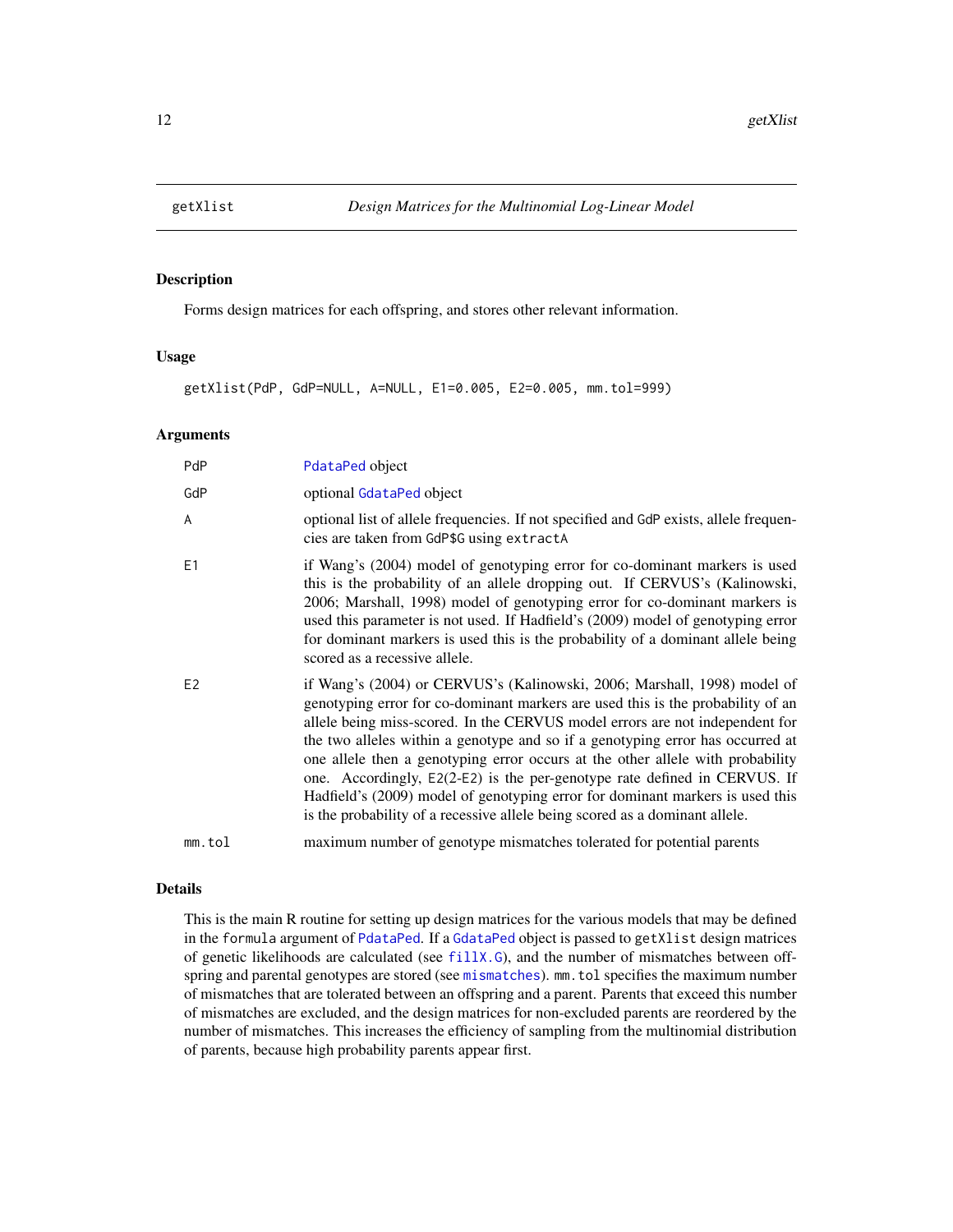## getXlist *Design Matrices for the Multinomial Log-Linear Model*

### Description

Forms design matrices for each offspring, and stores other relevant information.

### Usage

```
getXlist(PdP, GdP=NULL, A=NULL, E1=0.005, E2=0.005, mm.tol=999)
```

### Arguments

| | |
|---|---|
| PdP | PdataPed object |
| GdP | optional GdataPed object |
| A | optional list of allele frequencies. If not specified and GdP exists, allele frequencies are taken from GdP$G using extractA |
| E1 | if Wang's (2004) model of genotyping error for co-dominant markers is used this is the probability of an allele dropping out. If CERVUS's (Kalinowski, 2006; Marshall, 1998) model of genotyping error for co-dominant markers is used this parameter is not used. If Hadfield's (2009) model of genotyping error for dominant markers is used this is the probability of a dominant allele being scored as a recessive allele. |
| E2 | if Wang's (2004) or CERVUS's (Kalinowski, 2006; Marshall, 1998) model of genotyping error for co-dominant markers are used this is the probability of an allele being miss-scored. In the CERVUS model errors are not independent for the two alleles within a genotype and so if a genotyping error has occurred at one allele then a genotyping error occurs at the other allele with probability one. Accordingly, E2(2-E2) is the per-genotype rate defined in CERVUS. If Hadfield's (2009) model of genotyping error for dominant markers is used this is the probability of a recessive allele being scored as a dominant allele. |
| mm.tol | maximum number of genotype mismatches tolerated for potential parents |

### Details

This is the main R routine for setting up design matrices for the various models that may be defined in the formula argument of PdataPed. If a GdataPed object is passed to getXlist design matrices of genetic likelihoods are calculated (see fillX.G), and the number of mismatches between offspring and parental genotypes are stored (see mismatches). mm.tol specifies the maximum number of mismatches that are tolerated between an offspring and a parent. Parents that exceed this number of mismatches are excluded, and the design matrices for non-excluded parents are reordered by the number of mismatches. This increases the efficiency of sampling from the multinomial distribution of parents, because high probability parents appear first.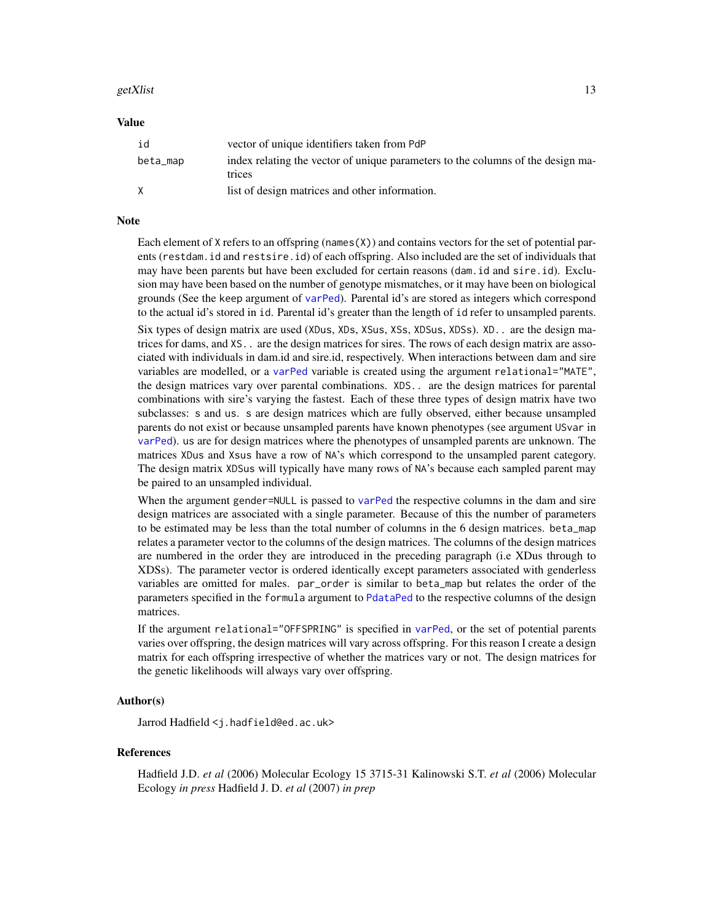## Value

| | |
|---|---|
| `id` | vector of unique identifiers taken from `PdP` |
| `beta_map` | index relating the vector of unique parameters to the columns of the design matrices |
| `X` | list of design matrices and other information. |

## Note

Each element of `X` refers to an offspring (`names(X)`) and contains vectors for the set of potential parents (`restdam.id` and `restsire.id`) of each offspring. Also included are the set of individuals that may have been parents but have been excluded for certain reasons (`dam.id` and `sire.id`). Exclusion may have been based on the number of genotype mismatches, or it may have been on biological grounds (See the keep argument of `varPed`). Parental id's are stored as integers which correspond to the actual id's stored in `id`. Parental id's greater than the length of `id` refer to unsampled parents.

Six types of design matrix are used (`XDus`, `XDs`, `XSus`, `XSs`, `XDSus`, `XDSs`). `XD..` are the design matrices for dams, and `XS..` are the design matrices for sires. The rows of each design matrix are associated with individuals in dam.id and sire.id, respectively. When interactions between dam and sire variables are modelled, or a `varPed` variable is created using the argument `relational="MATE"`, the design matrices vary over parental combinations. `XDS..` are the design matrices for parental combinations with sire's varying the fastest. Each of these three types of design matrix have two subclasses: `s` and `us`. `s` are design matrices which are fully observed, either because unsampled parents do not exist or because unsampled parents have known phenotypes (see argument `USvar` in `varPed`). `us` are for design matrices where the phenotypes of unsampled parents are unknown. The matrices `XDus` and `Xsus` have a row of `NA`'s which correspond to the unsampled parent category. The design matrix `XDSus` will typically have many rows of `NA`'s because each sampled parent may be paired to an unsampled individual.

When the argument `gender=NULL` is passed to `varPed` the respective columns in the dam and sire design matrices are associated with a single parameter. Because of this the number of parameters to be estimated may be less than the total number of columns in the 6 design matrices. `beta_map` relates a parameter vector to the columns of the design matrices. The columns of the design matrices are numbered in the order they are introduced in the preceding paragraph (i.e XDus through to XDSs). The parameter vector is ordered identically except parameters associated with genderless variables are omitted for males. `par_order` is similar to `beta_map` but relates the order of the parameters specified in the `formula` argument to `PdataPed` to the respective columns of the design matrices.

If the argument `relational="OFFSPRING"` is specified in `varPed`, or the set of potential parents varies over offspring, the design matrices will vary across offspring. For this reason I create a design matrix for each offspring irrespective of whether the matrices vary or not. The design matrices for the genetic likelihoods will always vary over offspring.

## Author(s)

Jarrod Hadfield <j.hadfield@ed.ac.uk>

## References

Hadfield J.D. *et al* (2006) Molecular Ecology 15 3715-31 Kalinowski S.T. *et al* (2006) Molecular Ecology *in press* Hadfield J. D. *et al* (2007) *in prep*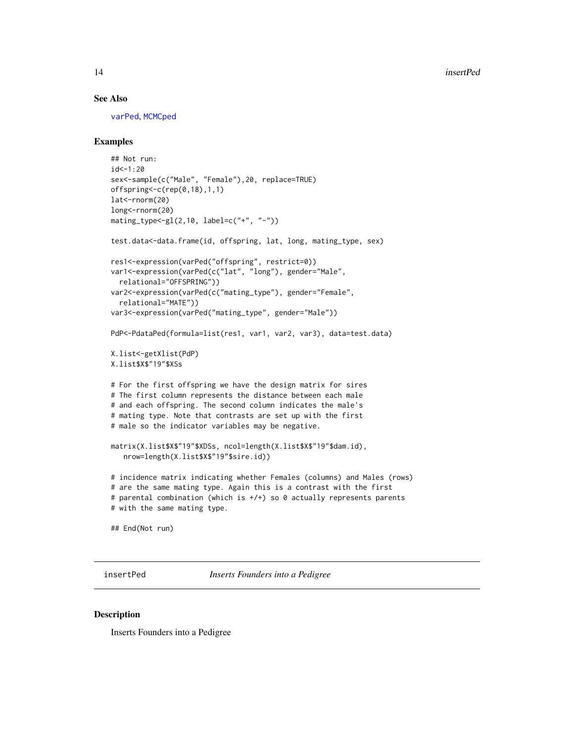### See Also

varPed, MCMCped

### Examples

```
## Not run:
id<-1:20
sex<-sample(c("Male", "Female"),20, replace=TRUE)
offspring<-c(rep(0,18),1,1)
lat<-rnorm(20)
long<-rnorm(20)
mating_type<-gl(2,10, label=c("+", "-"))

test.data<-data.frame(id, offspring, lat, long, mating_type, sex)

res1<-expression(varPed("offspring", restrict=0))
var1<-expression(varPed(c("lat", "long"), gender="Male",
  relational="OFFSPRING"))
var2<-expression(varPed(c("mating_type"), gender="Female",
  relational="MATE"))
var3<-expression(varPed("mating_type", gender="Male"))

PdP<-PdataPed(formula=list(res1, var1, var2, var3), data=test.data)

X.list<-getXlist(PdP)
X.list$X$"19"$XSs

# For the first offspring we have the design matrix for sires
# The first column represents the distance between each male
# and each offspring. The second column indicates the male's
# mating type. Note that contrasts are set up with the first
# male so the indicator variables may be negative.

matrix(X.list$X$"19"$XDSs, ncol=length(X.list$X$"19"$dam.id),
   nrow=length(X.list$X$"19"$sire.id))

# incidence matrix indicating whether Females (columns) and Males (rows)
# are the same mating type. Again this is a contrast with the first
# parental combination (which is +/+) so 0 actually represents parents
# with the same mating type.

## End(Not run)
```

---

## insertPed *Inserts Founders into a Pedigree*

### Description

Inserts Founders into a Pedigree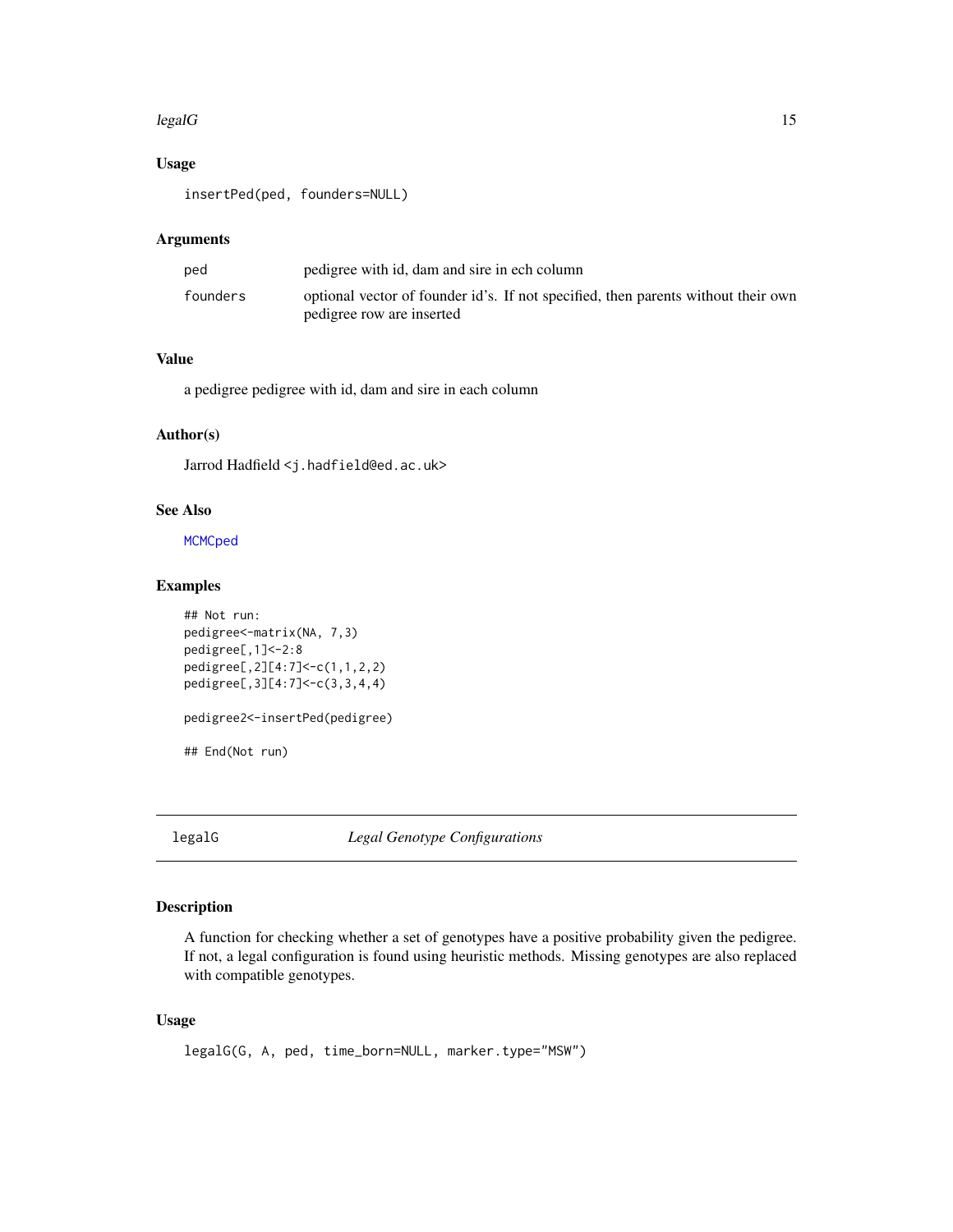### Usage

```
insertPed(ped, founders=NULL)
```

### Arguments

| | |
|---|---|
| ped | pedigree with id, dam and sire in ech column |
| founders | optional vector of founder id's. If not specified, then parents without their own pedigree row are inserted |

### Value

a pedigree pedigree with id, dam and sire in each column

### Author(s)

Jarrod Hadfield <j.hadfield@ed.ac.uk>

### See Also

MCMCped

### Examples

```
## Not run:
pedigree<-matrix(NA, 7,3)
pedigree[,1]<-2:8
pedigree[,2][4:7]<-c(1,1,2,2)
pedigree[,3][4:7]<-c(3,3,4,4)

pedigree2<-insertPed(pedigree)

## End(Not run)
```

---

## legalG — *Legal Genotype Configurations*

---

### Description

A function for checking whether a set of genotypes have a positive probability given the pedigree. If not, a legal configuration is found using heuristic methods. Missing genotypes are also replaced with compatible genotypes.

### Usage

```
legalG(G, A, ped, time_born=NULL, marker.type="MSW")
```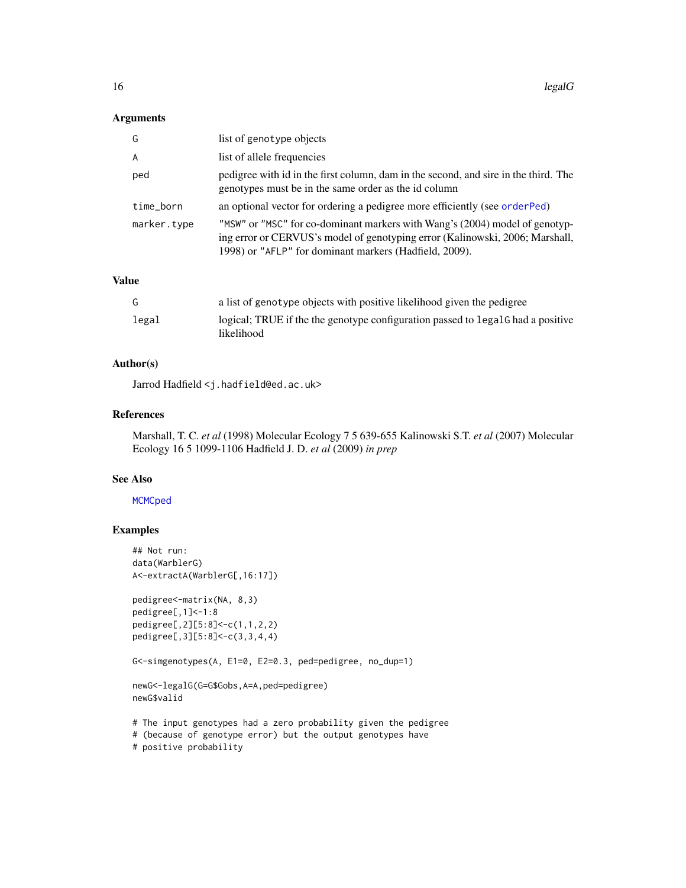### Arguments

| | |
|---|---|
| `G` | list of `genotype` objects |
| `A` | list of allele frequencies |
| `ped` | pedigree with id in the first column, dam in the second, and sire in the third. The genotypes must be in the same order as the id column |
| `time_born` | an optional vector for ordering a pedigree more efficiently (see `orderPed`) |
| `marker.type` | `"MSW"` or `"MSC"` for co-dominant markers with Wang's (2004) model of genotyping error or CERVUS's model of genotyping error (Kalinowski, 2006; Marshall, 1998) or `"AFLP"` for dominant markers (Hadfield, 2009). |

### Value

| | |
|---|---|
| `G` | a list of `genotype` objects with positive likelihood given the pedigree |
| `legal` | logical; TRUE if the the genotype configuration passed to `legalG` had a positive likelihood |

### Author(s)

Jarrod Hadfield <j.hadfield@ed.ac.uk>

### References

Marshall, T. C. *et al* (1998) Molecular Ecology 7 5 639-655 Kalinowski S.T. *et al* (2007) Molecular Ecology 16 5 1099-1106 Hadfield J. D. *et al* (2009) *in prep*

### See Also

`MCMCped`

### Examples

```
## Not run:
data(WarblerG)
A<-extractA(WarblerG[,16:17])

pedigree<-matrix(NA, 8,3)
pedigree[,1]<-1:8
pedigree[,2][5:8]<-c(1,1,2,2)
pedigree[,3][5:8]<-c(3,3,4,4)

G<-simgenotypes(A, E1=0, E2=0.3, ped=pedigree, no_dup=1)

newG<-legalG(G=G$Gobs,A=A,ped=pedigree)
newG$valid

# The input genotypes had a zero probability given the pedigree
# (because of genotype error) but the output genotypes have
# positive probability
```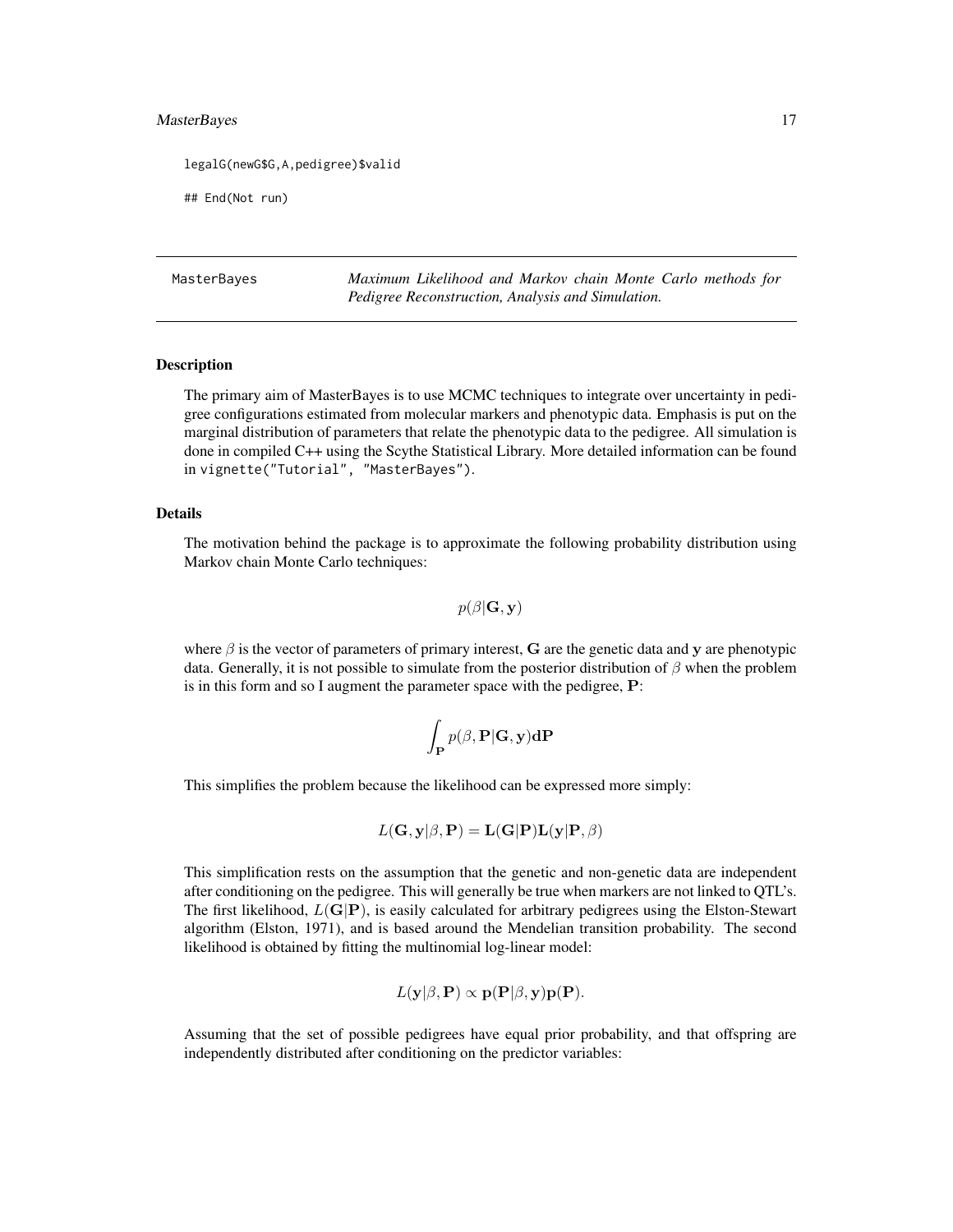```
legalG(newG$G,A,pedigree)$valid

## End(Not run)
```

---

MasterBayes *Maximum Likelihood and Markov chain Monte Carlo methods for Pedigree Reconstruction, Analysis and Simulation.*

---

### Description

The primary aim of MasterBayes is to use MCMC techniques to integrate over uncertainty in pedigree configurations estimated from molecular markers and phenotypic data. Emphasis is put on the marginal distribution of parameters that relate the phenotypic data to the pedigree. All simulation is done in compiled C++ using the Scythe Statistical Library. More detailed information can be found in `vignette("Tutorial", "MasterBayes")`.

### Details

The motivation behind the package is to approximate the following probability distribution using Markov chain Monte Carlo techniques:

$$p(\beta|\mathbf{G}, \mathbf{y})$$

where $\beta$ is the vector of parameters of primary interest, $\mathbf{G}$ are the genetic data and $\mathbf{y}$ are phenotypic data. Generally, it is not possible to simulate from the posterior distribution of $\beta$ when the problem is in this form and so I augment the parameter space with the pedigree, $\mathbf{P}$:

$$\int_{\mathbf{P}} p(\beta, \mathbf{P}|\mathbf{G}, \mathbf{y})\mathbf{dP}$$

This simplifies the problem because the likelihood can be expressed more simply:

$$L(\mathbf{G}, \mathbf{y}|\beta, \mathbf{P}) = \mathbf{L}(\mathbf{G}|\mathbf{P})\mathbf{L}(\mathbf{y}|\mathbf{P}, \beta)$$

This simplification rests on the assumption that the genetic and non-genetic data are independent after conditioning on the pedigree. This will generally be true when markers are not linked to QTL's. The first likelihood, $L(\mathbf{G}|\mathbf{P})$, is easily calculated for arbitrary pedigrees using the Elston-Stewart algorithm (Elston, 1971), and is based around the Mendelian transition probability. The second likelihood is obtained by fitting the multinomial log-linear model:

$$L(\mathbf{y}|\beta, \mathbf{P}) \propto \mathbf{p}(\mathbf{P}|\beta, \mathbf{y})\mathbf{p}(\mathbf{P}).$$

Assuming that the set of possible pedigrees have equal prior probability, and that offspring are independently distributed after conditioning on the predictor variables: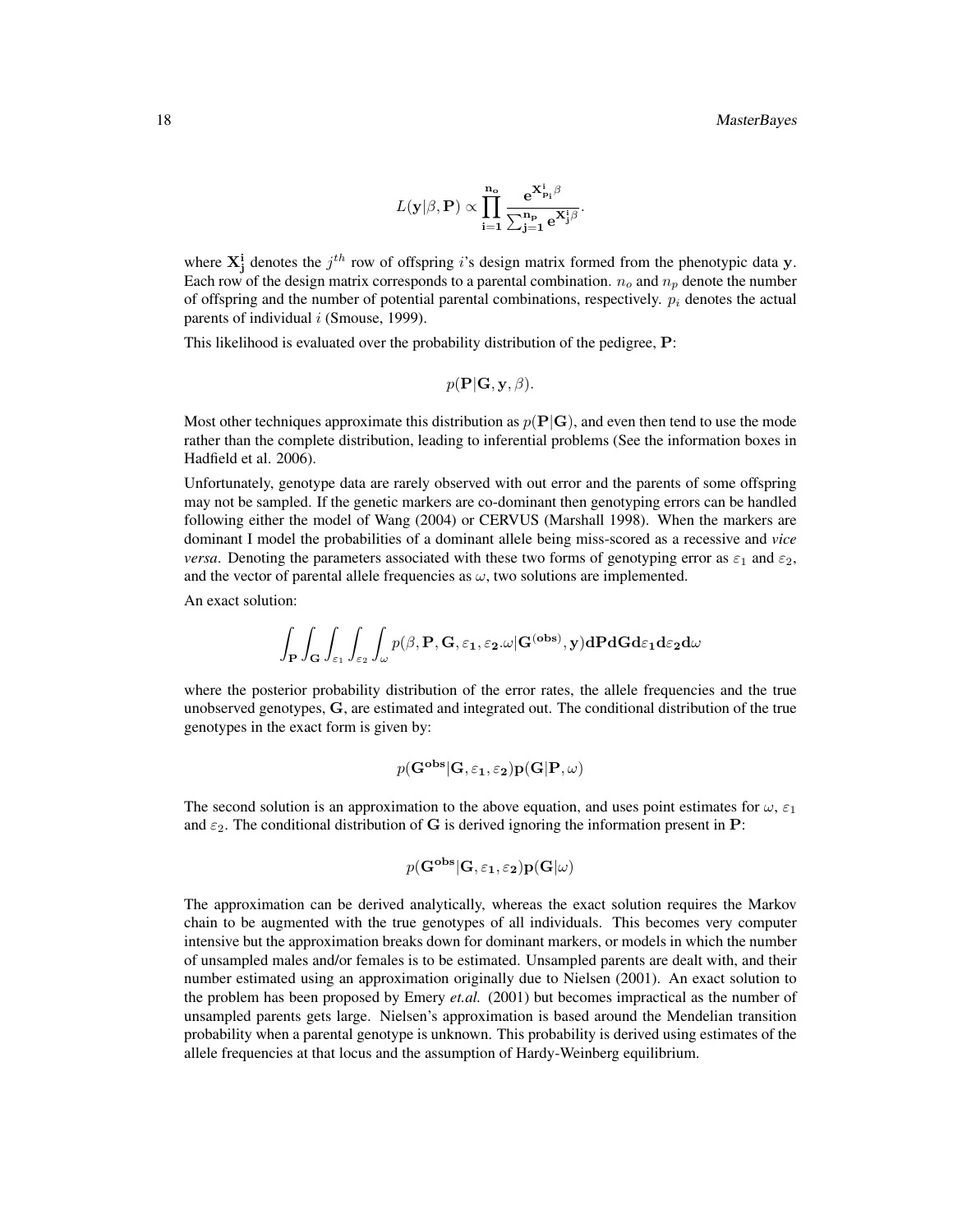$$L(\mathbf{y}|\beta,\mathbf{P}) \propto \prod_{\mathbf{i=1}}^{\mathbf{n_o}} \frac{\mathbf{e}^{\mathbf{X^i_{p_i}}\beta}}{\sum_{\mathbf{j=1}}^{\mathbf{n_p}} \mathbf{e}^{\mathbf{X^i_j}\beta}}.$$

where $\mathbf{X_j^i}$ denotes the $j^{th}$ row of offspring $i$'s design matrix formed from the phenotypic data $\mathbf{y}$. Each row of the design matrix corresponds to a parental combination. $n_o$ and $n_p$ denote the number of offspring and the number of potential parental combinations, respectively. $p_i$ denotes the actual parents of individual $i$ (Smouse, 1999).

This likelihood is evaluated over the probability distribution of the pedigree, $\mathbf{P}$:

$$p(\mathbf{P}|\mathbf{G},\mathbf{y},\beta).$$

Most other techniques approximate this distribution as $p(\mathbf{P}|\mathbf{G})$, and even then tend to use the mode rather than the complete distribution, leading to inferential problems (See the information boxes in Hadfield et al. 2006).

Unfortunately, genotype data are rarely observed with out error and the parents of some offspring may not be sampled. If the genetic markers are co-dominant then genotyping errors can be handled following either the model of Wang (2004) or CERVUS (Marshall 1998). When the markers are dominant I model the probabilities of a dominant allele being miss-scored as a recessive and *vice versa*. Denoting the parameters associated with these two forms of genotyping error as $\varepsilon_1$ and $\varepsilon_2$, and the vector of parental allele frequencies as $\omega$, two solutions are implemented.

An exact solution:

$$\int_{\mathbf{P}}\int_{\mathbf{G}}\int_{\varepsilon_1}\int_{\varepsilon_2}\int_{\omega} p(\beta,\mathbf{P},\mathbf{G},\varepsilon_\mathbf{1},\varepsilon_\mathbf{2}.\omega|\mathbf{G^{(obs)}},\mathbf{y})\mathbf{dPdGd}\varepsilon_\mathbf{1}\mathbf{d}\varepsilon_\mathbf{2}\mathbf{d}\omega$$

where the posterior probability distribution of the error rates, the allele frequencies and the true unobserved genotypes, $\mathbf{G}$, are estimated and integrated out. The conditional distribution of the true genotypes in the exact form is given by:

$$p(\mathbf{G^{obs}}|\mathbf{G},\varepsilon_\mathbf{1},\varepsilon_\mathbf{2})\mathbf{p}(\mathbf{G}|\mathbf{P},\omega)$$

The second solution is an approximation to the above equation, and uses point estimates for $\omega$, $\varepsilon_1$ and $\varepsilon_2$. The conditional distribution of $\mathbf{G}$ is derived ignoring the information present in $\mathbf{P}$:

$$p(\mathbf{G^{obs}}|\mathbf{G},\varepsilon_\mathbf{1},\varepsilon_\mathbf{2})\mathbf{p}(\mathbf{G}|\omega)$$

The approximation can be derived analytically, whereas the exact solution requires the Markov chain to be augmented with the true genotypes of all individuals. This becomes very computer intensive but the approximation breaks down for dominant markers, or models in which the number of unsampled males and/or females is to be estimated. Unsampled parents are dealt with, and their number estimated using an approximation originally due to Nielsen (2001). An exact solution to the problem has been proposed by Emery *et.al.* (2001) but becomes impractical as the number of unsampled parents gets large. Nielsen's approximation is based around the Mendelian transition probability when a parental genotype is unknown. This probability is derived using estimates of the allele frequencies at that locus and the assumption of Hardy-Weinberg equilibrium.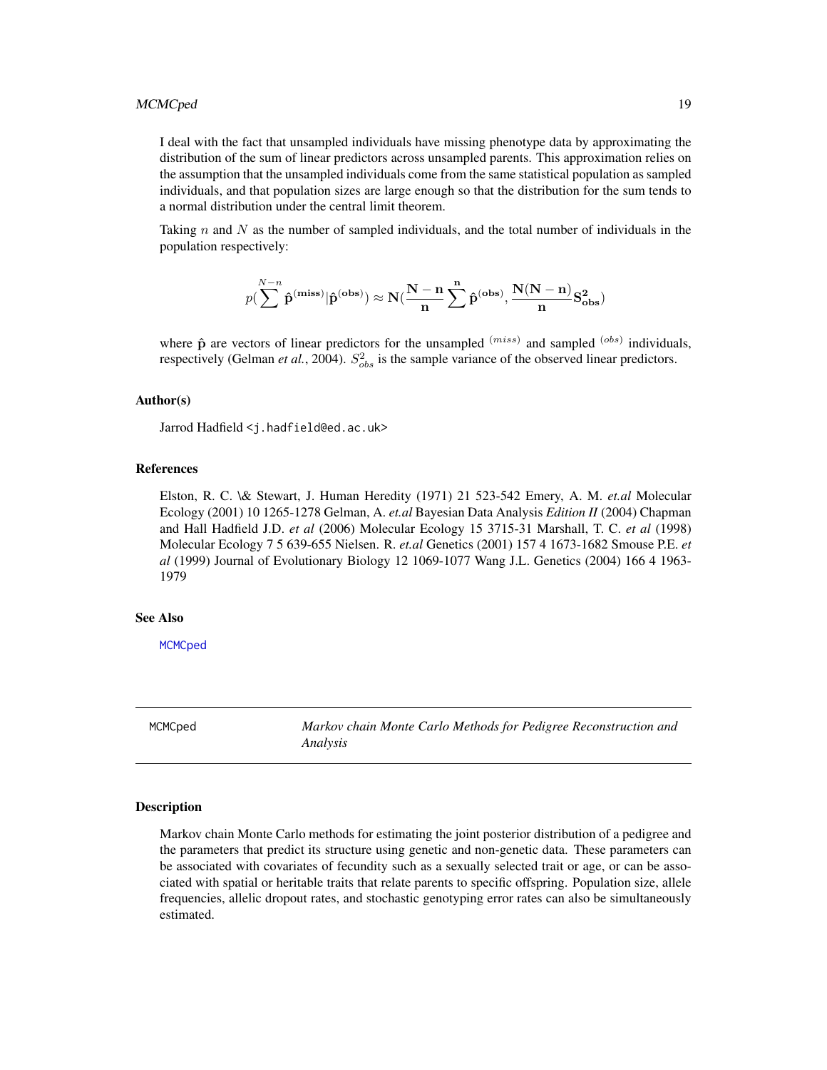I deal with the fact that unsampled individuals have missing phenotype data by approximating the distribution of the sum of linear predictors across unsampled parents. This approximation relies on the assumption that the unsampled individuals come from the same statistical population as sampled individuals, and that population sizes are large enough so that the distribution for the sum tends to a normal distribution under the central limit theorem.

Taking $n$ and $N$ as the number of sampled individuals, and the total number of individuals in the population respectively:

$$p(\sum^{N-n} \hat{\mathbf{p}}^{(\mathbf{miss})} | \hat{\mathbf{p}}^{(\mathbf{obs})}) \approx \mathbf{N}(\frac{\mathbf{N}-\mathbf{n}}{\mathbf{n}} \sum^{\mathbf{n}} \hat{\mathbf{p}}^{(\mathbf{obs})}, \frac{\mathbf{N}(\mathbf{N}-\mathbf{n})}{\mathbf{n}} \mathbf{S}^{\mathbf{2}}_{\mathbf{obs}})$$

where $\hat{\mathbf{p}}$ are vectors of linear predictors for the unsampled $^{(miss)}$ and sampled $^{(obs)}$ individuals, respectively (Gelman *et al.*, 2004). $S^2_{obs}$ is the sample variance of the observed linear predictors.

### Author(s)

Jarrod Hadfield <j.hadfield@ed.ac.uk>

### References

Elston, R. C. \& Stewart, J. Human Heredity (1971) 21 523-542 Emery, A. M. *et.al* Molecular Ecology (2001) 10 1265-1278 Gelman, A. *et.al* Bayesian Data Analysis *Edition II* (2004) Chapman and Hall Hadfield J.D. *et al* (2006) Molecular Ecology 15 3715-31 Marshall, T. C. *et al* (1998) Molecular Ecology 7 5 639-655 Nielsen. R. *et.al* Genetics (2001) 157 4 1673-1682 Smouse P.E. *et al* (1999) Journal of Evolutionary Biology 12 1069-1077 Wang J.L. Genetics (2004) 166 4 1963-1979

### See Also

MCMCped

---

## MCMCped — *Markov chain Monte Carlo Methods for Pedigree Reconstruction and Analysis*

### Description

Markov chain Monte Carlo methods for estimating the joint posterior distribution of a pedigree and the parameters that predict its structure using genetic and non-genetic data. These parameters can be associated with covariates of fecundity such as a sexually selected trait or age, or can be associated with spatial or heritable traits that relate parents to specific offspring. Population size, allele frequencies, allelic dropout rates, and stochastic genotyping error rates can also be simultaneously estimated.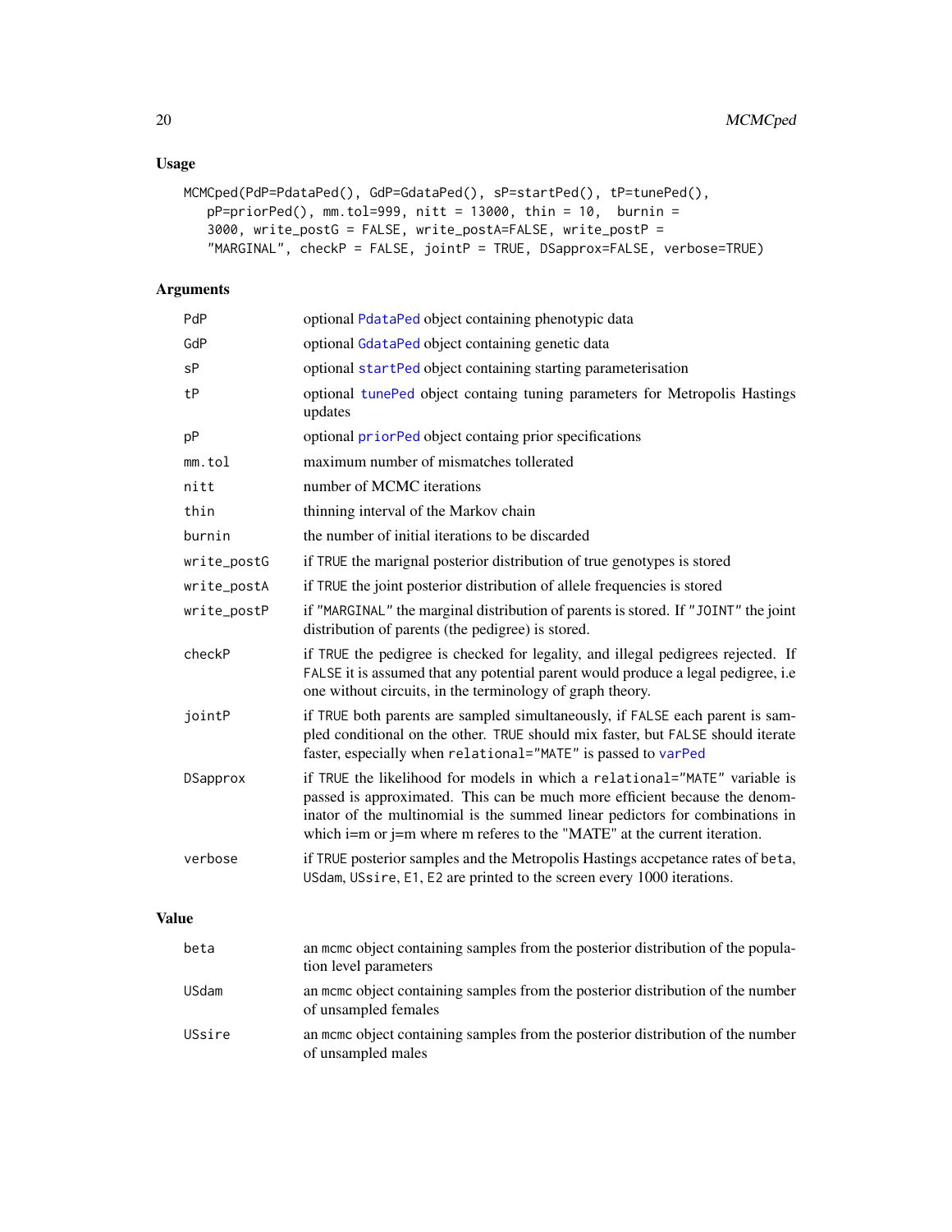## Usage

```
MCMCped(PdP=PdataPed(), GdP=GdataPed(), sP=startPed(), tP=tunePed(),
   pP=priorPed(), mm.tol=999, nitt = 13000, thin = 10,  burnin =
   3000, write_postG = FALSE, write_postA=FALSE, write_postP =
   "MARGINAL", checkP = FALSE, jointP = TRUE, DSapprox=FALSE, verbose=TRUE)
```

## Arguments

| | |
|---|---|
| PdP | optional PdataPed object containing phenotypic data |
| GdP | optional GdataPed object containing genetic data |
| sP | optional startPed object containing starting parameterisation |
| tP | optional tunePed object containg tuning parameters for Metropolis Hastings updates |
| pP | optional priorPed object containg prior specifications |
| mm.tol | maximum number of mismatches tollerated |
| nitt | number of MCMC iterations |
| thin | thinning interval of the Markov chain |
| burnin | the number of initial iterations to be discarded |
| write_postG | if TRUE the marignal posterior distribution of true genotypes is stored |
| write_postA | if TRUE the joint posterior distribution of allele frequencies is stored |
| write_postP | if "MARGINAL" the marginal distribution of parents is stored. If "JOINT" the joint distribution of parents (the pedigree) is stored. |
| checkP | if TRUE the pedigree is checked for legality, and illegal pedigrees rejected. If FALSE it is assumed that any potential parent would produce a legal pedigree, i.e one without circuits, in the terminology of graph theory. |
| jointP | if TRUE both parents are sampled simultaneously, if FALSE each parent is sampled conditional on the other. TRUE should mix faster, but FALSE should iterate faster, especially when relational="MATE" is passed to varPed |
| DSapprox | if TRUE the likelihood for models in which a relational="MATE" variable is passed is approximated. This can be much more efficient because the denominator of the multinomial is the summed linear pedictors for combinations in which i=m or j=m where m referes to the "MATE" at the current iteration. |
| verbose | if TRUE posterior samples and the Metropolis Hastings accpetance rates of beta, USdam, USsire, E1, E2 are printed to the screen every 1000 iterations. |

## Value

| | |
|---|---|
| beta | an mcmc object containing samples from the posterior distribution of the population level parameters |
| USdam | an mcmc object containing samples from the posterior distribution of the number of unsampled females |
| USsire | an mcmc object containing samples from the posterior distribution of the number of unsampled males |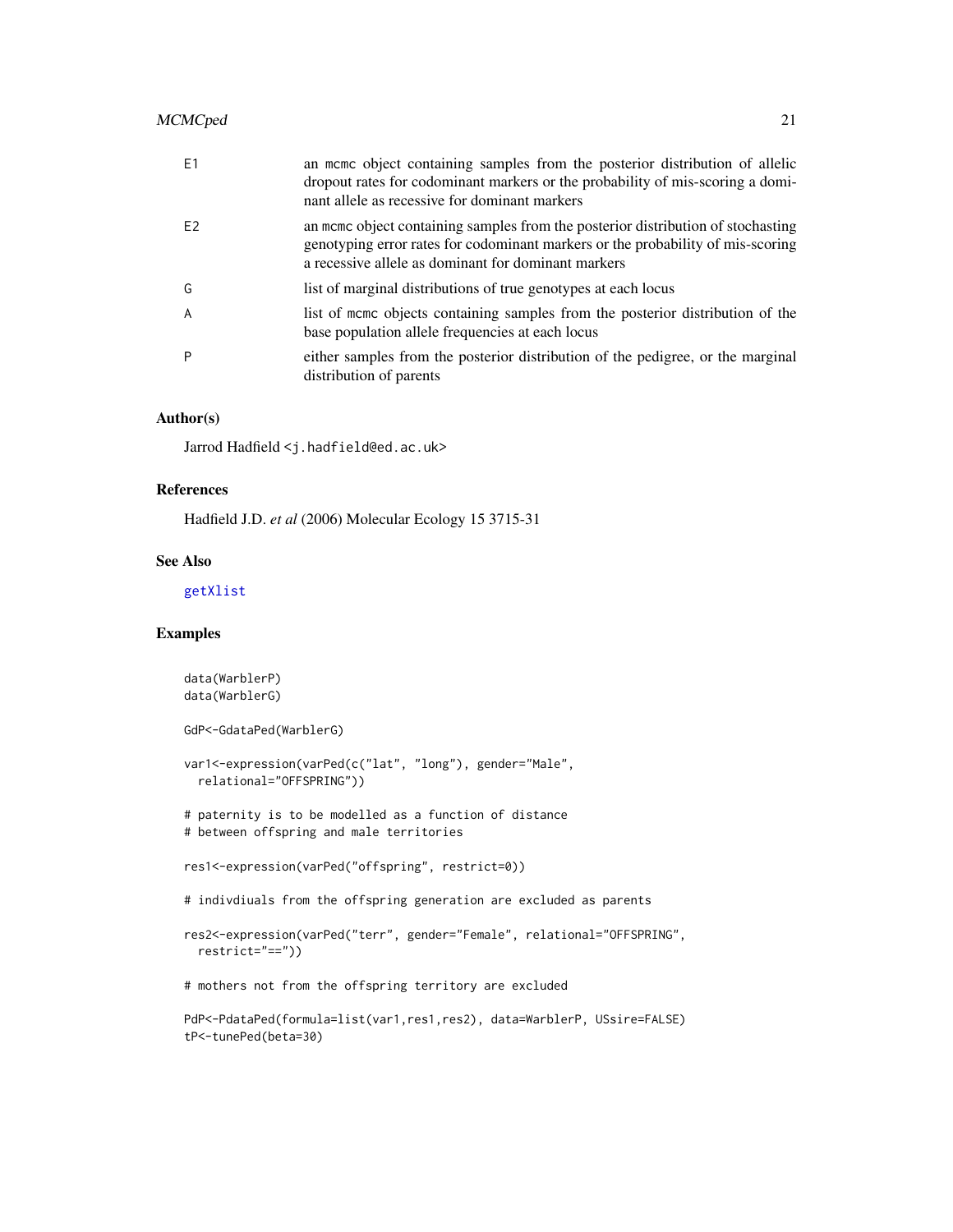| | |
|---|---|
| E1 | an mcmc object containing samples from the posterior distribution of allelic dropout rates for codominant markers or the probability of mis-scoring a dominant allele as recessive for dominant markers |
| E2 | an mcmc object containing samples from the posterior distribution of stochasting genotyping error rates for codominant markers or the probability of mis-scoring a recessive allele as dominant for dominant markers |
| G | list of marginal distributions of true genotypes at each locus |
| A | list of mcmc objects containing samples from the posterior distribution of the base population allele frequencies at each locus |
| P | either samples from the posterior distribution of the pedigree, or the marginal distribution of parents |

## Author(s)

Jarrod Hadfield <j.hadfield@ed.ac.uk>

## References

Hadfield J.D. *et al* (2006) Molecular Ecology 15 3715-31

## See Also

getXlist

## Examples

```
data(WarblerP)
data(WarblerG)

GdP<-GdataPed(WarblerG)

var1<-expression(varPed(c("lat", "long"), gender="Male",
  relational="OFFSPRING"))

# paternity is to be modelled as a function of distance
# between offspring and male territories

res1<-expression(varPed("offspring", restrict=0))

# indivdiuals from the offspring generation are excluded as parents

res2<-expression(varPed("terr", gender="Female", relational="OFFSPRING",
  restrict="=="))

# mothers not from the offspring territory are excluded

PdP<-PdataPed(formula=list(var1,res1,res2), data=WarblerP, USsire=FALSE)
tP<-tunePed(beta=30)
```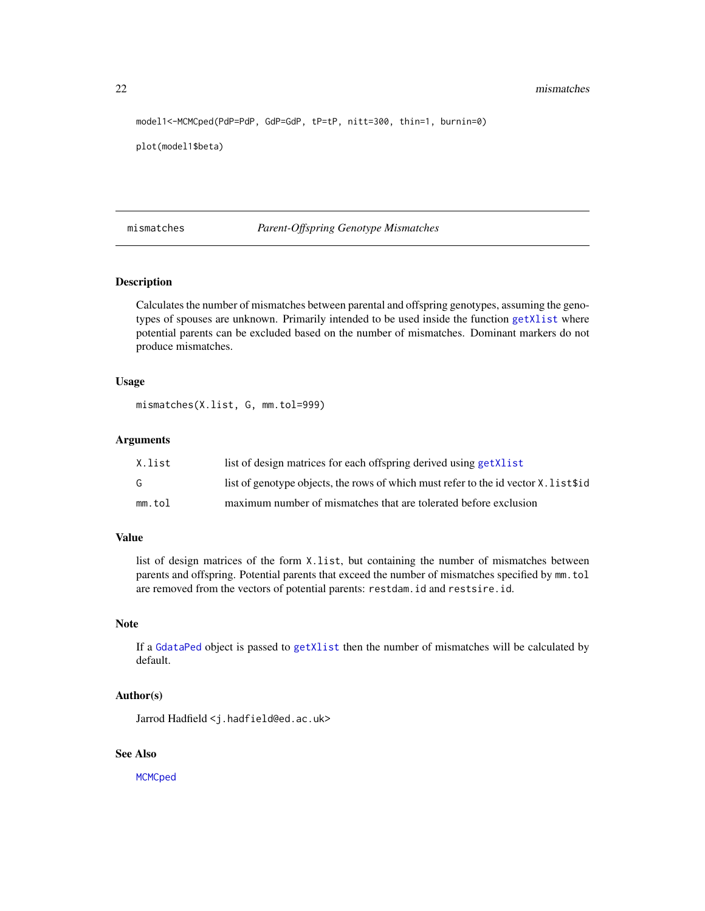```
model1<-MCMCped(PdP=PdP, GdP=GdP, tP=tP, nitt=300, thin=1, burnin=0)

plot(model1$beta)
```

## mismatches — *Parent-Offspring Genotype Mismatches*

### Description

Calculates the number of mismatches between parental and offspring genotypes, assuming the genotypes of spouses are unknown. Primarily intended to be used inside the function getXlist where potential parents can be excluded based on the number of mismatches. Dominant markers do not produce mismatches.

### Usage

```
mismatches(X.list, G, mm.tol=999)
```

### Arguments

| | |
|---|---|
| X.list | list of design matrices for each offspring derived using getXlist |
| G | list of genotype objects, the rows of which must refer to the id vector X.list$id |
| mm.tol | maximum number of mismatches that are tolerated before exclusion |

### Value

list of design matrices of the form X.list, but containing the number of mismatches between parents and offspring. Potential parents that exceed the number of mismatches specified by mm.tol are removed from the vectors of potential parents: restdam.id and restsire.id.

### Note

If a GdataPed object is passed to getXlist then the number of mismatches will be calculated by default.

### Author(s)

Jarrod Hadfield <j.hadfield@ed.ac.uk>

### See Also

MCMCped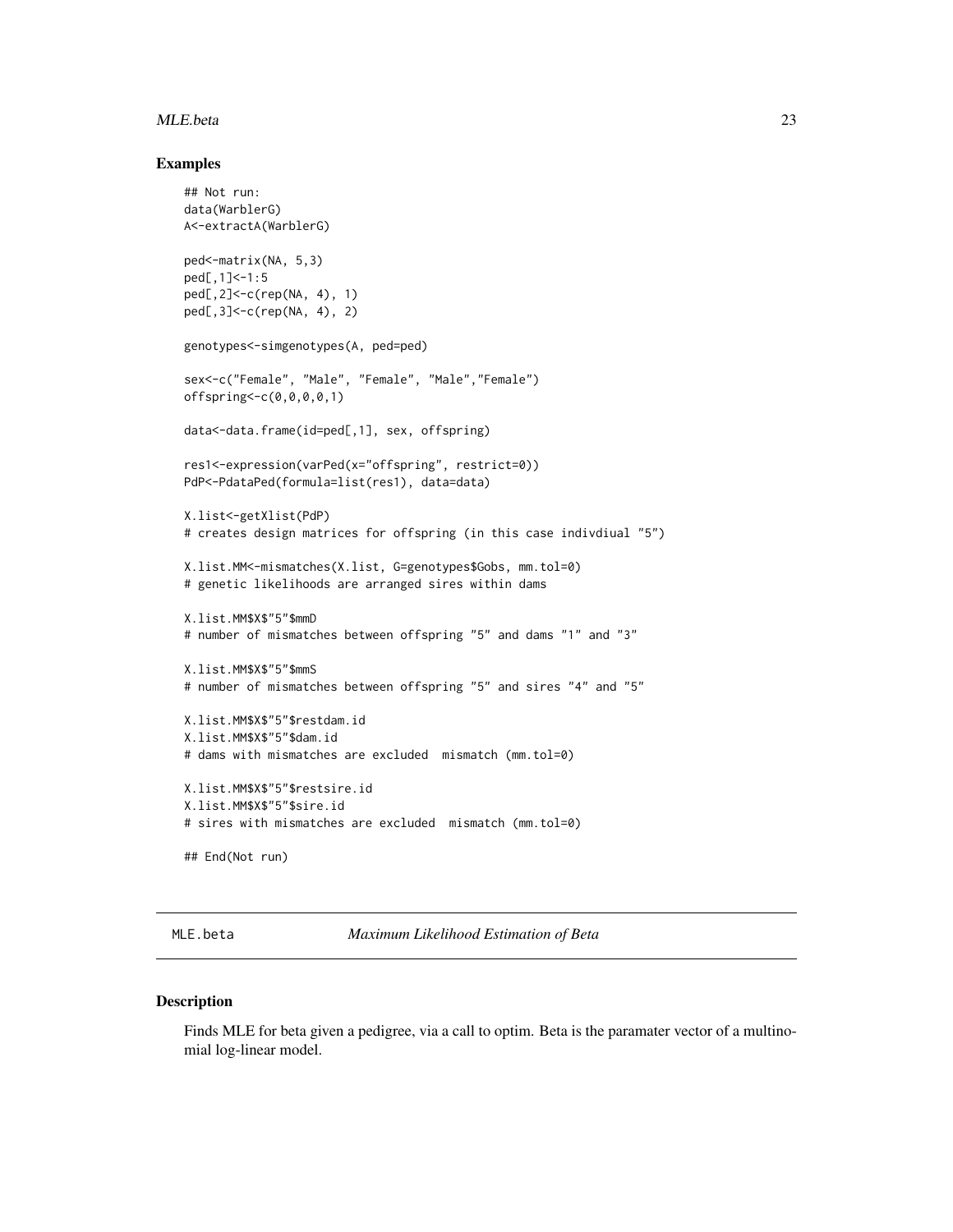### Examples

```
## Not run:
data(WarblerG)
A<-extractA(WarblerG)

ped<-matrix(NA, 5,3)
ped[,1]<-1:5
ped[,2]<-c(rep(NA, 4), 1)
ped[,3]<-c(rep(NA, 4), 2)

genotypes<-simgenotypes(A, ped=ped)

sex<-c("Female", "Male", "Female", "Male","Female")
offspring<-c(0,0,0,0,1)

data<-data.frame(id=ped[,1], sex, offspring)

res1<-expression(varPed(x="offspring", restrict=0))
PdP<-PdataPed(formula=list(res1), data=data)

X.list<-getXlist(PdP)
# creates design matrices for offspring (in this case indivdiual "5")

X.list.MM<-mismatches(X.list, G=genotypes$Gobs, mm.tol=0)
# genetic likelihoods are arranged sires within dams

X.list.MM$X$"5"$mmD
# number of mismatches between offspring "5" and dams "1" and "3"

X.list.MM$X$"5"$mmS
# number of mismatches between offspring "5" and sires "4" and "5"

X.list.MM$X$"5"$restdam.id
X.list.MM$X$"5"$dam.id
# dams with mismatches are excluded  mismatch (mm.tol=0)

X.list.MM$X$"5"$restsire.id
X.list.MM$X$"5"$sire.id
# sires with mismatches are excluded  mismatch (mm.tol=0)

## End(Not run)
```

## MLE.beta    *Maximum Likelihood Estimation of Beta*

### Description

Finds MLE for beta given a pedigree, via a call to optim. Beta is the paramater vector of a multinomial log-linear model.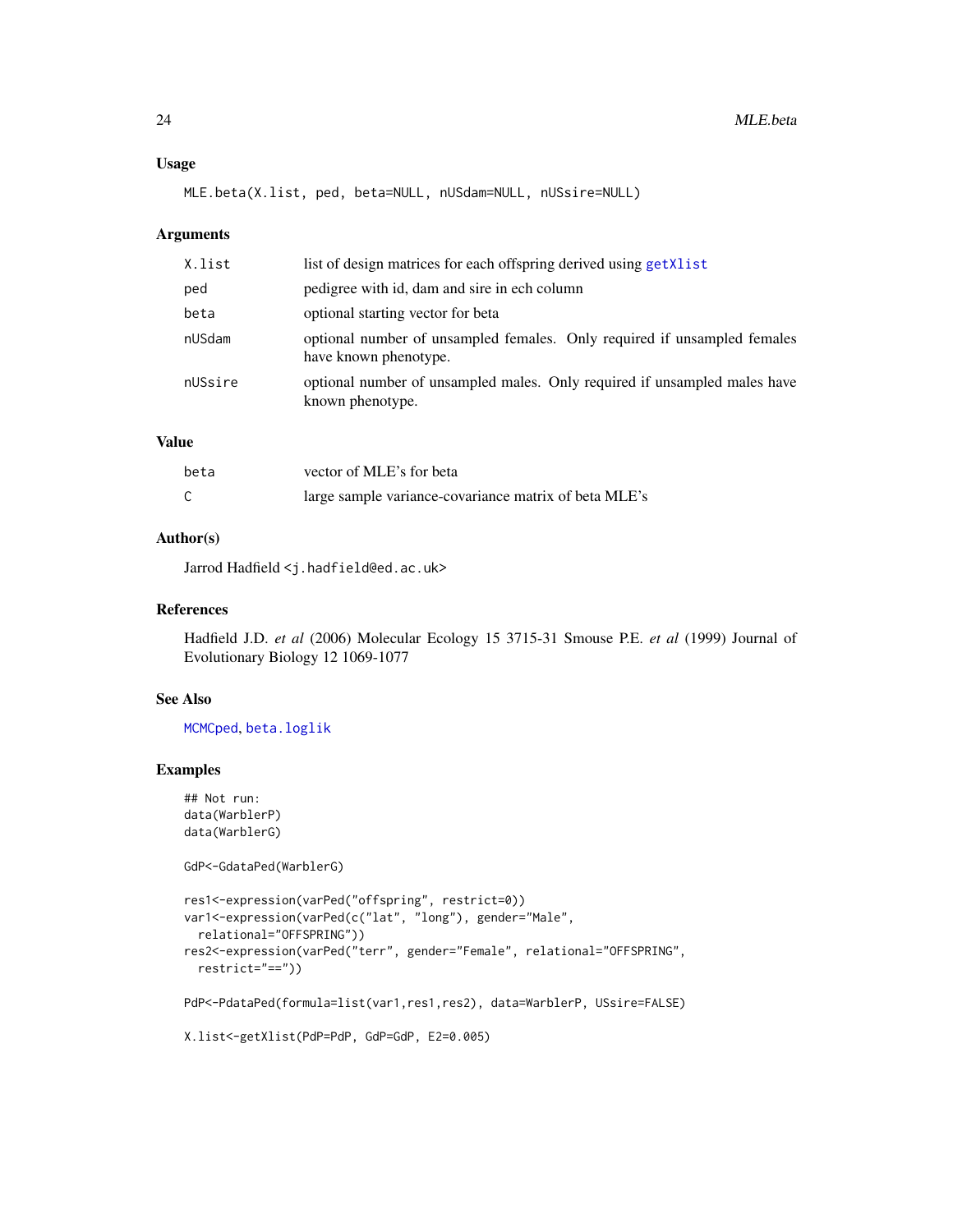### Usage

```
MLE.beta(X.list, ped, beta=NULL, nUSdam=NULL, nUSsire=NULL)
```

### Arguments

| | |
|---|---|
| X.list | list of design matrices for each offspring derived using getXlist |
| ped | pedigree with id, dam and sire in ech column |
| beta | optional starting vector for beta |
| nUSdam | optional number of unsampled females. Only required if unsampled females have known phenotype. |
| nUSsire | optional number of unsampled males. Only required if unsampled males have known phenotype. |

### Value

| | |
|---|---|
| beta | vector of MLE's for beta |
| C | large sample variance-covariance matrix of beta MLE's |

### Author(s)

Jarrod Hadfield <j.hadfield@ed.ac.uk>

### References

Hadfield J.D. *et al* (2006) Molecular Ecology 15 3715-31 Smouse P.E. *et al* (1999) Journal of Evolutionary Biology 12 1069-1077

### See Also

MCMCped, beta.loglik

### Examples

```
## Not run:
data(WarblerP)
data(WarblerG)

GdP<-GdataPed(WarblerG)

res1<-expression(varPed("offspring", restrict=0))
var1<-expression(varPed(c("lat", "long"), gender="Male",
  relational="OFFSPRING"))
res2<-expression(varPed("terr", gender="Female", relational="OFFSPRING",
  restrict="=="))

PdP<-PdataPed(formula=list(var1,res1,res2), data=WarblerP, USsire=FALSE)

X.list<-getXlist(PdP=PdP, GdP=GdP, E2=0.005)
```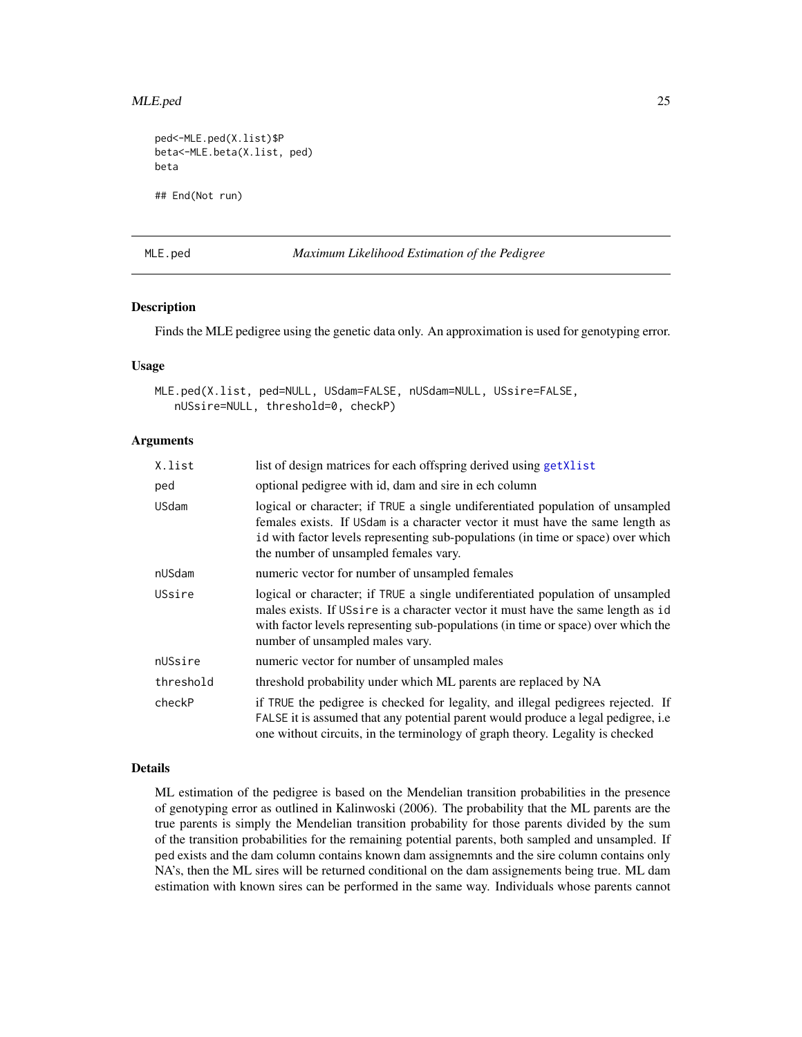```
ped<-MLE.ped(X.list)$P
beta<-MLE.beta(X.list, ped)
beta

## End(Not run)
```

## MLE.ped — *Maximum Likelihood Estimation of the Pedigree*

### Description

Finds the MLE pedigree using the genetic data only. An approximation is used for genotyping error.

### Usage

```
MLE.ped(X.list, ped=NULL, USdam=FALSE, nUSdam=NULL, USsire=FALSE,
   nUSsire=NULL, threshold=0, checkP)
```

### Arguments

| | |
|---|---|
| `X.list` | list of design matrices for each offspring derived using `getXlist` |
| `ped` | optional pedigree with id, dam and sire in ech column |
| `USdam` | logical or character; if `TRUE` a single undiferentiated population of unsampled females exists. If `USdam` is a character vector it must have the same length as `id` with factor levels representing sub-populations (in time or space) over which the number of unsampled females vary. |
| `nUSdam` | numeric vector for number of unsampled females |
| `USsire` | logical or character; if `TRUE` a single undiferentiated population of unsampled males exists. If `USsire` is a character vector it must have the same length as `id` with factor levels representing sub-populations (in time or space) over which the number of unsampled males vary. |
| `nUSsire` | numeric vector for number of unsampled males |
| `threshold` | threshold probability under which ML parents are replaced by NA |
| `checkP` | if `TRUE` the pedigree is checked for legality, and illegal pedigrees rejected. If `FALSE` it is assumed that any potential parent would produce a legal pedigree, i.e one without circuits, in the terminology of graph theory. Legality is checked |

### Details

ML estimation of the pedigree is based on the Mendelian transition probabilities in the presence of genotyping error as outlined in Kalinwoski (2006). The probability that the ML parents are the true parents is simply the Mendelian transition probability for those parents divided by the sum of the transition probabilities for the remaining potential parents, both sampled and unsampled. If `ped` exists and the dam column contains known dam assignemnts and the sire column contains only NA's, then the ML sires will be returned conditional on the dam assignements being true. ML dam estimation with known sires can be performed in the same way. Individuals whose parents cannot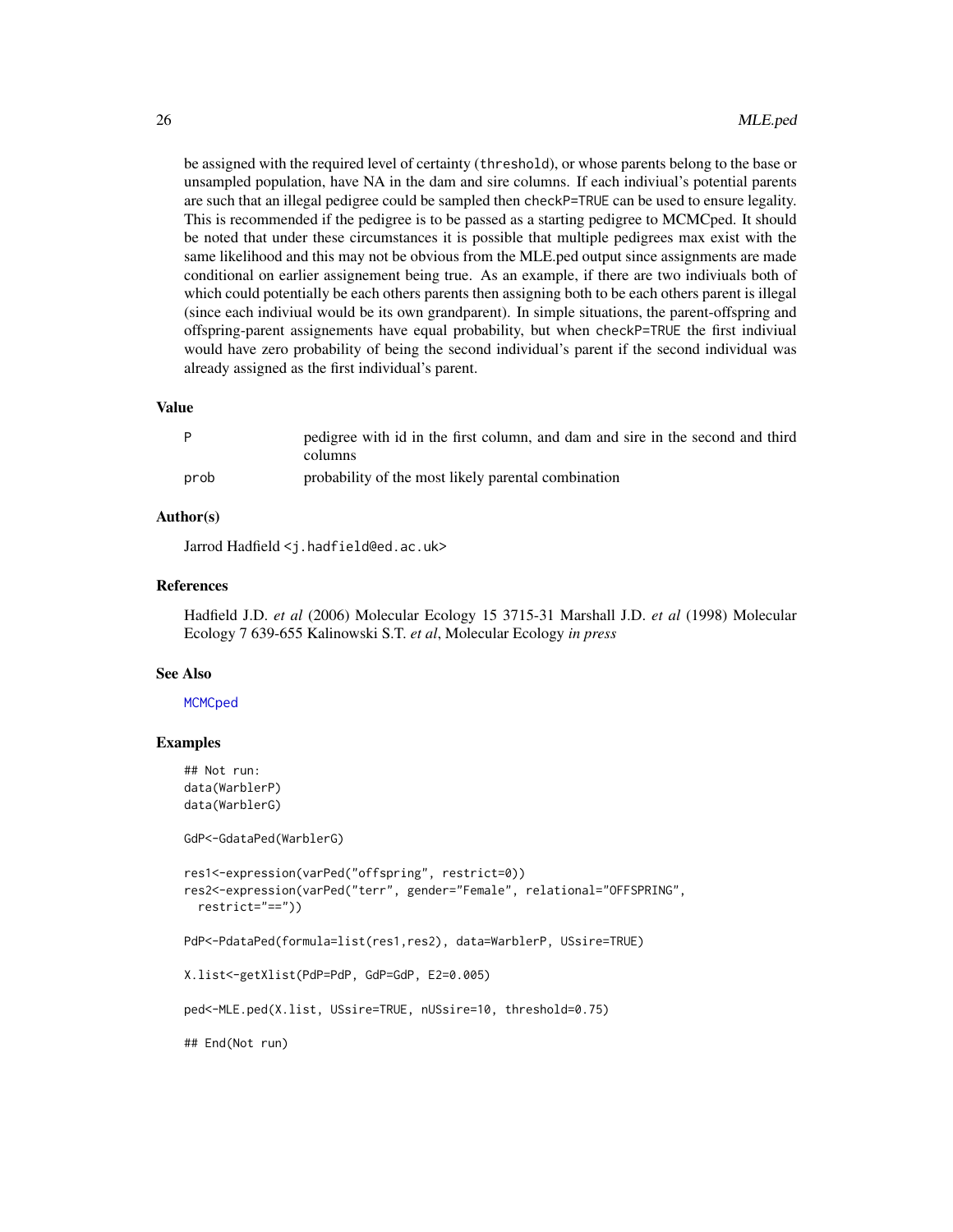be assigned with the required level of certainty (`threshold`), or whose parents belong to the base or unsampled population, have NA in the dam and sire columns. If each indiviual's potential parents are such that an illegal pedigree could be sampled then `checkP=TRUE` can be used to ensure legality. This is recommended if the pedigree is to be passed as a starting pedigree to MCMCped. It should be noted that under these circumstances it is possible that multiple pedigrees max exist with the same likelihood and this may not be obvious from the MLE.ped output since assignments are made conditional on earlier assignement being true. As an example, if there are two indiviuals both of which could potentially be each others parents then assigning both to be each others parent is illegal (since each indiviual would be its own grandparent). In simple situations, the parent-offspring and offspring-parent assignements have equal probability, but when `checkP=TRUE` the first indiviual would have zero probability of being the second individual's parent if the second individual was already assigned as the first individual's parent.

## Value

| | |
|---|---|
| `P` | pedigree with id in the first column, and dam and sire in the second and third columns |
| `prob` | probability of the most likely parental combination |

## Author(s)

Jarrod Hadfield <j.hadfield@ed.ac.uk>

## References

Hadfield J.D. *et al* (2006) Molecular Ecology 15 3715-31 Marshall J.D. *et al* (1998) Molecular Ecology 7 639-655 Kalinowski S.T. *et al*, Molecular Ecology *in press*

## See Also

`MCMCped`

## Examples

```
## Not run:
data(WarblerP)
data(WarblerG)

GdP<-GdataPed(WarblerG)

res1<-expression(varPed("offspring", restrict=0))
res2<-expression(varPed("terr", gender="Female", relational="OFFSPRING",
  restrict="=="))

PdP<-PdataPed(formula=list(res1,res2), data=WarblerP, USsire=TRUE)

X.list<-getXlist(PdP=PdP, GdP=GdP, E2=0.005)

ped<-MLE.ped(X.list, USsire=TRUE, nUSsire=10, threshold=0.75)

## End(Not run)
```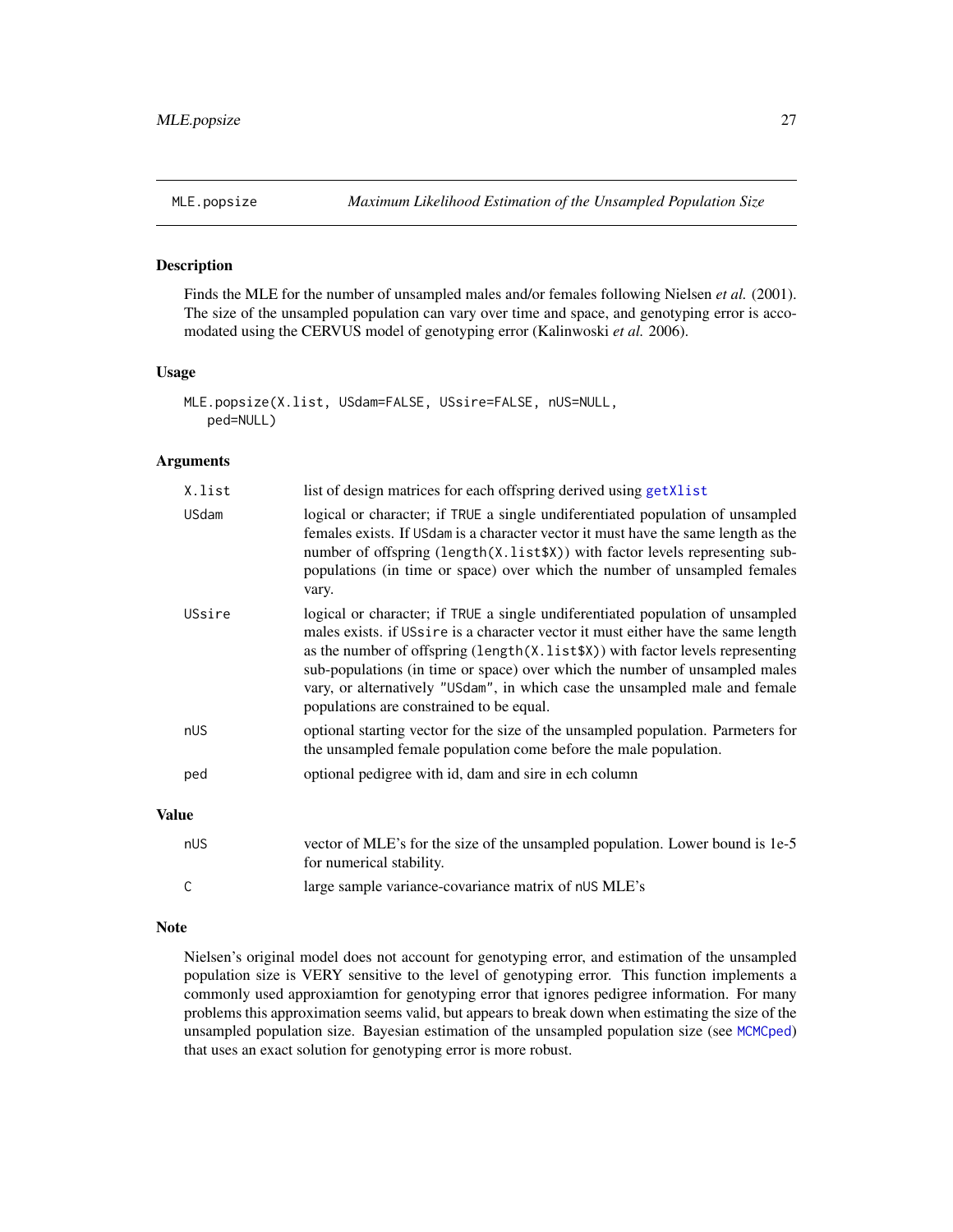# MLE.popsize — *Maximum Likelihood Estimation of the Unsampled Population Size*

## Description

Finds the MLE for the number of unsampled males and/or females following Nielsen *et al.* (2001). The size of the unsampled population can vary over time and space, and genotyping error is accomodated using the CERVUS model of genotyping error (Kalinwoski *et al.* 2006).

## Usage

```
MLE.popsize(X.list, USdam=FALSE, USsire=FALSE, nUS=NULL,
   ped=NULL)
```

## Arguments

| | |
|---|---|
| `X.list` | list of design matrices for each offspring derived using `getXlist` |
| `USdam` | logical or character; if `TRUE` a single undiferentiated population of unsampled females exists. If `USdam` is a character vector it must have the same length as the number of offspring (`length(X.list$X)`) with factor levels representing sub-populations (in time or space) over which the number of unsampled females vary. |
| `USsire` | logical or character; if `TRUE` a single undiferentiated population of unsampled males exists. if `USsire` is a character vector it must either have the same length as the number of offspring (`length(X.list$X)`) with factor levels representing sub-populations (in time or space) over which the number of unsampled males vary, or alternatively `"USdam"`, in which case the unsampled male and female populations are constrained to be equal. |
| `nUS` | optional starting vector for the size of the unsampled population. Parmeters for the unsampled female population come before the male population. |
| `ped` | optional pedigree with id, dam and sire in ech column |

## Value

| | |
|---|---|
| `nUS` | vector of MLE's for the size of the unsampled population. Lower bound is 1e-5 for numerical stability. |
| `C` | large sample variance-covariance matrix of `nUS` MLE's |

## Note

Nielsen's original model does not account for genotyping error, and estimation of the unsampled population size is VERY sensitive to the level of genotyping error. This function implements a commonly used approxiamtion for genotyping error that ignores pedigree information. For many problems this approximation seems valid, but appears to break down when estimating the size of the unsampled population size. Bayesian estimation of the unsampled population size (see `MCMCped`) that uses an exact solution for genotyping error is more robust.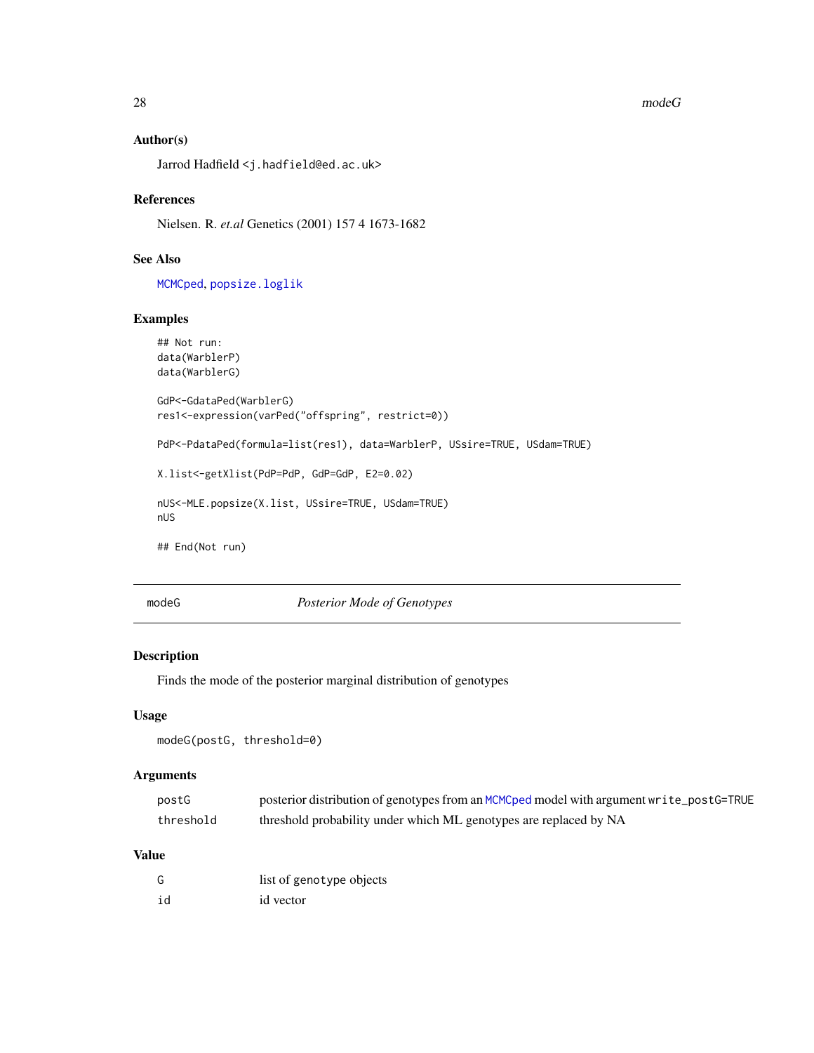### Author(s)

Jarrod Hadfield <j.hadfield@ed.ac.uk>

### References

Nielsen. R. *et.al* Genetics (2001) 157 4 1673-1682

### See Also

MCMCped, popsize.loglik

### Examples

```
## Not run:
data(WarblerP)
data(WarblerG)

GdP<-GdataPed(WarblerG)
res1<-expression(varPed("offspring", restrict=0))

PdP<-PdataPed(formula=list(res1), data=WarblerP, USsire=TRUE, USdam=TRUE)

X.list<-getXlist(PdP=PdP, GdP=GdP, E2=0.02)

nUS<-MLE.popsize(X.list, USsire=TRUE, USdam=TRUE)
nUS

## End(Not run)
```

---

## modeG — *Posterior Mode of Genotypes*

### Description

Finds the mode of the posterior marginal distribution of genotypes

### Usage

```
modeG(postG, threshold=0)
```

### Arguments

| | |
|---|---|
| postG | posterior distribution of genotypes from an MCMCped model with argument write_postG=TRUE |
| threshold | threshold probability under which ML genotypes are replaced by NA |

### Value

| | |
|---|---|
| G | list of genotype objects |
| id | id vector |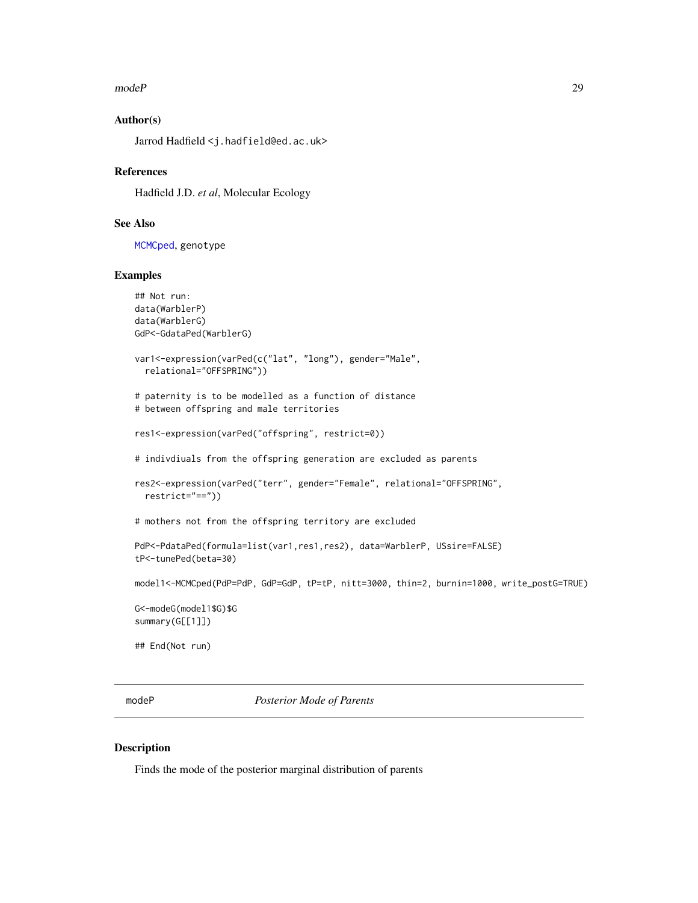### Author(s)

Jarrod Hadfield <j.hadfield@ed.ac.uk>

### References

Hadfield J.D. *et al*, Molecular Ecology

### See Also

MCMCped, genotype

### Examples

```
## Not run:
data(WarblerP)
data(WarblerG)
GdP<-GdataPed(WarblerG)

var1<-expression(varPed(c("lat", "long"), gender="Male",
  relational="OFFSPRING"))

# paternity is to be modelled as a function of distance
# between offspring and male territories

res1<-expression(varPed("offspring", restrict=0))

# indivdiuals from the offspring generation are excluded as parents

res2<-expression(varPed("terr", gender="Female", relational="OFFSPRING",
  restrict="=="))

# mothers not from the offspring territory are excluded

PdP<-PdataPed(formula=list(var1,res1,res2), data=WarblerP, USsire=FALSE)
tP<-tunePed(beta=30)

model1<-MCMCped(PdP=PdP, GdP=GdP, tP=tP, nitt=3000, thin=2, burnin=1000, write_postG=TRUE)

G<-modeG(model1$G)$G
summary(G[[1]])

## End(Not run)
```

---

## modeP — *Posterior Mode of Parents*

### Description

Finds the mode of the posterior marginal distribution of parents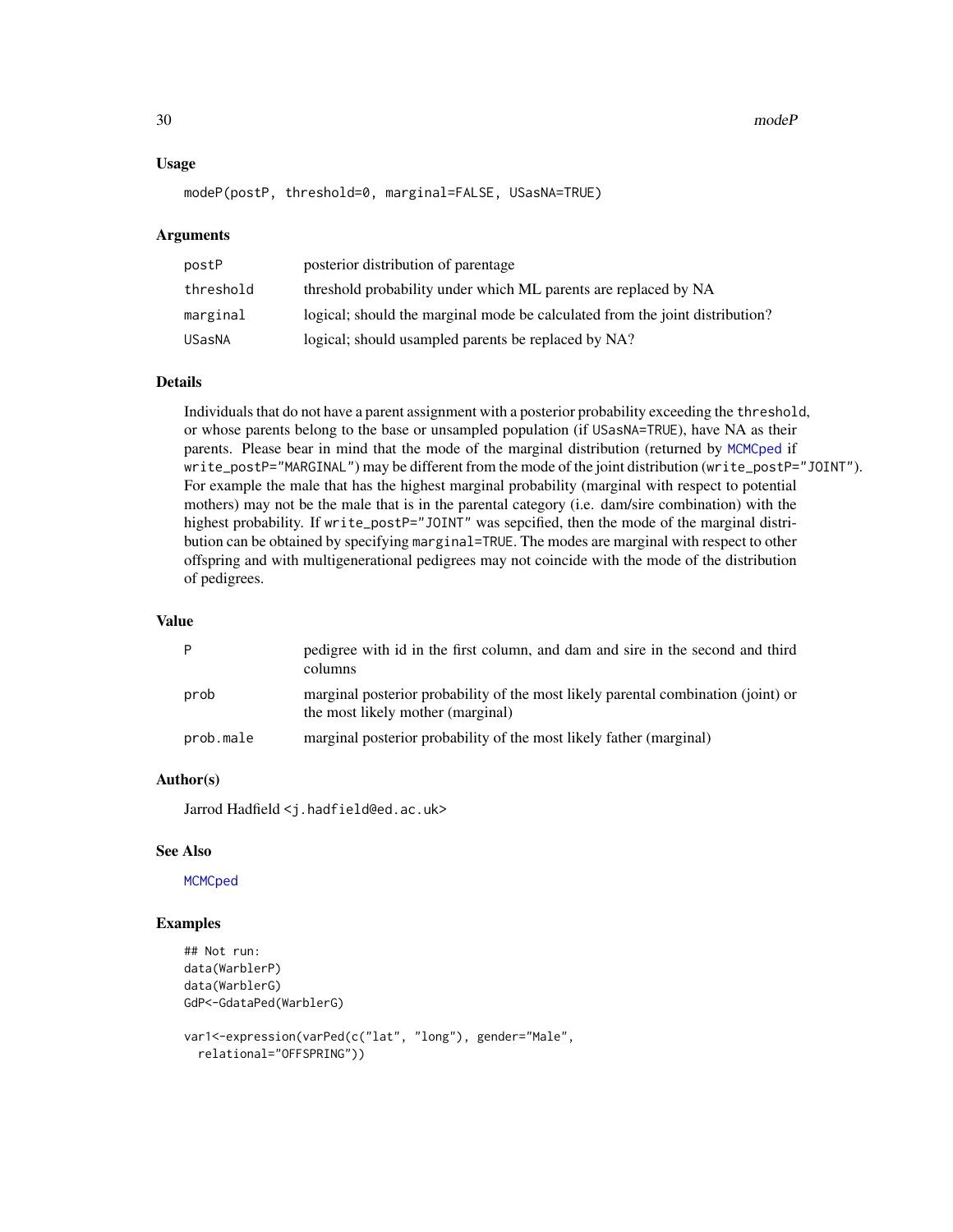### Usage

```
modeP(postP, threshold=0, marginal=FALSE, USasNA=TRUE)
```

### Arguments

| | |
|---|---|
| postP | posterior distribution of parentage |
| threshold | threshold probability under which ML parents are replaced by NA |
| marginal | logical; should the marginal mode be calculated from the joint distribution? |
| USasNA | logical; should usampled parents be replaced by NA? |

### Details

Individuals that do not have a parent assignment with a posterior probability exceeding the `threshold`, or whose parents belong to the base or unsampled population (if `USasNA=TRUE`), have NA as their parents. Please bear in mind that the mode of the marginal distribution (returned by `MCMCped` if `write_postP="MARGINAL"`) may be different from the mode of the joint distribution (`write_postP="JOINT"`). For example the male that has the highest marginal probability (marginal with respect to potential mothers) may not be the male that is in the parental category (i.e. dam/sire combination) with the highest probability. If `write_postP="JOINT"` was sepcified, then the mode of the marginal distribution can be obtained by specifying `marginal=TRUE`. The modes are marginal with respect to other offspring and with multigenerational pedigrees may not coincide with the mode of the distribution of pedigrees.

### Value

| | |
|---|---|
| P | pedigree with id in the first column, and dam and sire in the second and third columns |
| prob | marginal posterior probability of the most likely parental combination (joint) or the most likely mother (marginal) |
| prob.male | marginal posterior probability of the most likely father (marginal) |

### Author(s)

Jarrod Hadfield <j.hadfield@ed.ac.uk>

### See Also

`MCMCped`

### Examples

```
## Not run:
data(WarblerP)
data(WarblerG)
GdP<-GdataPed(WarblerG)

var1<-expression(varPed(c("lat", "long"), gender="Male",
  relational="OFFSPRING"))
```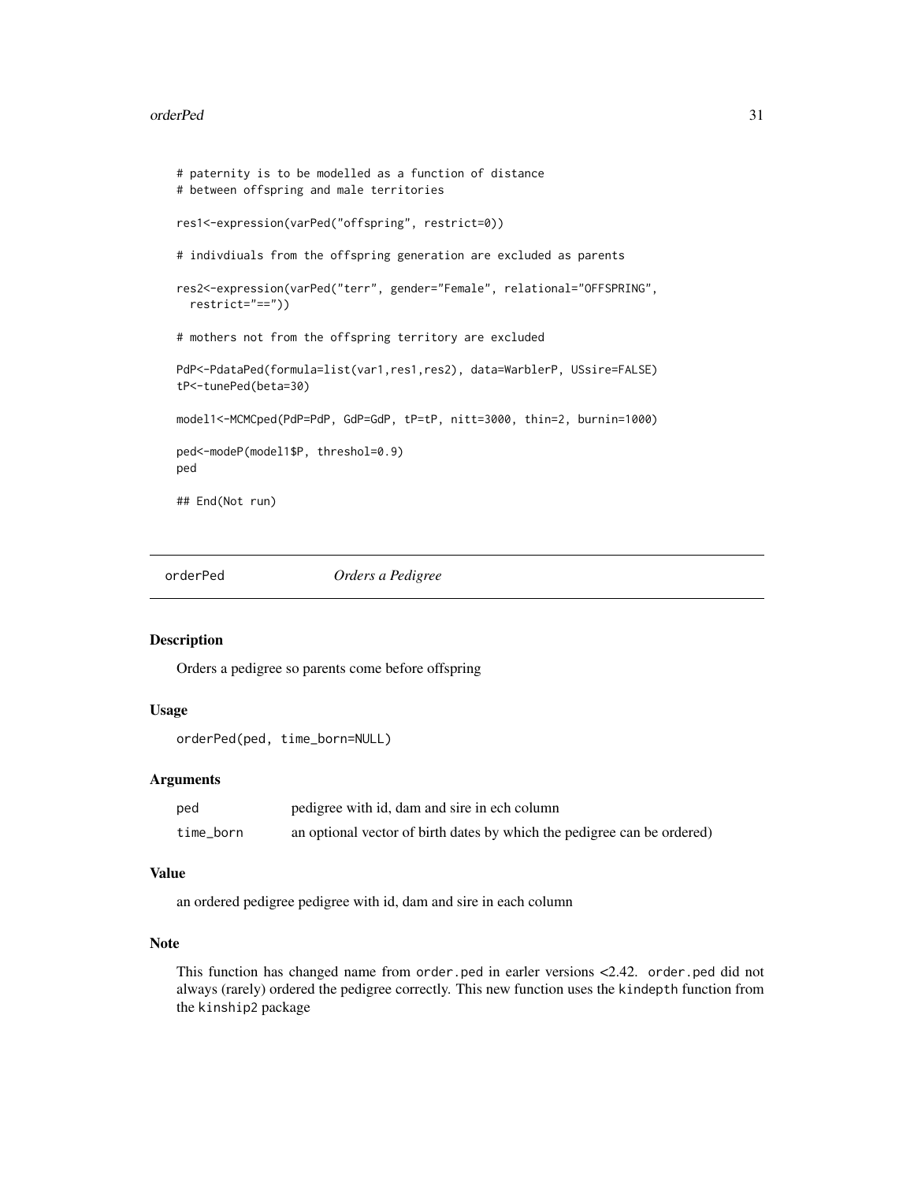```
# paternity is to be modelled as a function of distance
# between offspring and male territories

res1<-expression(varPed("offspring", restrict=0))

# indivdiuals from the offspring generation are excluded as parents

res2<-expression(varPed("terr", gender="Female", relational="OFFSPRING",
  restrict="=="))

# mothers not from the offspring territory are excluded

PdP<-PdataPed(formula=list(var1,res1,res2), data=WarblerP, USsire=FALSE)
tP<-tunePed(beta=30)

model1<-MCMCped(PdP=PdP, GdP=GdP, tP=tP, nitt=3000, thin=2, burnin=1000)

ped<-modeP(model1$P, threshol=0.9)
ped

## End(Not run)
```

---

## orderPed &nbsp;&nbsp;&nbsp;&nbsp;&nbsp;&nbsp;&nbsp; *Orders a Pedigree*

### Description

Orders a pedigree so parents come before offspring

### Usage

```
orderPed(ped, time_born=NULL)
```

### Arguments

| | |
|---|---|
| `ped` | pedigree with id, dam and sire in ech column |
| `time_born` | an optional vector of birth dates by which the pedigree can be ordered) |

### Value

an ordered pedigree pedigree with id, dam and sire in each column

### Note

This function has changed name from `order.ped` in earler versions <2.42. `order.ped` did not always (rarely) ordered the pedigree correctly. This new function uses the `kindepth` function from the `kinship2` package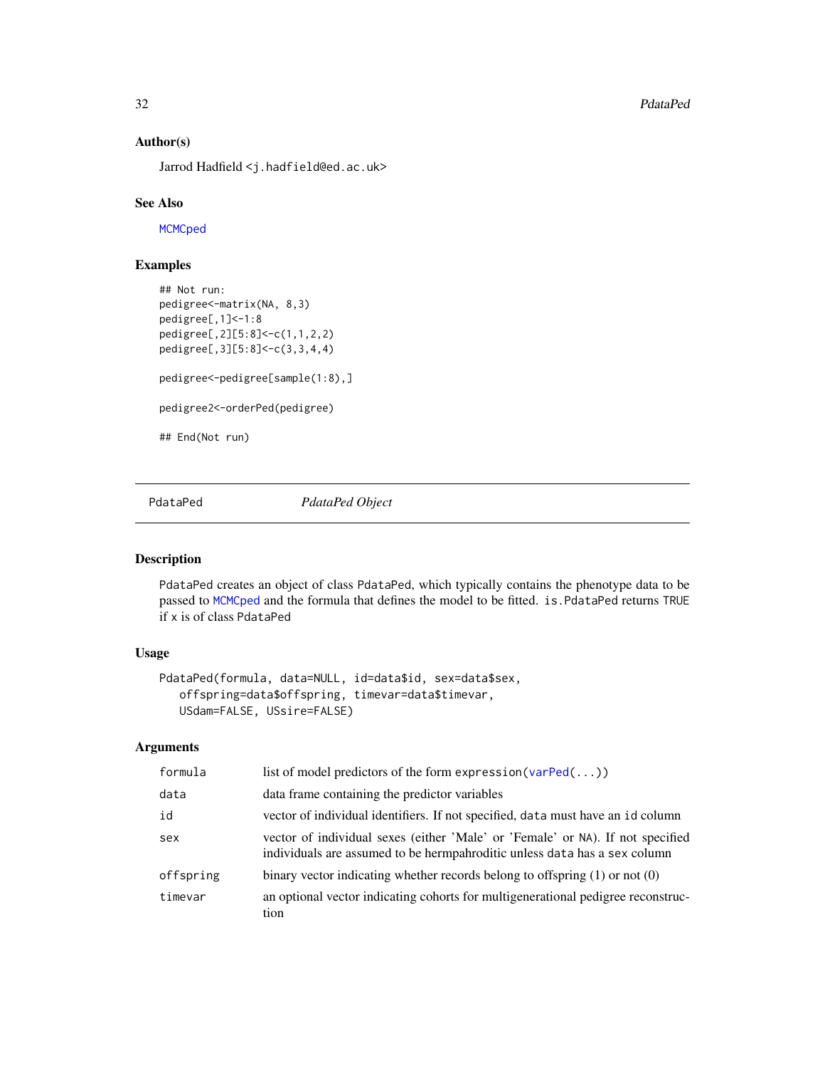### Author(s)

Jarrod Hadfield <j.hadfield@ed.ac.uk>

### See Also

MCMCped

### Examples

```
## Not run:
pedigree<-matrix(NA, 8,3)
pedigree[,1]<-1:8
pedigree[,2][5:8]<-c(1,1,2,2)
pedigree[,3][5:8]<-c(3,3,4,4)

pedigree<-pedigree[sample(1:8),]

pedigree2<-orderPed(pedigree)

## End(Not run)
```

---

## PdataPed *PdataPed Object*

### Description

PdataPed creates an object of class PdataPed, which typically contains the phenotype data to be passed to MCMCped and the formula that defines the model to be fitted. is.PdataPed returns TRUE if x is of class PdataPed

### Usage

```
PdataPed(formula, data=NULL, id=data$id, sex=data$sex,
   offspring=data$offspring, timevar=data$timevar,
   USdam=FALSE, USsire=FALSE)
```

### Arguments

| | |
|---|---|
| formula | list of model predictors of the form expression(varPed(...)) |
| data | data frame containing the predictor variables |
| id | vector of individual identifiers. If not specified, data must have an id column |
| sex | vector of individual sexes (either 'Male' or 'Female' or NA). If not specified individuals are assumed to be hermpahroditic unless data has a sex column |
| offspring | binary vector indicating whether records belong to offspring (1) or not (0) |
| timevar | an optional vector indicating cohorts for multigenerational pedigree reconstruction |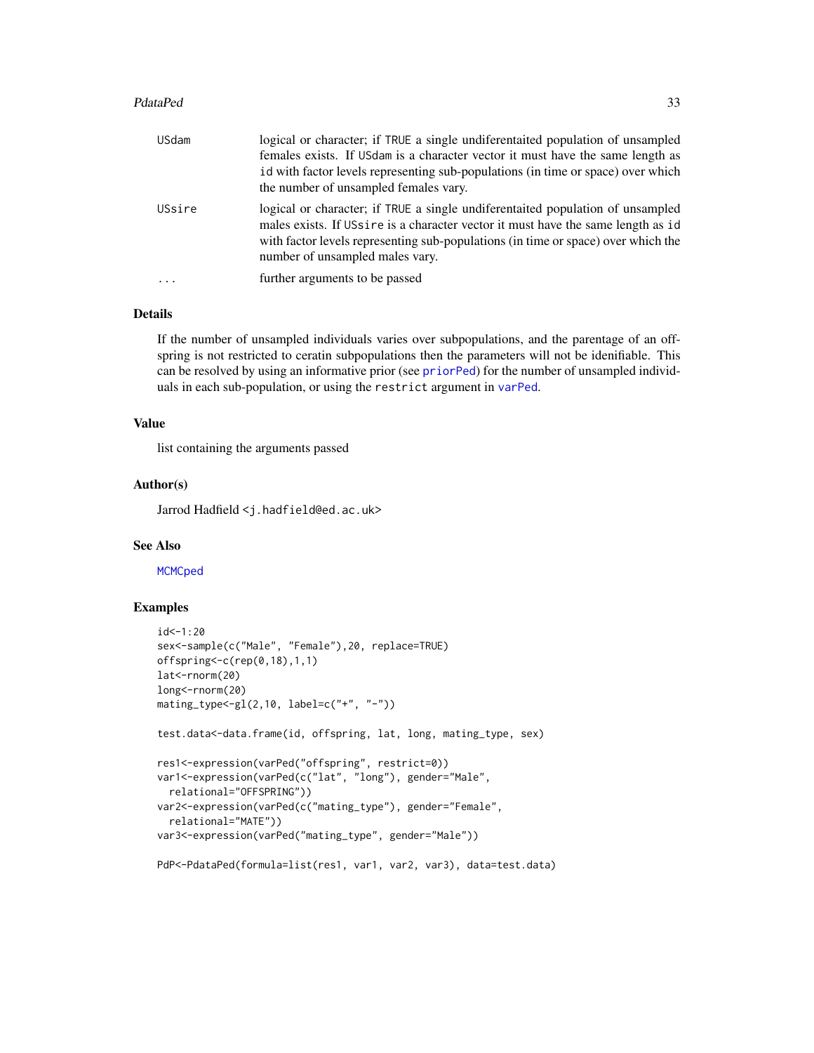| | |
|---|---|
| USdam | logical or character; if TRUE a single undiferentaited population of unsampled females exists. If USdam is a character vector it must have the same length as id with factor levels representing sub-populations (in time or space) over which the number of unsampled females vary. |
| USsire | logical or character; if TRUE a single undiferentaited population of unsampled males exists. If USsire is a character vector it must have the same length as id with factor levels representing sub-populations (in time or space) over which the number of unsampled males vary. |
| ... | further arguments to be passed |

## Details

If the number of unsampled individuals varies over subpopulations, and the parentage of an offspring is not restricted to ceratin subpopulations then the parameters will not be idenifiable. This can be resolved by using an informative prior (see priorPed) for the number of unsampled individuals in each sub-population, or using the restrict argument in varPed.

## Value

list containing the arguments passed

## Author(s)

Jarrod Hadfield <j.hadfield@ed.ac.uk>

## See Also

MCMCped

## Examples

```
id<-1:20
sex<-sample(c("Male", "Female"),20, replace=TRUE)
offspring<-c(rep(0,18),1,1)
lat<-rnorm(20)
long<-rnorm(20)
mating_type<-gl(2,10, label=c("+", "-"))

test.data<-data.frame(id, offspring, lat, long, mating_type, sex)

res1<-expression(varPed("offspring", restrict=0))
var1<-expression(varPed(c("lat", "long"), gender="Male",
  relational="OFFSPRING"))
var2<-expression(varPed(c("mating_type"), gender="Female",
  relational="MATE"))
var3<-expression(varPed("mating_type", gender="Male"))

PdP<-PdataPed(formula=list(res1, var1, var2, var3), data=test.data)
```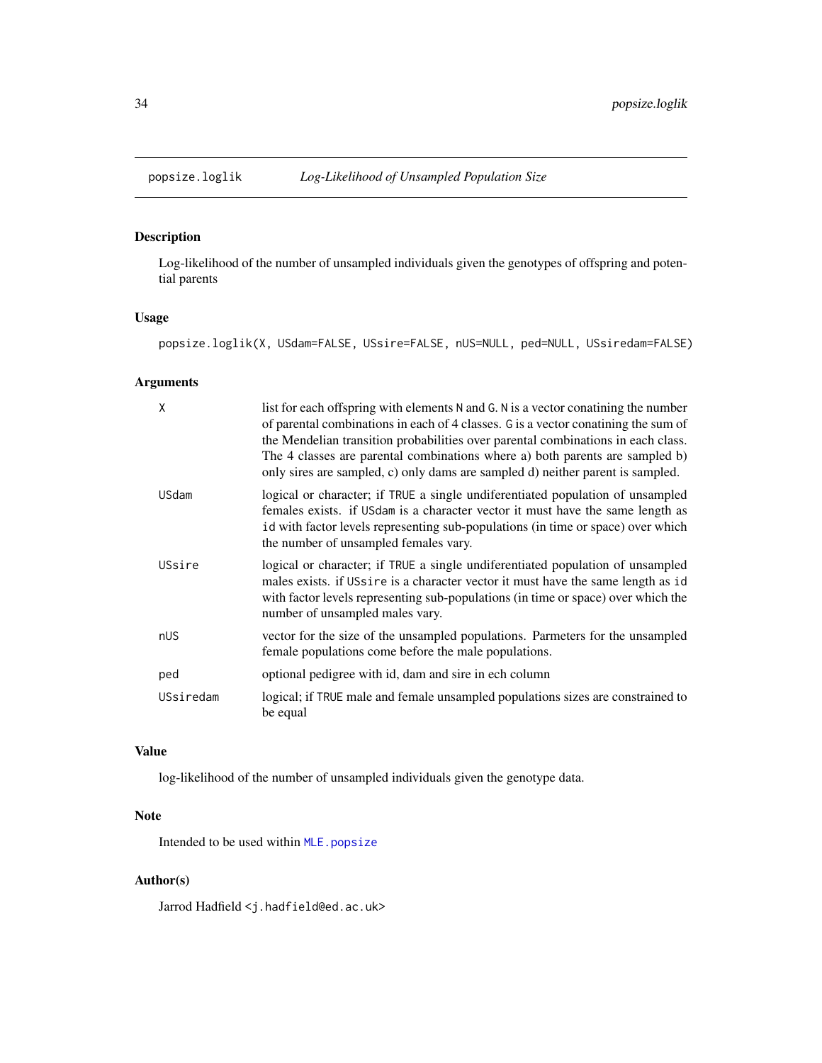# popsize.loglik — *Log-Likelihood of Unsampled Population Size*

## Description

Log-likelihood of the number of unsampled individuals given the genotypes of offspring and potential parents

## Usage

```
popsize.loglik(X, USdam=FALSE, USsire=FALSE, nUS=NULL, ped=NULL, USsiredam=FALSE)
```

## Arguments

| | |
|---|---|
| `X` | list for each offspring with elements `N` and `G`. `N` is a vector conatining the number of parental combinations in each of 4 classes. `G` is a vector conatining the sum of the Mendelian transition probabilities over parental combinations in each class. The 4 classes are parental combinations where a) both parents are sampled b) only sires are sampled, c) only dams are sampled d) neither parent is sampled. |
| `USdam` | logical or character; if `TRUE` a single undiferentiated population of unsampled females exists. if `USdam` is a character vector it must have the same length as `id` with factor levels representing sub-populations (in time or space) over which the number of unsampled females vary. |
| `USsire` | logical or character; if `TRUE` a single undiferentiated population of unsampled males exists. if `USsire` is a character vector it must have the same length as `id` with factor levels representing sub-populations (in time or space) over which the number of unsampled males vary. |
| `nUS` | vector for the size of the unsampled populations. Parmeters for the unsampled female populations come before the male populations. |
| `ped` | optional pedigree with id, dam and sire in ech column |
| `USsiredam` | logical; if `TRUE` male and female unsampled populations sizes are constrained to be equal |

## Value

log-likelihood of the number of unsampled individuals given the genotype data.

## Note

Intended to be used within `MLE.popsize`

## Author(s)

Jarrod Hadfield <j.hadfield@ed.ac.uk>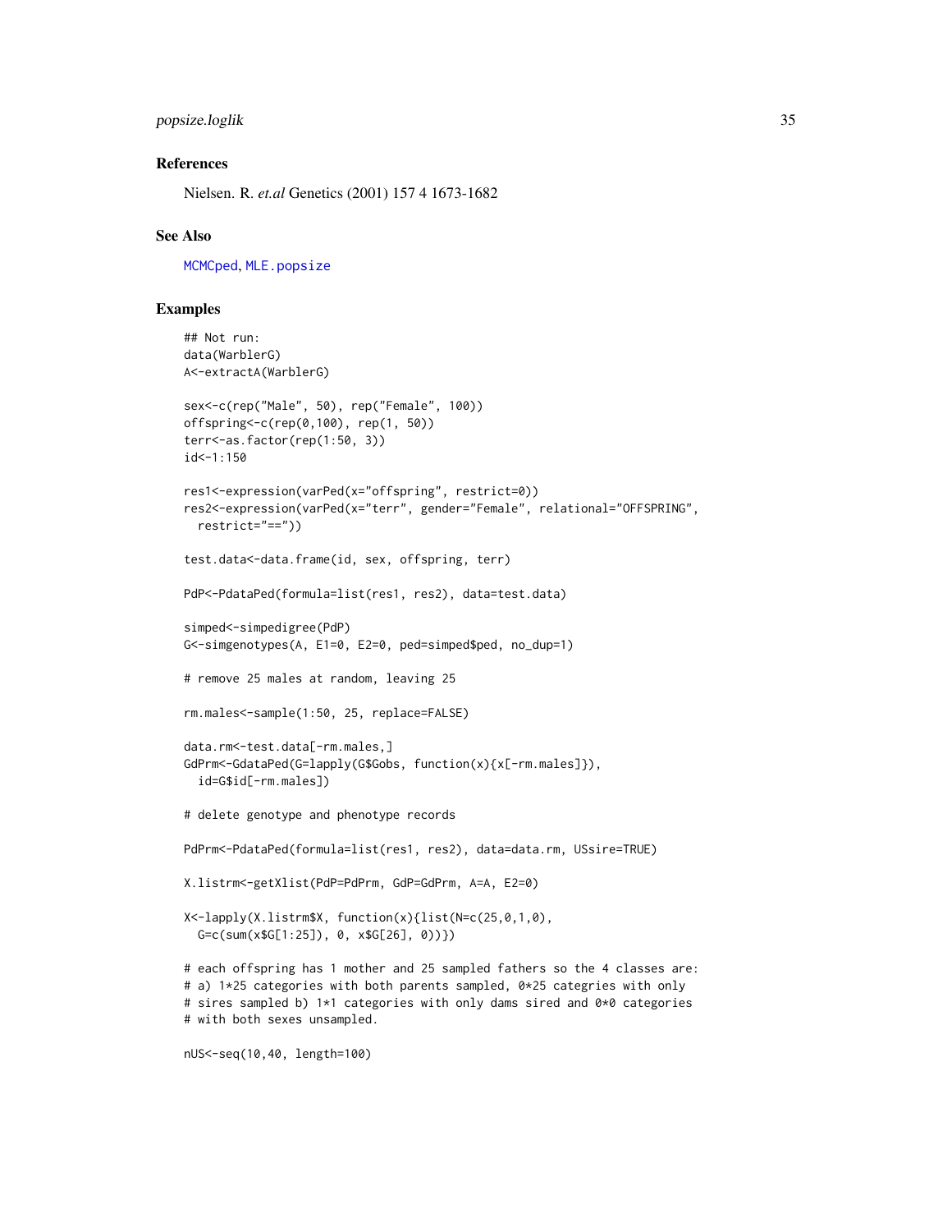### References

Nielsen. R. *et.al* Genetics (2001) 157 4 1673-1682

### See Also

MCMCped, MLE.popsize

### Examples

```
## Not run:
data(WarblerG)
A<-extractA(WarblerG)

sex<-c(rep("Male", 50), rep("Female", 100))
offspring<-c(rep(0,100), rep(1, 50))
terr<-as.factor(rep(1:50, 3))
id<-1:150

res1<-expression(varPed(x="offspring", restrict=0))
res2<-expression(varPed(x="terr", gender="Female", relational="OFFSPRING",
  restrict="=="))

test.data<-data.frame(id, sex, offspring, terr)

PdP<-PdataPed(formula=list(res1, res2), data=test.data)

simped<-simpedigree(PdP)
G<-simgenotypes(A, E1=0, E2=0, ped=simped$ped, no_dup=1)

# remove 25 males at random, leaving 25

rm.males<-sample(1:50, 25, replace=FALSE)

data.rm<-test.data[-rm.males,]
GdPrm<-GdataPed(G=lapply(G$Gobs, function(x){x[-rm.males]}),
  id=G$id[-rm.males])

# delete genotype and phenotype records

PdPrm<-PdataPed(formula=list(res1, res2), data=data.rm, USsire=TRUE)

X.listrm<-getXlist(PdP=PdPrm, GdP=GdPrm, A=A, E2=0)

X<-lapply(X.listrm$X, function(x){list(N=c(25,0,1,0),
  G=c(sum(x$G[1:25]), 0, x$G[26], 0))})

# each offspring has 1 mother and 25 sampled fathers so the 4 classes are:
# a) 1*25 categories with both parents sampled, 0*25 categries with only
# sires sampled b) 1*1 categories with only dams sired and 0*0 categories
# with both sexes unsampled.

nUS<-seq(10,40, length=100)
```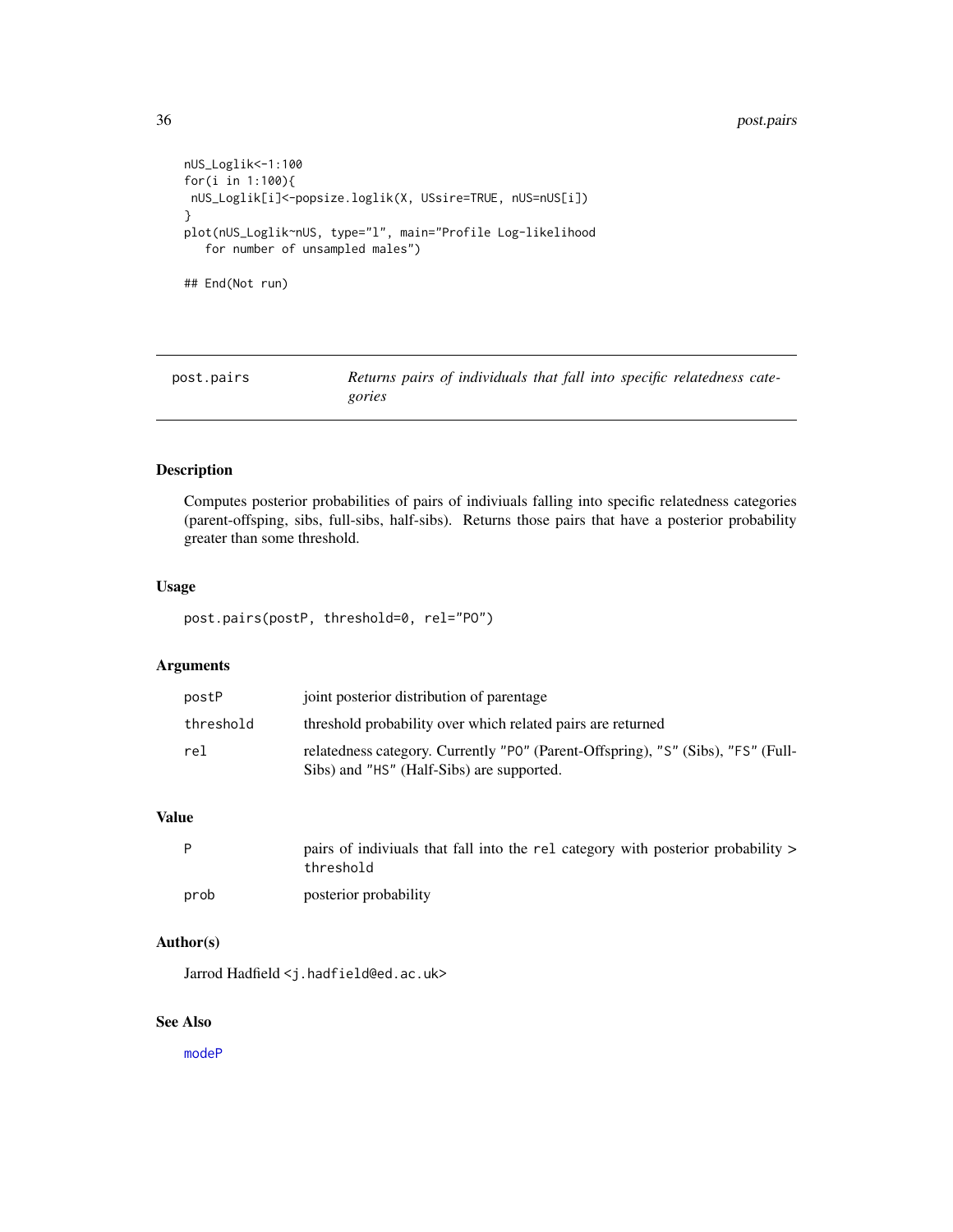```
nUS_Loglik<-1:100
for(i in 1:100){
 nUS_Loglik[i]<-popsize.loglik(X, USsire=TRUE, nUS=nUS[i])
}
plot(nUS_Loglik~nUS, type="l", main="Profile Log-likelihood
   for number of unsampled males")

## End(Not run)
```

## post.pairs — *Returns pairs of individuals that fall into specific relatedness categories*

### Description

Computes posterior probabilities of pairs of indiviuals falling into specific relatedness categories (parent-offsping, sibs, full-sibs, half-sibs). Returns those pairs that have a posterior probability greater than some threshold.

### Usage

```
post.pairs(postP, threshold=0, rel="PO")
```

### Arguments

| | |
|---|---|
| `postP` | joint posterior distribution of parentage |
| `threshold` | threshold probability over which related pairs are returned |
| `rel` | relatedness category. Currently `"PO"` (Parent-Offspring), `"S"` (Sibs), `"FS"` (Full-Sibs) and `"HS"` (Half-Sibs) are supported. |

### Value

| | |
|---|---|
| `P` | pairs of indiviuals that fall into the `rel` category with posterior probability > `threshold` |
| `prob` | posterior probability |

### Author(s)

Jarrod Hadfield <j.hadfield@ed.ac.uk>

### See Also

`modeP`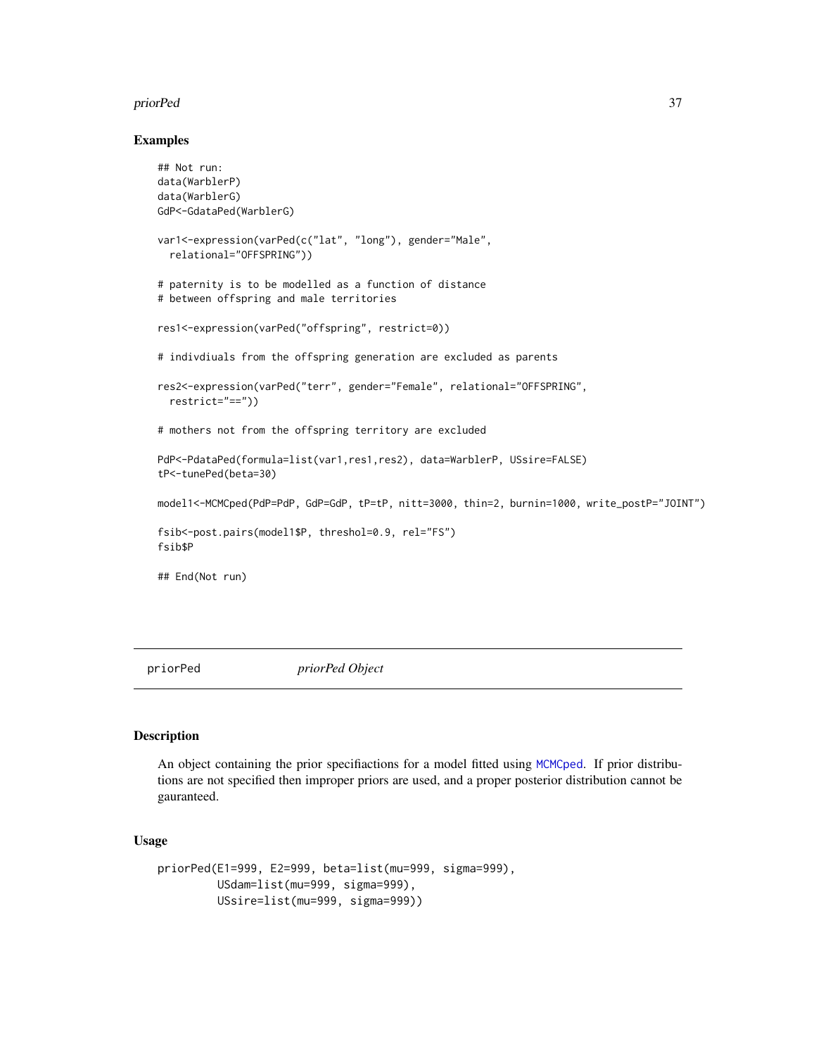### Examples

```
## Not run:
data(WarblerP)
data(WarblerG)
GdP<-GdataPed(WarblerG)

var1<-expression(varPed(c("lat", "long"), gender="Male",
  relational="OFFSPRING"))

# paternity is to be modelled as a function of distance
# between offspring and male territories

res1<-expression(varPed("offspring", restrict=0))

# indvdiuals from the offspring generation are excluded as parents

res2<-expression(varPed("terr", gender="Female", relational="OFFSPRING",
  restrict="=="))

# mothers not from the offspring territory are excluded

PdP<-PdataPed(formula=list(var1,res1,res2), data=WarblerP, USsire=FALSE)
tP<-tunePed(beta=30)

model1<-MCMCped(PdP=PdP, GdP=GdP, tP=tP, nitt=3000, thin=2, burnin=1000, write_postP="JOINT")

fsib<-post.pairs(model1$P, threshol=0.9, rel="FS")
fsib$P

## End(Not run)
```

---

## priorPed *priorPed Object*

### Description

An object containing the prior specifiactions for a model fitted using MCMCped. If prior distributions are not specified then improper priors are used, and a proper posterior distribution cannot be gauranteed.

### Usage

```
priorPed(E1=999, E2=999, beta=list(mu=999, sigma=999),
         USdam=list(mu=999, sigma=999),
         USsire=list(mu=999, sigma=999))
```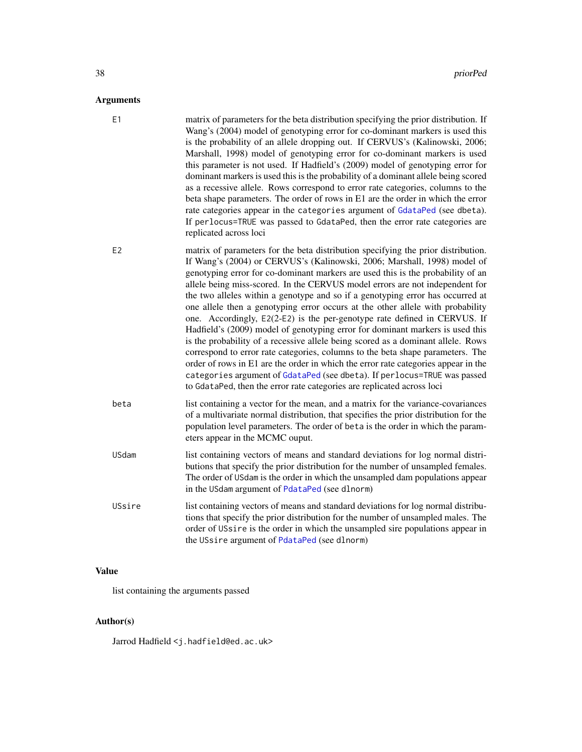## Arguments

`E1` — matrix of parameters for the beta distribution specifying the prior distribution. If Wang's (2004) model of genotyping error for co-dominant markers is used this is the probability of an allele dropping out. If CERVUS's (Kalinowski, 2006; Marshall, 1998) model of genotyping error for co-dominant markers is used this parameter is not used. If Hadfield's (2009) model of genotyping error for dominant markers is used this is the probability of a dominant allele being scored as a recessive allele. Rows correspond to error rate categories, columns to the beta shape parameters. The order of rows in E1 are the order in which the error rate categories appear in the `categories` argument of `GdataPed` (see `dbeta`). If `perlocus=TRUE` was passed to `GdataPed`, then the error rate categories are replicated across loci

`E2` — matrix of parameters for the beta distribution specifying the prior distribution. If Wang's (2004) or CERVUS's (Kalinowski, 2006; Marshall, 1998) model of genotyping error for co-dominant markers are used this is the probability of an allele being miss-scored. In the CERVUS model errors are not independent for the two alleles within a genotype and so if a genotyping error has occurred at one allele then a genotyping error occurs at the other allele with probability one. Accordingly, `E2(2-E2)` is the per-genotype rate defined in CERVUS. If Hadfield's (2009) model of genotyping error for dominant markers is used this is the probability of a recessive allele being scored as a dominant allele. Rows correspond to error rate categories, columns to the beta shape parameters. The order of rows in E1 are the order in which the error rate categories appear in the `categories` argument of `GdataPed` (see `dbeta`). If `perlocus=TRUE` was passed to `GdataPed`, then the error rate categories are replicated across loci

`beta` — list containing a vector for the mean, and a matrix for the variance-covariances of a multivariate normal distribution, that specifies the prior distribution for the population level parameters. The order of `beta` is the order in which the parameters appear in the MCMC ouput.

`USdam` — list containing vectors of means and standard deviations for log normal distributions that specify the prior distribution for the number of unsampled females. The order of `USdam` is the order in which the unsampled dam populations appear in the `USdam` argument of `PdataPed` (see `dlnorm`)

`USsire` — list containing vectors of means and standard deviations for log normal distributions that specify the prior distribution for the number of unsampled males. The order of `USsire` is the order in which the unsampled sire populations appear in the `USsire` argument of `PdataPed` (see `dlnorm`)

## Value

list containing the arguments passed

## Author(s)

Jarrod Hadfield <j.hadfield@ed.ac.uk>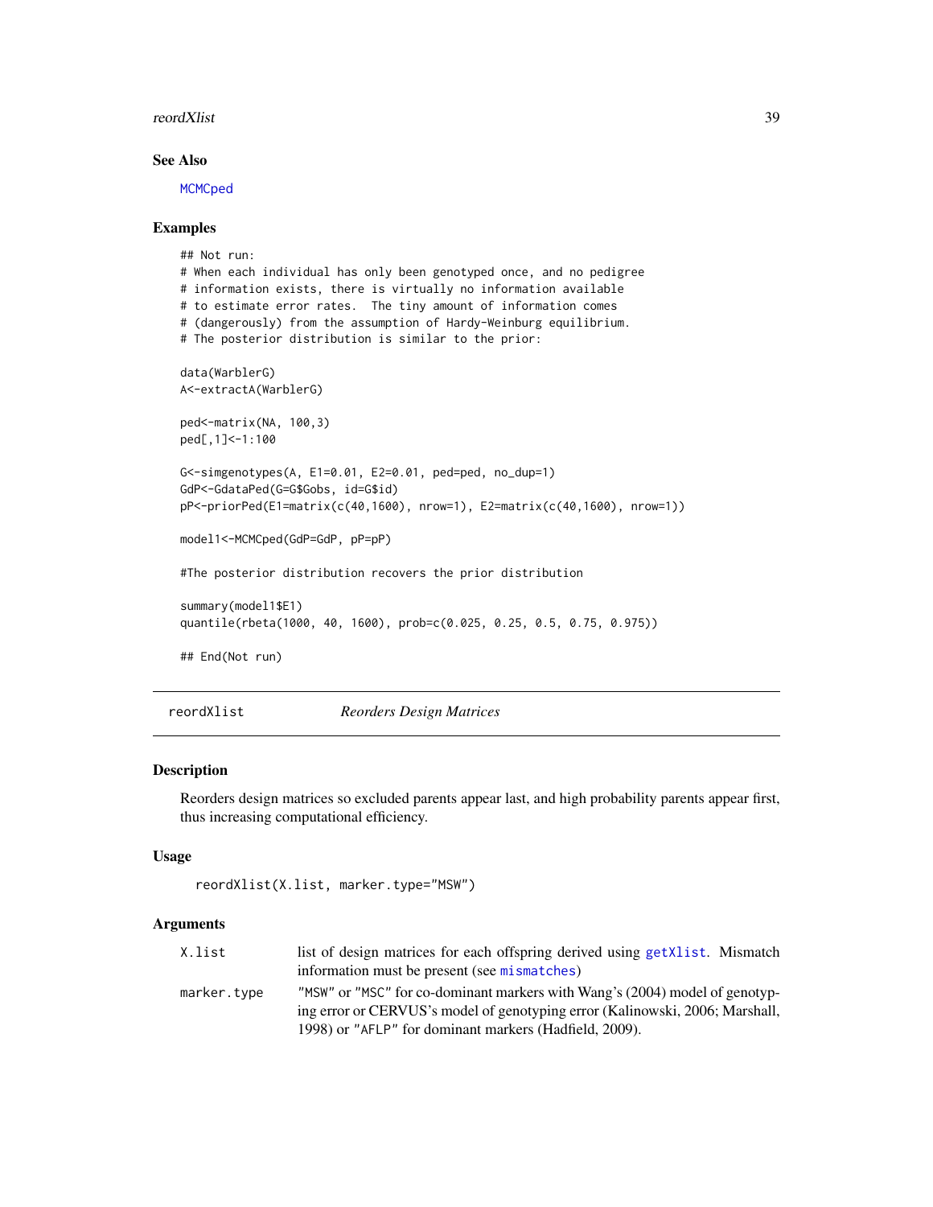### See Also

MCMCped

### Examples

```
## Not run:
# When each individual has only been genotyped once, and no pedigree
# information exists, there is virtually no information available
# to estimate error rates.  The tiny amount of information comes
# (dangerously) from the assumption of Hardy-Weinburg equilibrium.
# The posterior distribution is similar to the prior:

data(WarblerG)
A<-extractA(WarblerG)

ped<-matrix(NA, 100,3)
ped[,1]<-1:100

G<-simgenotypes(A, E1=0.01, E2=0.01, ped=ped, no_dup=1)
GdP<-GdataPed(G=G$Gobs, id=G$id)
pP<-priorPed(E1=matrix(c(40,1600), nrow=1), E2=matrix(c(40,1600), nrow=1))

model1<-MCMCped(GdP=GdP, pP=pP)

#The posterior distribution recovers the prior distribution

summary(model1$E1)
quantile(rbeta(1000, 40, 1600), prob=c(0.025, 0.25, 0.5, 0.75, 0.975))

## End(Not run)
```

---

## reordXlist — *Reorders Design Matrices*

### Description

Reorders design matrices so excluded parents appear last, and high probability parents appear first, thus increasing computational efficiency.

### Usage

```
reordXlist(X.list, marker.type="MSW")
```

### Arguments

| | |
|---|---|
| `X.list` | list of design matrices for each offspring derived using getXlist. Mismatch information must be present (see mismatches) |
| `marker.type` | "MSW" or "MSC" for co-dominant markers with Wang's (2004) model of genotyping error or CERVUS's model of genotyping error (Kalinowski, 2006; Marshall, 1998) or "AFLP" for dominant markers (Hadfield, 2009). |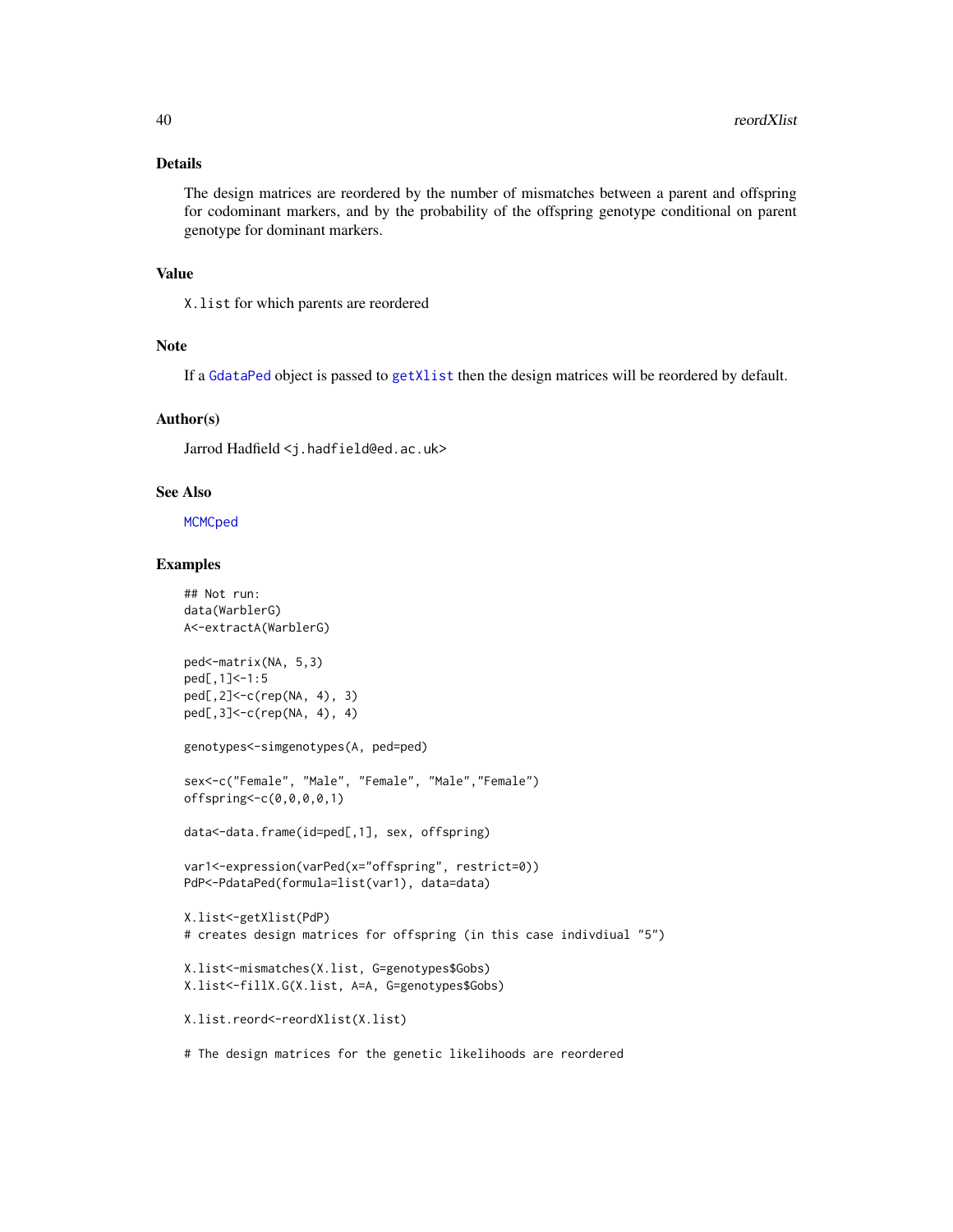## Details

The design matrices are reordered by the number of mismatches between a parent and offspring for codominant markers, and by the probability of the offspring genotype conditional on parent genotype for dominant markers.

## Value

`X.list` for which parents are reordered

## Note

If a `GdataPed` object is passed to `getXlist` then the design matrices will be reordered by default.

## Author(s)

Jarrod Hadfield <j.hadfield@ed.ac.uk>

## See Also

`MCMCped`

## Examples

```
## Not run:
data(WarblerG)
A<-extractA(WarblerG)

ped<-matrix(NA, 5,3)
ped[,1]<-1:5
ped[,2]<-c(rep(NA, 4), 3)
ped[,3]<-c(rep(NA, 4), 4)

genotypes<-simgenotypes(A, ped=ped)

sex<-c("Female", "Male", "Female", "Male","Female")
offspring<-c(0,0,0,0,1)

data<-data.frame(id=ped[,1], sex, offspring)

var1<-expression(varPed(x="offspring", restrict=0))
PdP<-PdataPed(formula=list(var1), data=data)

X.list<-getXlist(PdP)
# creates design matrices for offspring (in this case indivdiual "5")

X.list<-mismatches(X.list, G=genotypes$Gobs)
X.list<-fillX.G(X.list, A=A, G=genotypes$Gobs)

X.list.reord<-reordXlist(X.list)

# The design matrices for the genetic likelihoods are reordered
```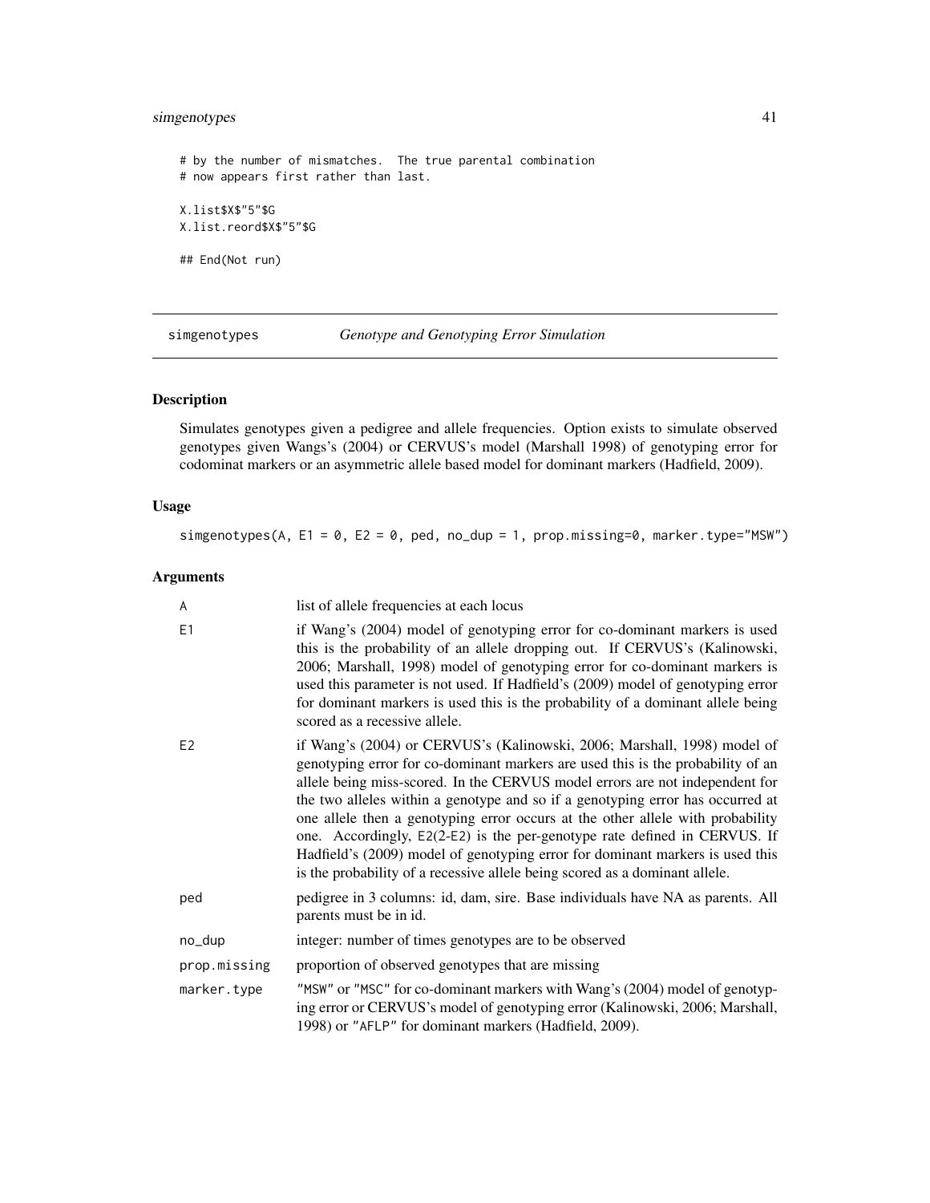```
# by the number of mismatches.  The true parental combination
# now appears first rather than last.

X.list$X$"5"$G
X.list.reord$X$"5"$G

## End(Not run)
```

## simgenotypes — *Genotype and Genotyping Error Simulation*

### Description

Simulates genotypes given a pedigree and allele frequencies. Option exists to simulate observed genotypes given Wangs's (2004) or CERVUS's model (Marshall 1998) of genotyping error for codominat markers or an asymmetric allele based model for dominant markers (Hadfield, 2009).

### Usage

```
simgenotypes(A, E1 = 0, E2 = 0, ped, no_dup = 1, prop.missing=0, marker.type="MSW")
```

### Arguments

| | |
|---|---|
| A | list of allele frequencies at each locus |
| E1 | if Wang's (2004) model of genotyping error for co-dominant markers is used this is the probability of an allele dropping out. If CERVUS's (Kalinowski, 2006; Marshall, 1998) model of genotyping error for co-dominant markers is used this parameter is not used. If Hadfield's (2009) model of genotyping error for dominant markers is used this is the probability of a dominant allele being scored as a recessive allele. |
| E2 | if Wang's (2004) or CERVUS's (Kalinowski, 2006; Marshall, 1998) model of genotyping error for co-dominant markers are used this is the probability of an allele being miss-scored. In the CERVUS model errors are not independent for the two alleles within a genotype and so if a genotyping error has occurred at one allele then a genotyping error occurs at the other allele with probability one. Accordingly, `E2(2-E2)` is the per-genotype rate defined in CERVUS. If Hadfield's (2009) model of genotyping error for dominant markers is used this is the probability of a recessive allele being scored as a dominant allele. |
| ped | pedigree in 3 columns: id, dam, sire. Base individuals have NA as parents. All parents must be in id. |
| no_dup | integer: number of times genotypes are to be observed |
| prop.missing | proportion of observed genotypes that are missing |
| marker.type | "MSW" or "MSC" for co-dominant markers with Wang's (2004) model of genotyping error or CERVUS's model of genotyping error (Kalinowski, 2006; Marshall, 1998) or "AFLP" for dominant markers (Hadfield, 2009). |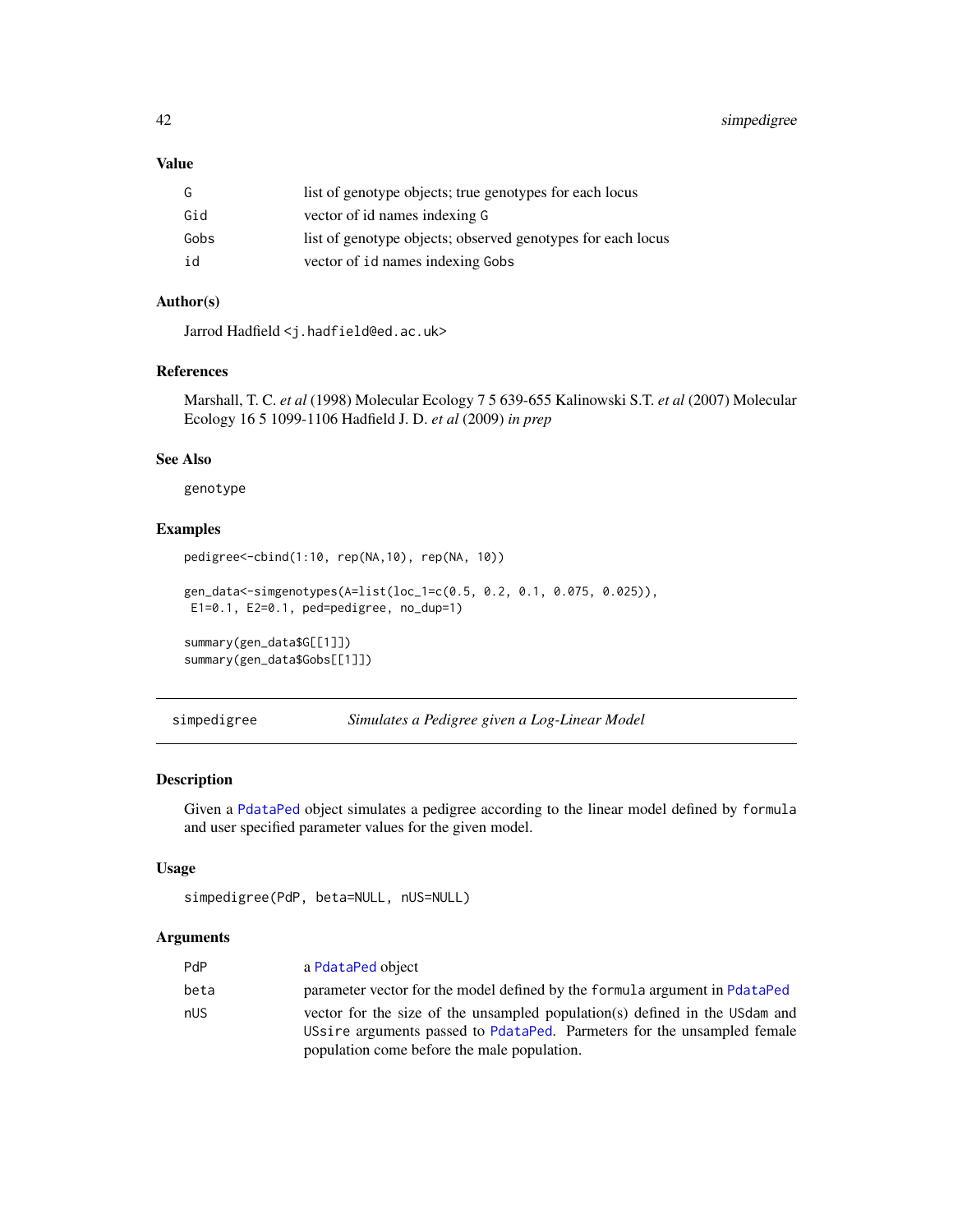## Value

| | |
|---|---|
| G | list of genotype objects; true genotypes for each locus |
| Gid | vector of id names indexing G |
| Gobs | list of genotype objects; observed genotypes for each locus |
| id | vector of id names indexing Gobs |

## Author(s)

Jarrod Hadfield <j.hadfield@ed.ac.uk>

## References

Marshall, T. C. *et al* (1998) Molecular Ecology 7 5 639-655 Kalinowski S.T. *et al* (2007) Molecular Ecology 16 5 1099-1106 Hadfield J. D. *et al* (2009) *in prep*

## See Also

genotype

## Examples

```
pedigree<-cbind(1:10, rep(NA,10), rep(NA, 10))

gen_data<-simgenotypes(A=list(loc_1=c(0.5, 0.2, 0.1, 0.075, 0.025)),
 E1=0.1, E2=0.1, ped=pedigree, no_dup=1)

summary(gen_data$G[[1]])
summary(gen_data$Gobs[[1]])
```

---

# simpedigree — *Simulates a Pedigree given a Log-Linear Model*

## Description

Given a PdataPed object simulates a pedigree according to the linear model defined by formula and user specified parameter values for the given model.

## Usage

```
simpedigree(PdP, beta=NULL, nUS=NULL)
```

## Arguments

| | |
|---|---|
| PdP | a PdataPed object |
| beta | parameter vector for the model defined by the formula argument in PdataPed |
| nUS | vector for the size of the unsampled population(s) defined in the USdam and USsire arguments passed to PdataPed. Parmeters for the unsampled female population come before the male population. |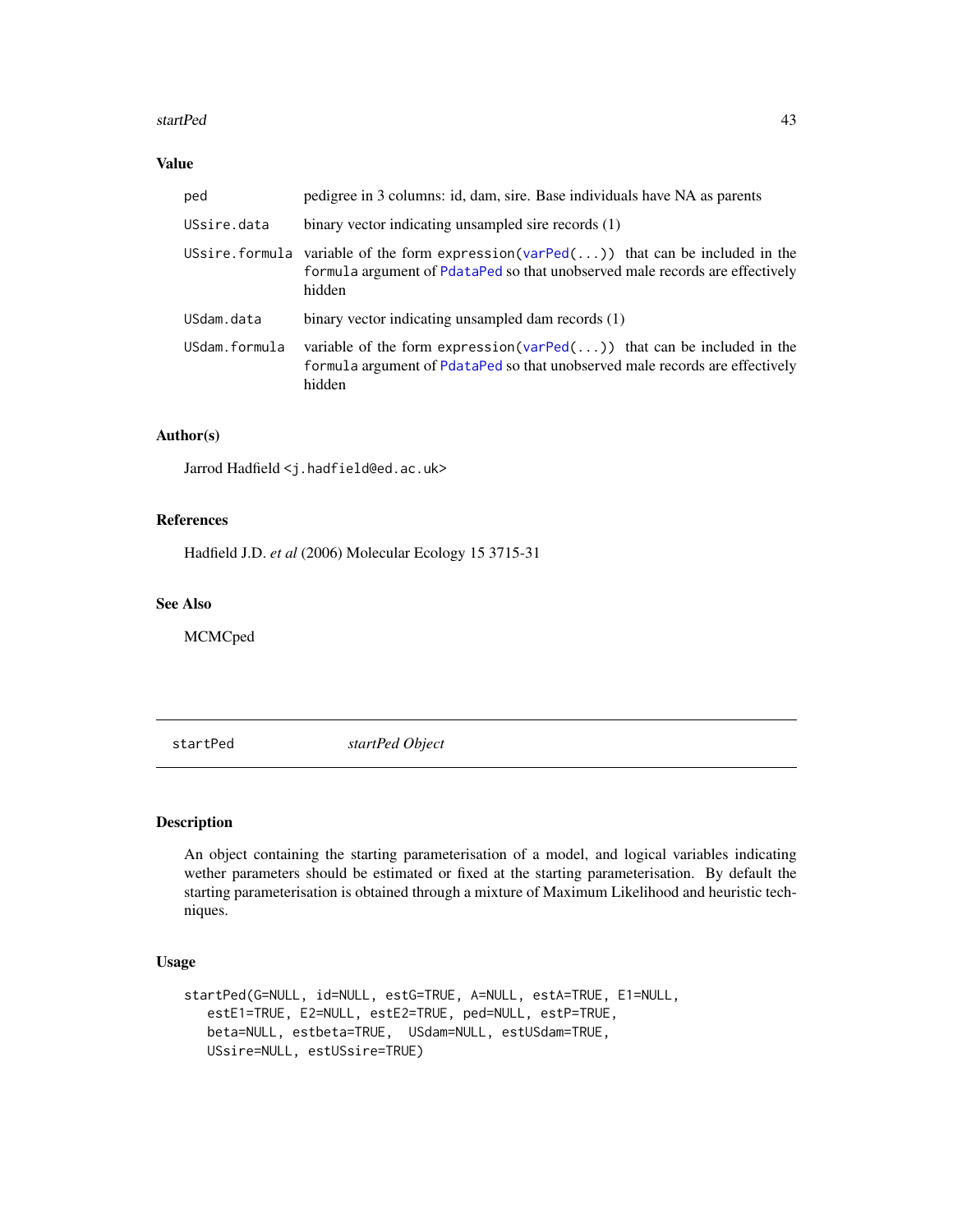### Value

| | |
|---|---|
| `ped` | pedigree in 3 columns: id, dam, sire. Base individuals have NA as parents |
| `USsire.data` | binary vector indicating unsampled sire records (1) |
| `USsire.formula` | variable of the form `expression(varPed(...))` that can be included in the `formula` argument of `PdataPed` so that unobserved male records are effectively hidden |
| `USdam.data` | binary vector indicating unsampled dam records (1) |
| `USdam.formula` | variable of the form `expression(varPed(...))` that can be included in the `formula` argument of `PdataPed` so that unobserved male records are effectively hidden |

### Author(s)

Jarrod Hadfield <j.hadfield@ed.ac.uk>

### References

Hadfield J.D. *et al* (2006) Molecular Ecology 15 3715-31

### See Also

MCMCped

---

## startPed — *startPed Object*

---

### Description

An object containing the starting parameterisation of a model, and logical variables indicating wether parameters should be estimated or fixed at the starting parameterisation. By default the starting parameterisation is obtained through a mixture of Maximum Likelihood and heuristic techniques.

### Usage

```
startPed(G=NULL, id=NULL, estG=TRUE, A=NULL, estA=TRUE, E1=NULL,
   estE1=TRUE, E2=NULL, estE2=TRUE, ped=NULL, estP=TRUE,
   beta=NULL, estbeta=TRUE,  USdam=NULL, estUSdam=TRUE,
   USsire=NULL, estUSsire=TRUE)
```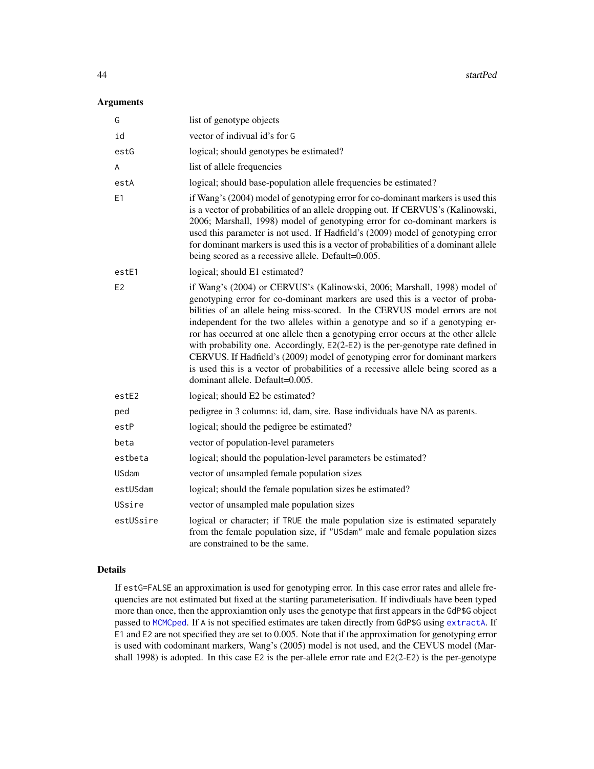## Arguments

| | |
|---|---|
| `G` | list of genotype objects |
| `id` | vector of indivual id's for `G` |
| `estG` | logical; should genotypes be estimated? |
| `A` | list of allele frequencies |
| `estA` | logical; should base-population allele frequencies be estimated? |
| `E1` | if Wang's (2004) model of genotyping error for co-dominant markers is used this is a vector of probabilities of an allele dropping out. If CERVUS's (Kalinowski, 2006; Marshall, 1998) model of genotyping error for co-dominant markers is used this parameter is not used. If Hadfield's (2009) model of genotyping error for dominant markers is used this is a vector of probabilities of a dominant allele being scored as a recessive allele. Default=0.005. |
| `estE1` | logical; should E1 estimated? |
| `E2` | if Wang's (2004) or CERVUS's (Kalinowski, 2006; Marshall, 1998) model of genotyping error for co-dominant markers are used this is a vector of probabilities of an allele being miss-scored. In the CERVUS model errors are not independent for the two alleles within a genotype and so if a genotyping error has occurred at one allele then a genotyping error occurs at the other allele with probability one. Accordingly, `E2(2-E2)` is the per-genotype rate defined in CERVUS. If Hadfield's (2009) model of genotyping error for dominant markers is used this is a vector of probabilities of a recessive allele being scored as a dominant allele. Default=0.005. |
| `estE2` | logical; should E2 be estimated? |
| `ped` | pedigree in 3 columns: id, dam, sire. Base individuals have NA as parents. |
| `estP` | logical; should the pedigree be estimated? |
| `beta` | vector of population-level parameters |
| `estbeta` | logical; should the population-level parameters be estimated? |
| `USdam` | vector of unsampled female population sizes |
| `estUSdam` | logical; should the female population sizes be estimated? |
| `USsire` | vector of unsampled male population sizes |
| `estUSsire` | logical or character; if `TRUE` the male population size is estimated separately from the female population size, if `"USdam"` male and female population sizes are constrained to be the same. |

## Details

If `estG=FALSE` an approximation is used for genotyping error. In this case error rates and allele frequencies are not estimated but fixed at the starting parameterisation. If indivduials have been typed more than once, then the approxiamtion only uses the genotype that first appears in the `GdP$G` object passed to `MCMCped`. If `A` is not specified estimates are taken directly from `GdP$G` using `extractA`. If `E1` and `E2` are not specified they are set to 0.005. Note that if the approximation for genotyping error is used with codominant markers, Wang's (2005) model is not used, and the CEVUS model (Marshall 1998) is adopted. In this case `E2` is the per-allele error rate and `E2(2-E2)` is the per-genotype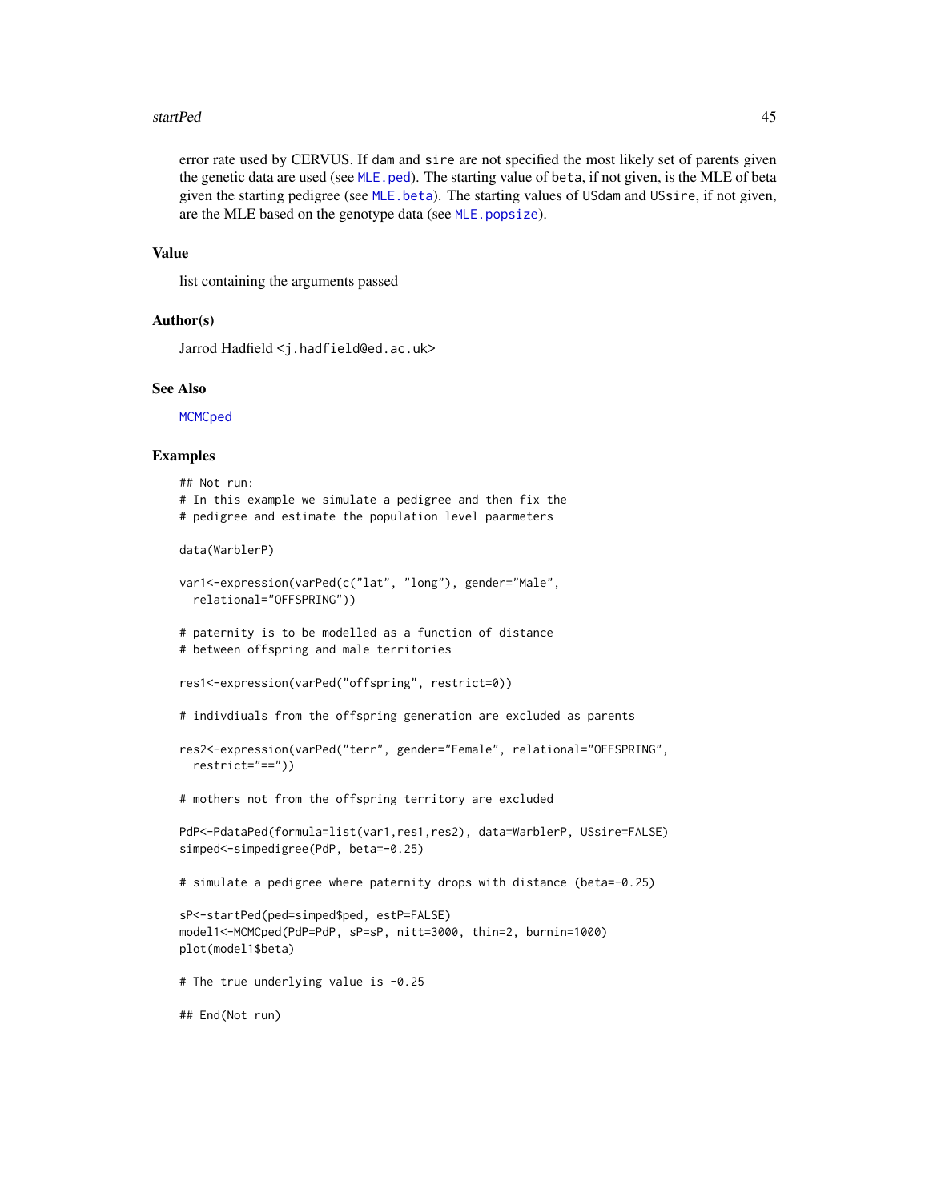error rate used by CERVUS. If dam and sire are not specified the most likely set of parents given the genetic data are used (see MLE.ped). The starting value of beta, if not given, is the MLE of beta given the starting pedigree (see MLE.beta). The starting values of USdam and USsire, if not given, are the MLE based on the genotype data (see MLE.popsize).

## Value

list containing the arguments passed

## Author(s)

Jarrod Hadfield <j.hadfield@ed.ac.uk>

## See Also

MCMCped

## Examples

```
## Not run:
# In this example we simulate a pedigree and then fix the
# pedigree and estimate the population level paarmeters

data(WarblerP)

var1<-expression(varPed(c("lat", "long"), gender="Male",
  relational="OFFSPRING"))

# paternity is to be modelled as a function of distance
# between offspring and male territories

res1<-expression(varPed("offspring", restrict=0))

# indivdiuals from the offspring generation are excluded as parents

res2<-expression(varPed("terr", gender="Female", relational="OFFSPRING",
  restrict="=="))

# mothers not from the offspring territory are excluded

PdP<-PdataPed(formula=list(var1,res1,res2), data=WarblerP, USsire=FALSE)
simped<-simpedigree(PdP, beta=-0.25)

# simulate a pedigree where paternity drops with distance (beta=-0.25)

sP<-startPed(ped=simped$ped, estP=FALSE)
model1<-MCMCped(PdP=PdP, sP=sP, nitt=3000, thin=2, burnin=1000)
plot(model1$beta)

# The true underlying value is -0.25

## End(Not run)
```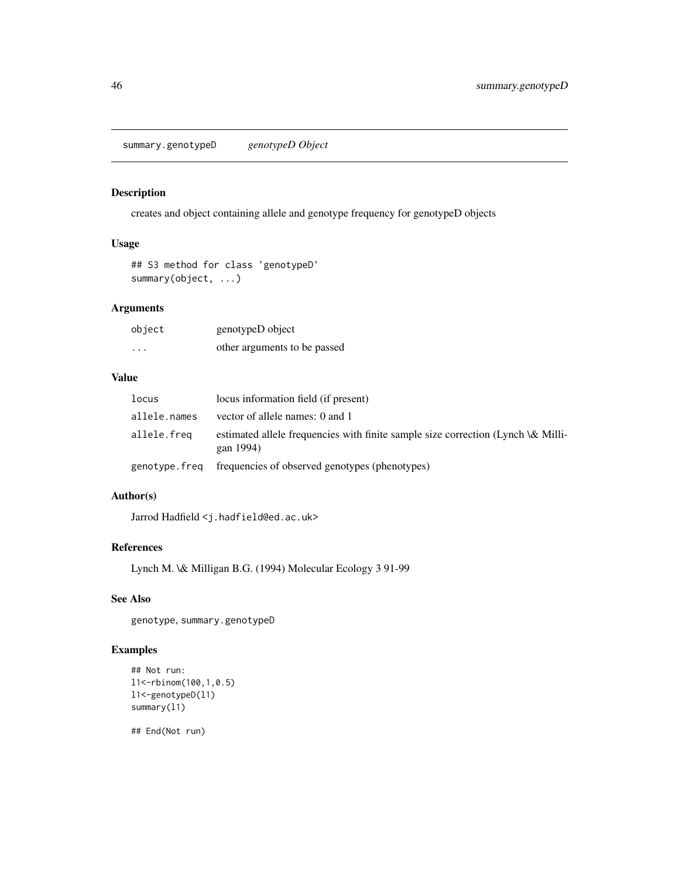# summary.genotypeD *genotypeD Object*

## Description

creates and object containing allele and genotype frequency for genotypeD objects

## Usage

```
## S3 method for class 'genotypeD'
summary(object, ...)
```

## Arguments

| | |
|---|---|
| `object` | genotypeD object |
| `...` | other arguments to be passed |

## Value

| | |
|---|---|
| `locus` | locus information field (if present) |
| `allele.names` | vector of allele names: 0 and 1 |
| `allele.freq` | estimated allele frequencies with finite sample size correction (Lynch \& Milligan 1994) |
| `genotype.freq` | frequencies of observed genotypes (phenotypes) |

## Author(s)

Jarrod Hadfield <j.hadfield@ed.ac.uk>

## References

Lynch M. \& Milligan B.G. (1994) Molecular Ecology 3 91-99

## See Also

genotype, summary.genotypeD

## Examples

```
## Not run:
l1<-rbinom(100,1,0.5)
l1<-genotypeD(l1)
summary(l1)

## End(Not run)
```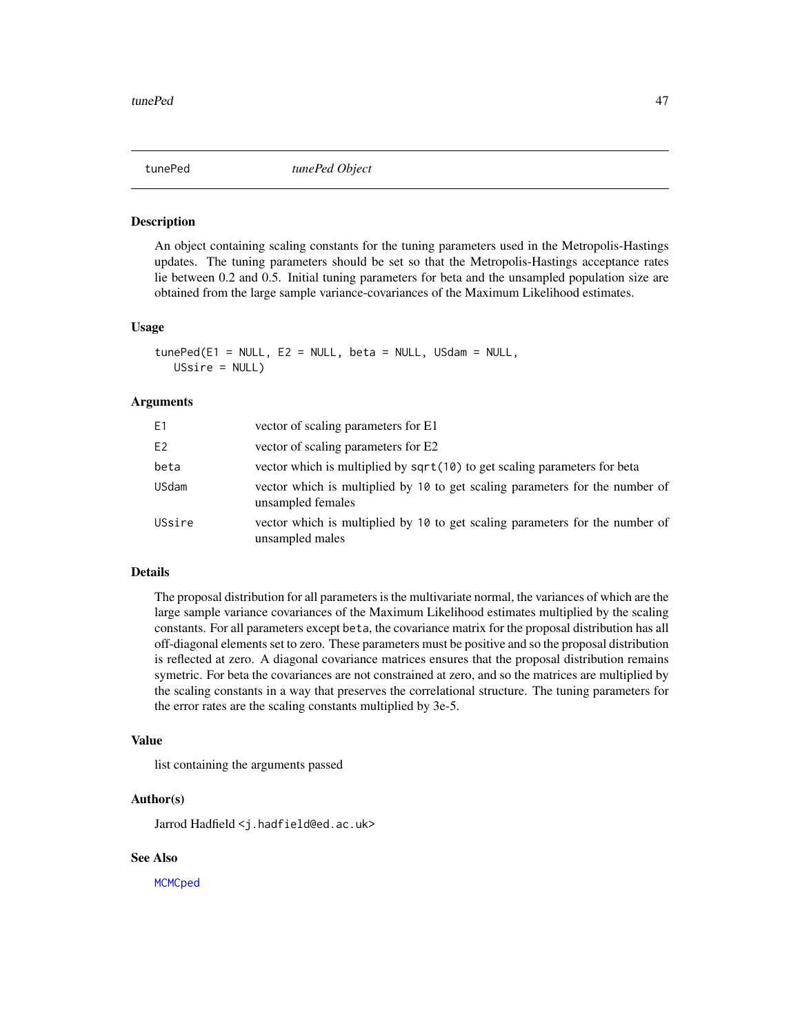# tunePed — *tunePed Object*

## Description

An object containing scaling constants for the tuning parameters used in the Metropolis-Hastings updates. The tuning parameters should be set so that the Metropolis-Hastings acceptance rates lie between 0.2 and 0.5. Initial tuning parameters for beta and the unsampled population size are obtained from the large sample variance-covariances of the Maximum Likelihood estimates.

## Usage

```
tunePed(E1 = NULL, E2 = NULL, beta = NULL, USdam = NULL,
   USsire = NULL)
```

## Arguments

| | |
|---|---|
| `E1` | vector of scaling parameters for E1 |
| `E2` | vector of scaling parameters for E2 |
| `beta` | vector which is multiplied by `sqrt(10)` to get scaling parameters for beta |
| `USdam` | vector which is multiplied by `10` to get scaling parameters for the number of unsampled females |
| `USsire` | vector which is multiplied by `10` to get scaling parameters for the number of unsampled males |

## Details

The proposal distribution for all parameters is the multivariate normal, the variances of which are the large sample variance covariances of the Maximum Likelihood estimates multiplied by the scaling constants. For all parameters except `beta`, the covariance matrix for the proposal distribution has all off-diagonal elements set to zero. These parameters must be positive and so the proposal distribution is reflected at zero. A diagonal covariance matrices ensures that the proposal distribution remains symetric. For beta the covariances are not constrained at zero, and so the matrices are multiplied by the scaling constants in a way that preserves the correlational structure. The tuning parameters for the error rates are the scaling constants multiplied by 3e-5.

## Value

list containing the arguments passed

## Author(s)

Jarrod Hadfield <`j.hadfield@ed.ac.uk`>

## See Also

`MCMCped`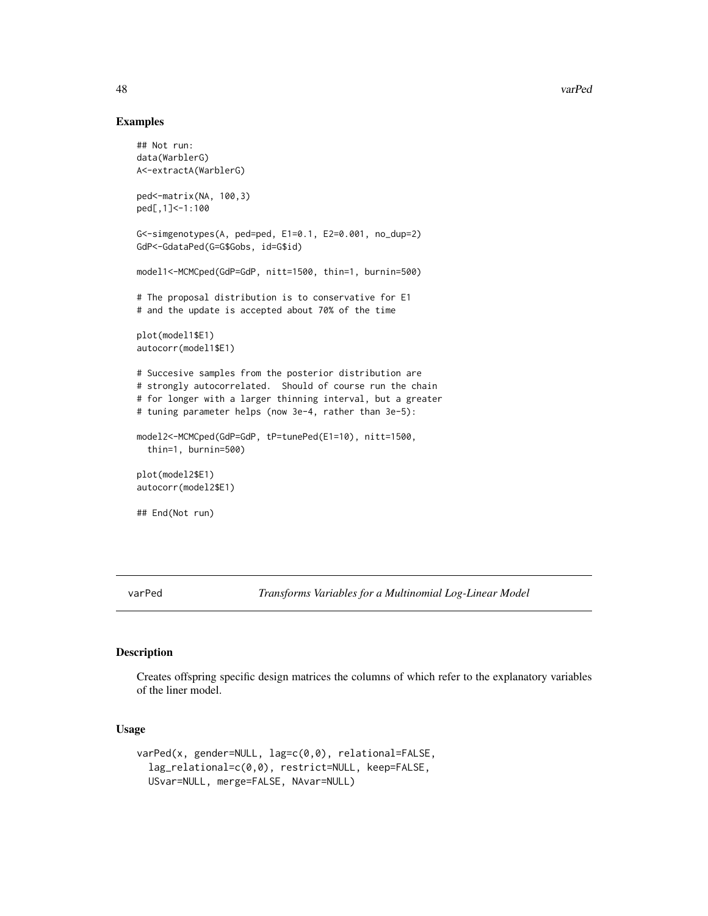## Examples

```
## Not run:
data(WarblerG)
A<-extractA(WarblerG)

ped<-matrix(NA, 100,3)
ped[,1]<-1:100

G<-simgenotypes(A, ped=ped, E1=0.1, E2=0.001, no_dup=2)
GdP<-GdataPed(G=G$Gobs, id=G$id)

model1<-MCMCped(GdP=GdP, nitt=1500, thin=1, burnin=500)

# The proposal distribution is to conservative for E1
# and the update is accepted about 70% of the time

plot(model1$E1)
autocorr(model1$E1)

# Succesive samples from the posterior distribution are
# strongly autocorrelated.  Should of course run the chain
# for longer with a larger thinning interval, but a greater
# tuning parameter helps (now 3e-4, rather than 3e-5):

model2<-MCMCped(GdP=GdP, tP=tunePed(E1=10), nitt=1500,
  thin=1, burnin=500)

plot(model2$E1)
autocorr(model2$E1)

## End(Not run)
```

---

varPed *Transforms Variables for a Multinomial Log-Linear Model*

---

## Description

Creates offspring specific design matrices the columns of which refer to the explanatory variables of the liner model.

## Usage

```
varPed(x, gender=NULL, lag=c(0,0), relational=FALSE,
  lag_relational=c(0,0), restrict=NULL, keep=FALSE,
  USvar=NULL, merge=FALSE, NAvar=NULL)
```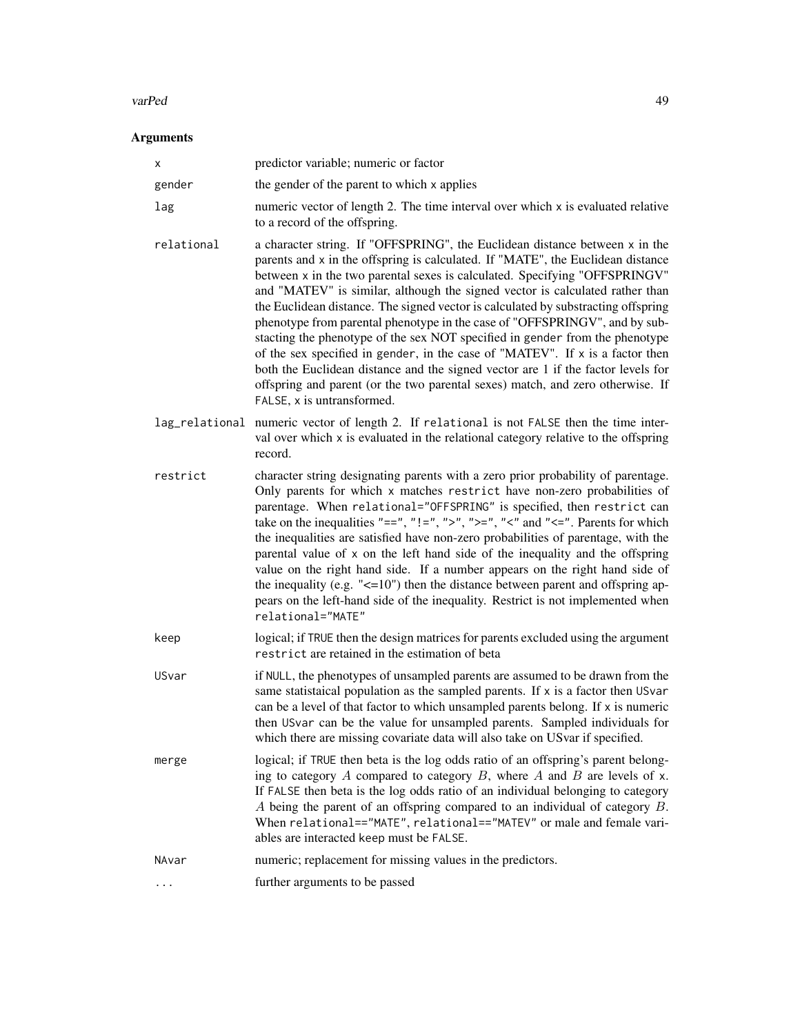## Arguments

| | |
|---|---|
| `x` | predictor variable; numeric or factor |
| `gender` | the gender of the parent to which `x` applies |
| `lag` | numeric vector of length 2. The time interval over which `x` is evaluated relative to a record of the offspring. |
| `relational` | a character string. If "OFFSPRING", the Euclidean distance between `x` in the parents and `x` in the offspring is calculated. If "MATE", the Euclidean distance between `x` in the two parental sexes is calculated. Specifying "OFFSPRINGV" and "MATEV" is similar, although the signed vector is calculated rather than the Euclidean distance. The signed vector is calculated by substracting offspring phenotype from parental phenotype in the case of "OFFSPRINGV", and by substacting the phenotype of the sex NOT specified in `gender` from the phenotype of the sex specified in `gender`, in the case of "MATEV". If `x` is a factor then both the Euclidean distance and the signed vector are 1 if the factor levels for offspring and parent (or the two parental sexes) match, and zero otherwise. If `FALSE`, `x` is untransformed. |
| `lag_relational` | numeric vector of length 2. If `relational` is not `FALSE` then the time interval over which `x` is evaluated in the relational category relative to the offspring record. |
| `restrict` | character string designating parents with a zero prior probability of parentage. Only parents for which `x` matches `restrict` have non-zero probabilities of parentage. When `relational="OFFSPRING"` is specified, then `restrict` can take on the inequalities "==", "!=", ">", ">=", "<" and "<=". Parents for which the inequalities are satisfied have non-zero probabilities of parentage, with the parental value of `x` on the left hand side of the inequality and the offspring value on the right hand side. If a number appears on the right hand side of the inequality (e.g. "<=10") then the distance between parent and offspring appears on the left-hand side of the inequality. Restrict is not implemented when `relational="MATE"` |
| `keep` | logical; if `TRUE` then the design matrices for parents excluded using the argument `restrict` are retained in the estimation of beta |
| `USvar` | if `NULL`, the phenotypes of unsampled parents are assumed to be drawn from the same statistaical population as the sampled parents. If `x` is a factor then `USvar` can be a level of that factor to which unsampled parents belong. If `x` is numeric then `USvar` can be the value for unsampled parents. Sampled individuals for which there are missing covariate data will also take on USvar if specified. |
| `merge` | logical; if `TRUE` then beta is the log odds ratio of an offspring's parent belonging to category $A$ compared to category $B$, where $A$ and $B$ are levels of `x`. If `FALSE` then beta is the log odds ratio of an individual belonging to category $A$ being the parent of an offspring compared to an individual of category $B$. When `relational=="MATE"`, `relational=="MATEV"` or male and female variables are interacted `keep` must be `FALSE`. |
| `NAvar` | numeric; replacement for missing values in the predictors. |
| `...` | further arguments to be passed |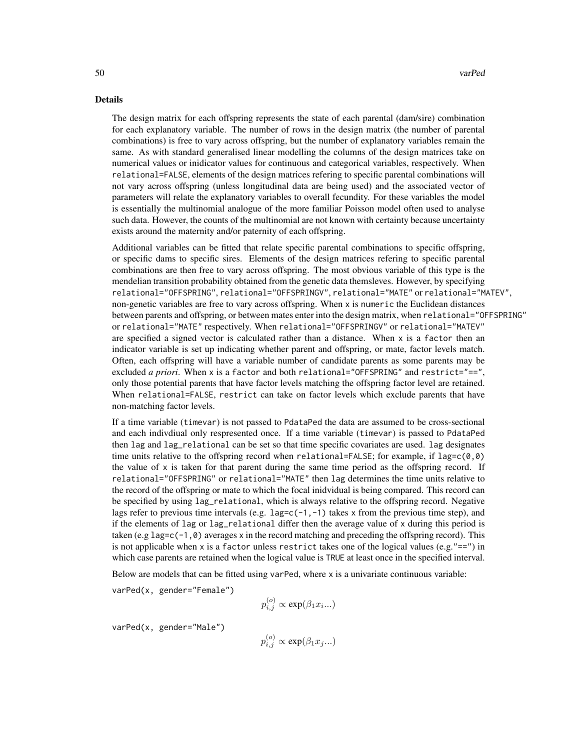## Details

The design matrix for each offspring represents the state of each parental (dam/sire) combination for each explanatory variable. The number of rows in the design matrix (the number of parental combinations) is free to vary across offspring, but the number of explanatory variables remain the same. As with standard generalised linear modelling the columns of the design matrices take on numerical values or inidicator values for continuous and categorical variables, respectively. When `relational=FALSE`, elements of the design matrices refering to specific parental combinations will not vary across offspring (unless longitudinal data are being used) and the associated vector of parameters will relate the explanatory variables to overall fecundity. For these variables the model is essentially the multinomial analogue of the more familiar Poisson model often used to analyse such data. However, the counts of the multinomial are not known with certainty because uncertainty exists around the maternity and/or paternity of each offspring.

Additional variables can be fitted that relate specific parental combinations to specific offspring, or specific dams to specific sires. Elements of the design matrices refering to specific parental combinations are then free to vary across offspring. The most obvious variable of this type is the mendelian transition probability obtained from the genetic data themsleves. However, by specifying `relational="OFFSPRING"`, `relational="OFFSPRINGV"`, `relational="MATE"` or `relational="MATEV"`, non-genetic variables are free to vary across offspring. When `x` is `numeric` the Euclidean distances between parents and offspring, or between mates enter into the design matrix, when `relational="OFFSPRING"` or `relational="MATE"` respectively. When `relational="OFFSPRINGV"` or `relational="MATEV"` are specified a signed vector is calculated rather than a distance. When `x` is a `factor` then an indicator variable is set up indicating whether parent and offspring, or mate, factor levels match. Often, each offspring will have a variable number of candidate parents as some parents may be excluded *a priori*. When `x` is a `factor` and both `relational="OFFSPRING"` and `restrict="=="`, only those potential parents that have factor levels matching the offspring factor level are retained. When `relational=FALSE`, `restrict` can take on factor levels which exclude parents that have non-matching factor levels.

If a time variable (`timevar`) is not passed to `PdataPed` the data are assumed to be cross-sectional and each indivdiual only respresented once. If a time variable (`timevar`) is passed to `PdataPed` then `lag` and `lag_relational` can be set so that time specific covariates are used. `lag` designates time units relative to the offspring record when `relational=FALSE`; for example, if `lag=c(0,0)` the value of `x` is taken for that parent during the same time period as the offspring record. If `relational="OFFSPRING"` or `relational="MATE"` then `lag` determines the time units relative to the record of the offspring or mate to which the focal inidvidual is being compared. This record can be specified by using `lag_relational`, which is always relative to the offspring record. Negative lags refer to previous time intervals (e.g. `lag=c(-1,-1)` takes `x` from the previous time step), and if the elements of `lag` or `lag_relational` differ then the average value of `x` during this period is taken (e.g `lag=c(-1,0)` averages `x` in the record matching and preceding the offspring record). This is not applicable when `x` is a `factor` unless `restrict` takes one of the logical values (e.g.`"=="`) in which case parents are retained when the logical value is `TRUE` at least once in the specified interval.

Below are models that can be fitted using `varPed`, where `x` is a univariate continuous variable:

```
varPed(x, gender="Female")
```

$$p^{(o)}_{i,j} \propto \exp(\beta_1 x_i ...)$$

```
varPed(x, gender="Male")
```

$$p^{(o)}_{i,j} \propto \exp(\beta_1 x_j ...)$$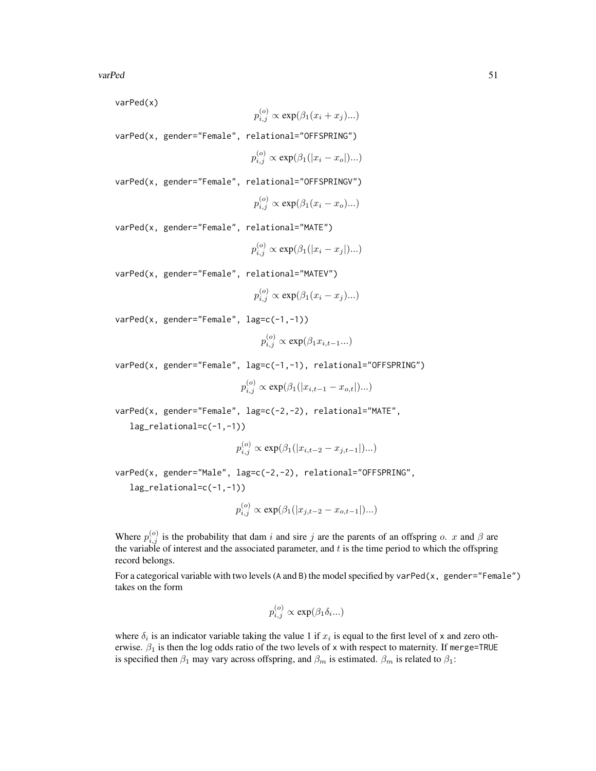```
varPed(x)
```

$$p^{(o)}_{i,j} \propto \exp(\beta_1(x_i + x_j)...)$$

```
varPed(x, gender="Female", relational="OFFSPRING")
```

$$p^{(o)}_{i,j} \propto \exp(\beta_1(|x_i - x_o|)...)$$

```
varPed(x, gender="Female", relational="OFFSPRINGV")
```

$$p^{(o)}_{i,j} \propto \exp(\beta_1(x_i - x_o)...)$$

```
varPed(x, gender="Female", relational="MATE")
```

$$p^{(o)}_{i,j} \propto \exp(\beta_1(|x_i - x_j|)...)$$

```
varPed(x, gender="Female", relational="MATEV")
```

$$p^{(o)}_{i,j} \propto \exp(\beta_1(x_i - x_j)...)$$

```
varPed(x, gender="Female", lag=c(-1,-1))
```

$$p^{(o)}_{i,j} \propto \exp(\beta_1 x_{i,t-1}...)$$

```
varPed(x, gender="Female", lag=c(-1,-1), relational="OFFSPRING")
```

$$p^{(o)}_{i,j} \propto \exp(\beta_1(|x_{i,t-1} - x_{o,t}|)...)$$

```
varPed(x, gender="Female", lag=c(-2,-2), relational="MATE",
   lag_relational=c(-1,-1))
```

$$p^{(o)}_{i,j} \propto \exp(\beta_1(|x_{i,t-2} - x_{j,t-1}|)...)$$

```
varPed(x, gender="Male", lag=c(-2,-2), relational="OFFSPRING",
   lag_relational=c(-1,-1))
```

$$p^{(o)}_{i,j} \propto \exp(\beta_1(|x_{j,t-2} - x_{o,t-1}|)...)$$

Where $p^{(o)}_{i,j}$ is the probability that dam $i$ and sire $j$ are the parents of an offspring $o$. $x$ and $\beta$ are the variable of interest and the associated parameter, and $t$ is the time period to which the offspring record belongs.

For a categorical variable with two levels (A and B) the model specified by `varPed(x, gender="Female")` takes on the form

$$p^{(o)}_{i,j} \propto \exp(\beta_1 \delta_i...)$$

where $\delta_i$ is an indicator variable taking the value 1 if $x_i$ is equal to the first level of x and zero otherwise. $\beta_1$ is then the log odds ratio of the two levels of x with respect to maternity. If merge=TRUE is specified then $\beta_1$ may vary across offspring, and $\beta_m$ is estimated. $\beta_m$ is related to $\beta_1$: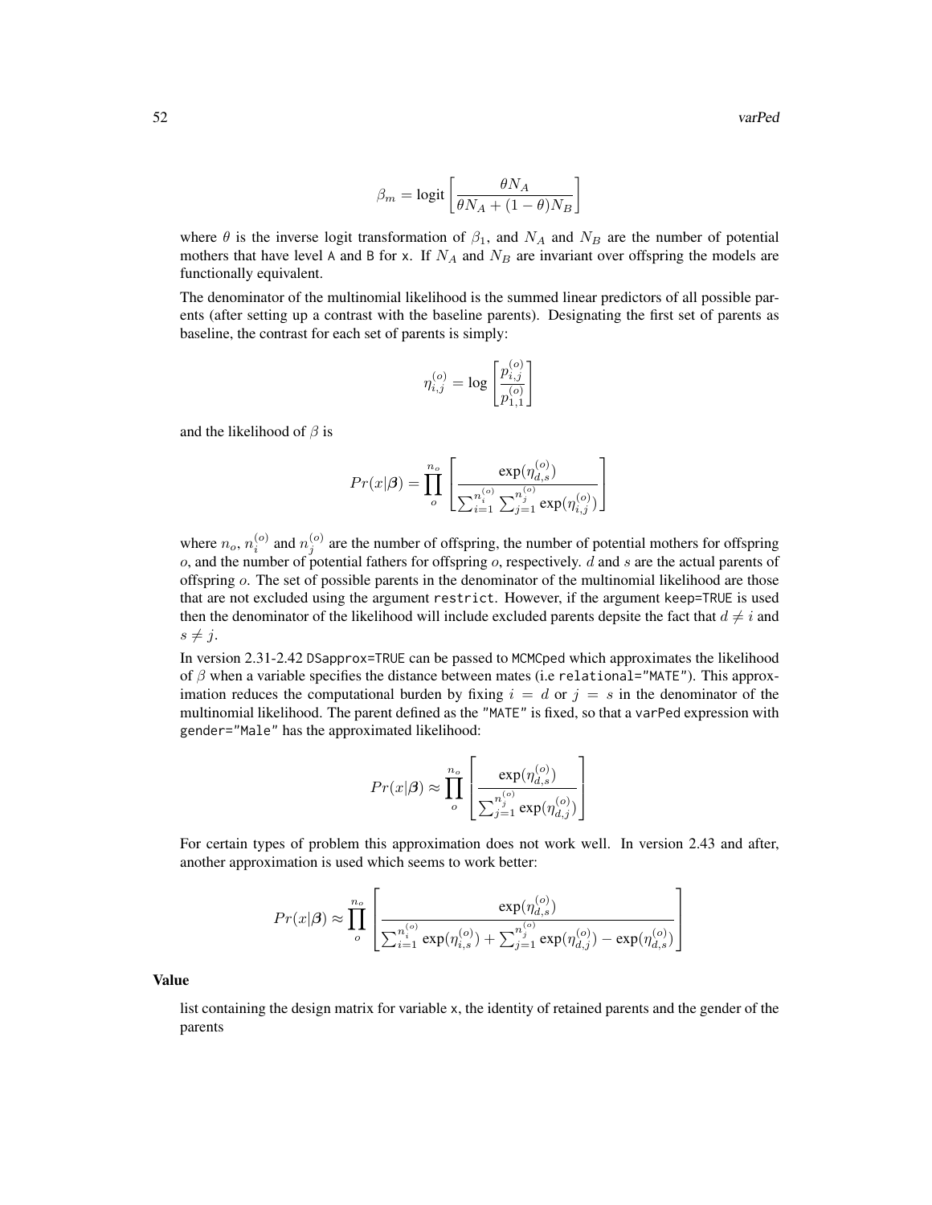$$\beta_m = \text{logit}\left[\frac{\theta N_A}{\theta N_A + (1-\theta)N_B}\right]$$

where $\theta$ is the inverse logit transformation of $\beta_1$, and $N_A$ and $N_B$ are the number of potential mothers that have level A and B for x. If $N_A$ and $N_B$ are invariant over offspring the models are functionally equivalent.

The denominator of the multinomial likelihood is the summed linear predictors of all possible parents (after setting up a contrast with the baseline parents). Designating the first set of parents as baseline, the contrast for each set of parents is simply:

$$\eta_{i,j}^{(o)} = \log\left[\frac{p_{i,j}^{(o)}}{p_{1,1}^{(o)}}\right]$$

and the likelihood of $\beta$ is

$$Pr(x|\boldsymbol{\beta}) = \prod_{o}^{n_o}\left[\frac{\exp(\eta_{d,s}^{(o)})}{\sum_{i=1}^{n_i^{(o)}}\sum_{j=1}^{n_j^{(o)}}\exp(\eta_{i,j}^{(o)})}\right]$$

where $n_o$, $n_i^{(o)}$ and $n_j^{(o)}$ are the number of offspring, the number of potential mothers for offspring $o$, and the number of potential fathers for offspring $o$, respectively. $d$ and $s$ are the actual parents of offspring $o$. The set of possible parents in the denominator of the multinomial likelihood are those that are not excluded using the argument `restrict`. However, if the argument `keep=TRUE` is used then the denominator of the likelihood will include excluded parents depsite the fact that $d \neq i$ and $s \neq j$.

In version 2.31-2.42 `DSapprox=TRUE` can be passed to `MCMCped` which approximates the likelihood of $\beta$ when a variable specifies the distance between mates (i.e `relational="MATE"`). This approximation reduces the computational burden by fixing $i = d$ or $j = s$ in the denominator of the multinomial likelihood. The parent defined as the `"MATE"` is fixed, so that a `varPed` expression with `gender="Male"` has the approximated likelihood:

$$Pr(x|\boldsymbol{\beta}) \approx \prod_{o}^{n_o}\left[\frac{\exp(\eta_{d,s}^{(o)})}{\sum_{j=1}^{n_j^{(o)}}\exp(\eta_{d,j}^{(o)})}\right]$$

For certain types of problem this approximation does not work well. In version 2.43 and after, another approximation is used which seems to work better:

$$Pr(x|\boldsymbol{\beta}) \approx \prod_{o}^{n_o}\left[\frac{\exp(\eta_{d,s}^{(o)})}{\sum_{i=1}^{n_i^{(o)}}\exp(\eta_{i,s}^{(o)}) + \sum_{j=1}^{n_j^{(o)}}\exp(\eta_{d,j}^{(o)}) - \exp(\eta_{d,s}^{(o)})}\right]$$

## Value

list containing the design matrix for variable x, the identity of retained parents and the gender of the parents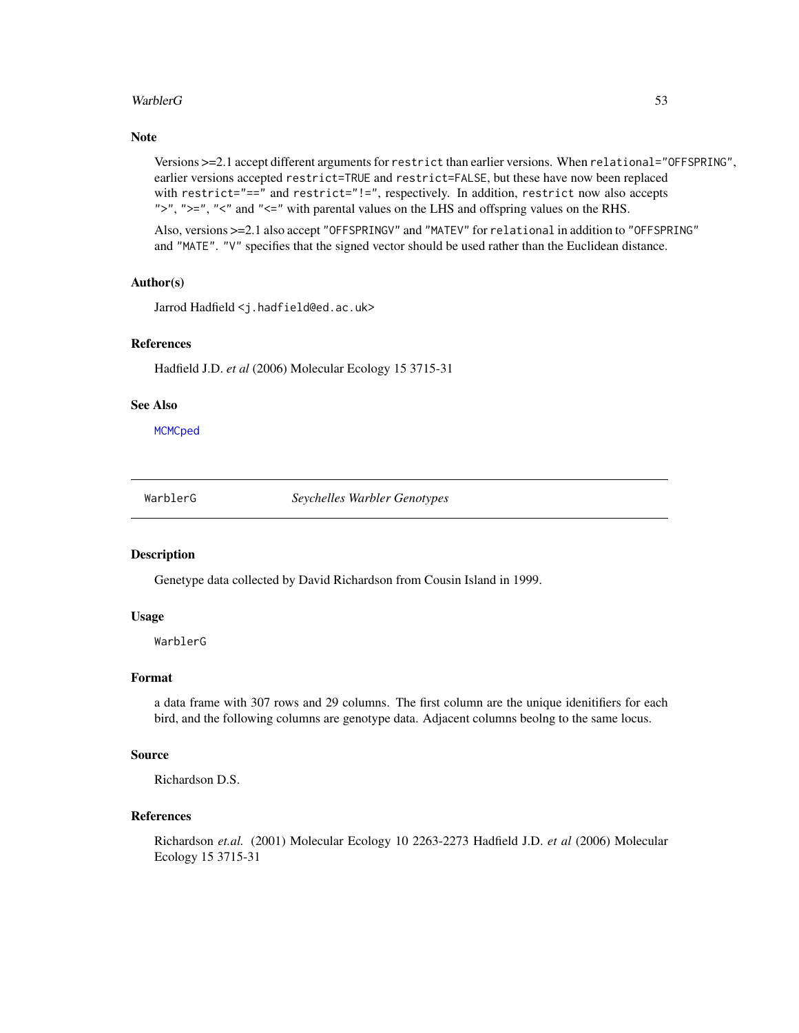## Note

Versions >=2.1 accept different arguments for `restrict` than earlier versions. When `relational="OFFSPRING"`, earlier versions accepted `restrict=TRUE` and `restrict=FALSE`, but these have now been replaced with `restrict="=="` and `restrict="!="`, respectively. In addition, `restrict` now also accepts `">"`, `">="`, `"<"` and `"<="` with parental values on the LHS and offspring values on the RHS.

Also, versions >=2.1 also accept `"OFFSPRINGV"` and `"MATEV"` for `relational` in addition to `"OFFSPRING"` and `"MATE"`. `"V"` specifies that the signed vector should be used rather than the Euclidean distance.

## Author(s)

Jarrod Hadfield <j.hadfield@ed.ac.uk>

## References

Hadfield J.D. *et al* (2006) Molecular Ecology 15 3715-31

## See Also

`MCMCped`

---

# WarblerG — *Seychelles Warbler Genotypes*

## Description

Genetype data collected by David Richardson from Cousin Island in 1999.

## Usage

```
WarblerG
```

## Format

a data frame with 307 rows and 29 columns. The first column are the unique idenitifiers for each bird, and the following columns are genotype data. Adjacent columns beolng to the same locus.

## Source

Richardson D.S.

## References

Richardson *et.al.* (2001) Molecular Ecology 10 2263-2273 Hadfield J.D. *et al* (2006) Molecular Ecology 15 3715-31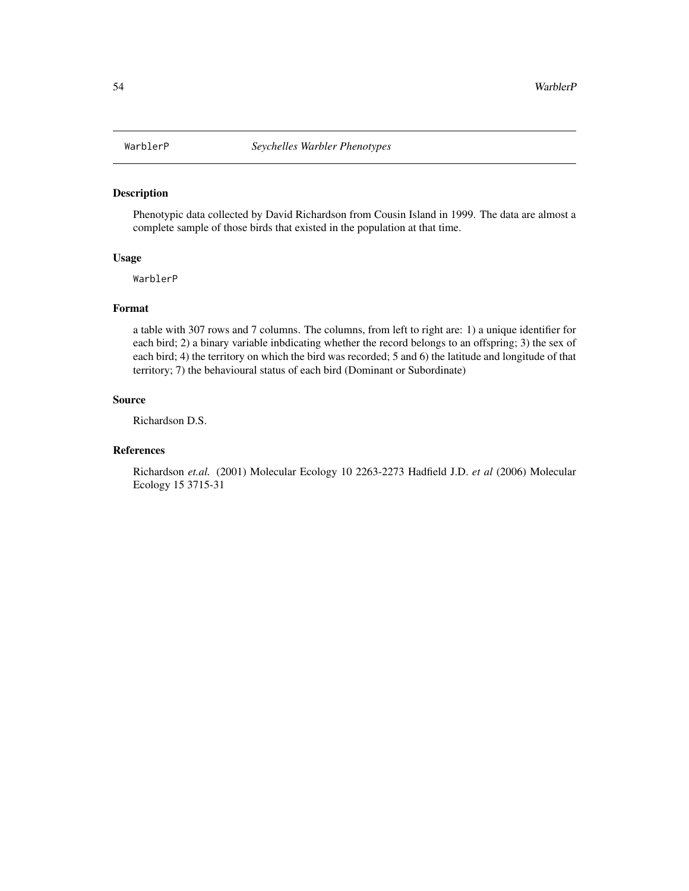WarblerP *Seychelles Warbler Phenotypes*

## Description

Phenotypic data collected by David Richardson from Cousin Island in 1999. The data are almost a complete sample of those birds that existed in the population at that time.

## Usage

```
WarblerP
```

## Format

a table with 307 rows and 7 columns. The columns, from left to right are: 1) a unique identifier for each bird; 2) a binary variable inbdicating whether the record belongs to an offspring; 3) the sex of each bird; 4) the territory on which the bird was recorded; 5 and 6) the latitude and longitude of that territory; 7) the behavioural status of each bird (Dominant or Subordinate)

## Source

Richardson D.S.

## References

Richardson *et.al.* (2001) Molecular Ecology 10 2263-2273 Hadfield J.D. *et al* (2006) Molecular Ecology 15 3715-31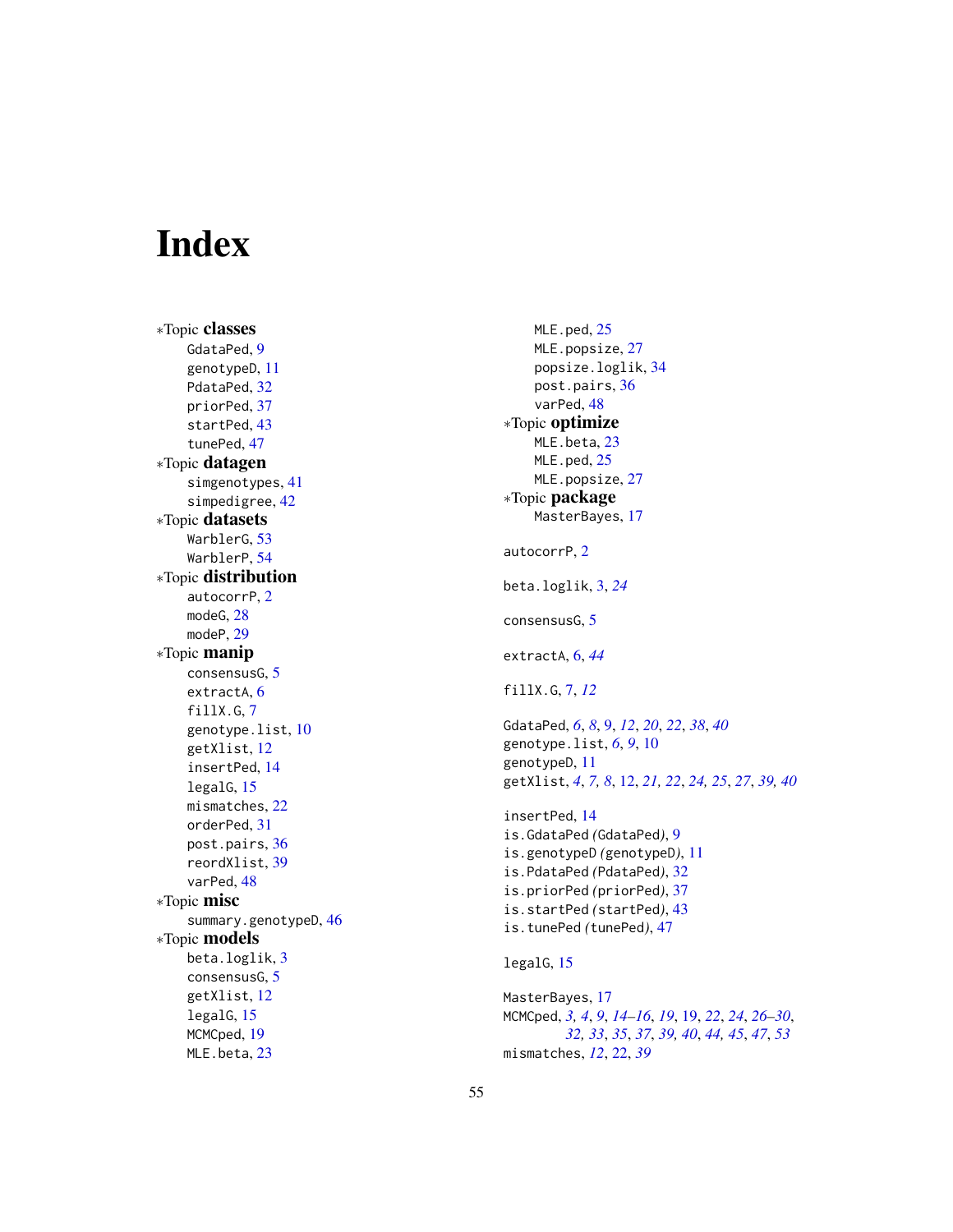# Index

*Topic **classes**
- GdataPed, 9
- genotypeD, 11
- PdataPed, 32
- priorPed, 37
- startPed, 43
- tunePed, 47

*Topic **datagen**
- simgenotypes, 41
- simpedigree, 42

*Topic **datasets**
- WarblerG, 53
- WarblerP, 54

*Topic **distribution**
- autocorrP, 2
- modeG, 28
- modeP, 29

*Topic **manip**
- consensusG, 5
- extractA, 6
- fillX.G, 7
- genotype.list, 10
- getXlist, 12
- insertPed, 14
- legalG, 15
- mismatches, 22
- orderPed, 31
- post.pairs, 36
- reordXlist, 39
- varPed, 48

*Topic **misc**
- summary.genotypeD, 46

*Topic **models**
- beta.loglik, 3
- consensusG, 5
- getXlist, 12
- legalG, 15
- MCMCped, 19
- MLE.beta, 23
- MLE.ped, 25
- MLE.popsize, 27
- popsize.loglik, 34
- post.pairs, 36
- varPed, 48

*Topic **optimize**
- MLE.beta, 23
- MLE.ped, 25
- MLE.popsize, 27

*Topic **package**
- MasterBayes, 17

autocorrP, 2

beta.loglik, 3, *24*

consensusG, 5

extractA, 6, *44*

fillX.G, 7, *12*

GdataPed, *6*, *8*, 9, *12*, *20*, *22*, *38*, *40*
genotype.list, *6*, *9*, 10
genotypeD, 11
getXlist, *4*, *7, 8*, 12, *21, 22*, *24, 25*, *27*, *39, 40*

insertPed, 14
is.GdataPed *(GdataPed)*, 9
is.genotypeD *(genotypeD)*, 11
is.PdataPed *(PdataPed)*, 32
is.priorPed *(priorPed)*, 37
is.startPed *(startPed)*, 43
is.tunePed *(tunePed)*, 47

legalG, 15

MasterBayes, 17
MCMCped, *3, 4*, *9*, *14–16*, *19*, 19, *22*, *24*, *26–30*, *32, 33*, *35*, *37*, *39, 40*, *44, 45*, *47*, *53*
mismatches, *12*, 22, *39*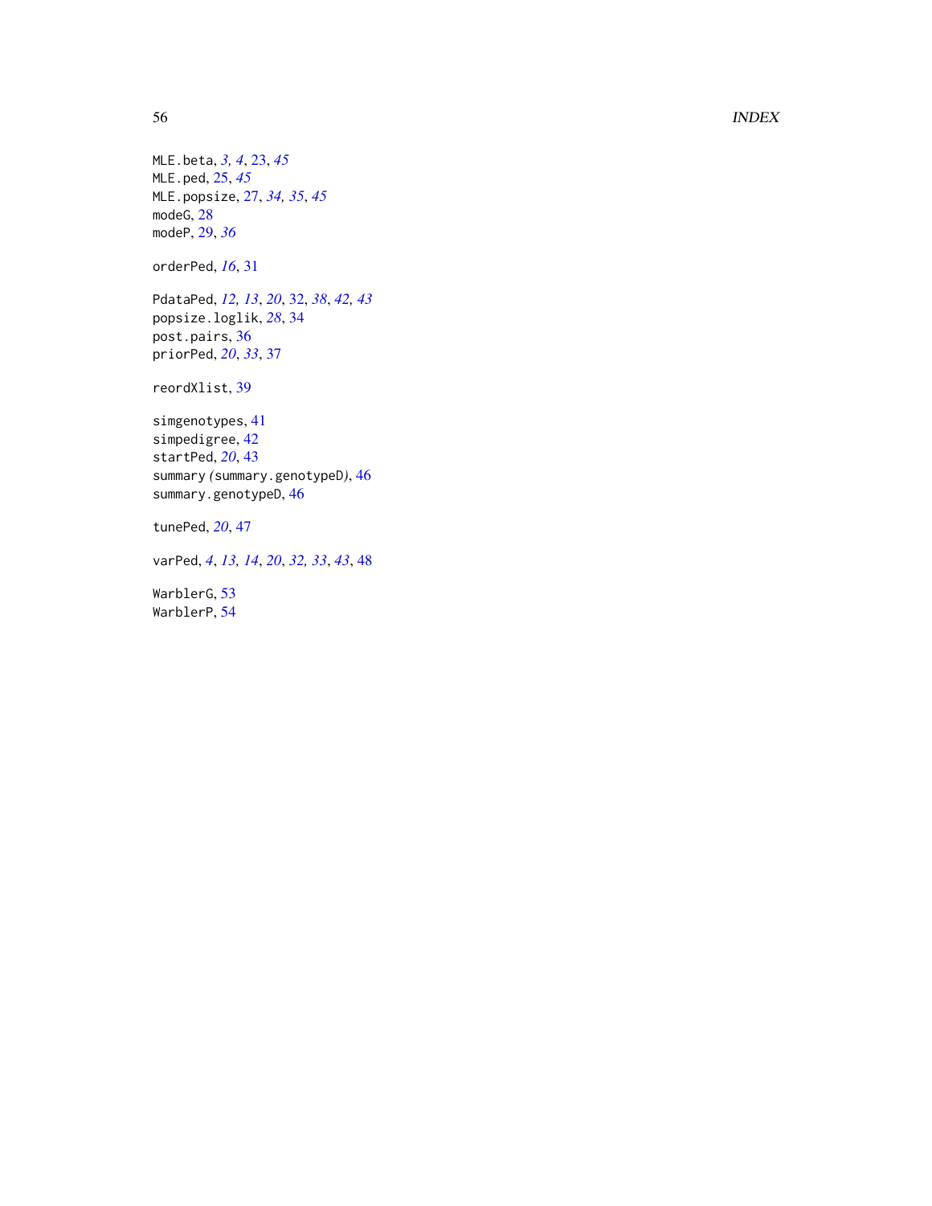MLE.beta, *3, 4*, 23, *45*
MLE.ped, 25, *45*
MLE.popsize, 27, *34, 35*, *45*
modeG, 28
modeP, 29, *36*

orderPed, *16*, 31

PdataPed, *12, 13*, *20*, 32, *38*, *42, 43*
popsize.loglik, *28*, 34
post.pairs, 36
priorPed, *20*, *33*, 37

reordXlist, 39

simgenotypes, 41
simpedigree, 42
startPed, *20*, 43
summary *(*summary.genotypeD*)*, 46
summary.genotypeD, 46

tunePed, *20*, 47

varPed, *4*, *13, 14*, *20*, *32, 33*, *43*, 48

WarblerG, 53
WarblerP, 54